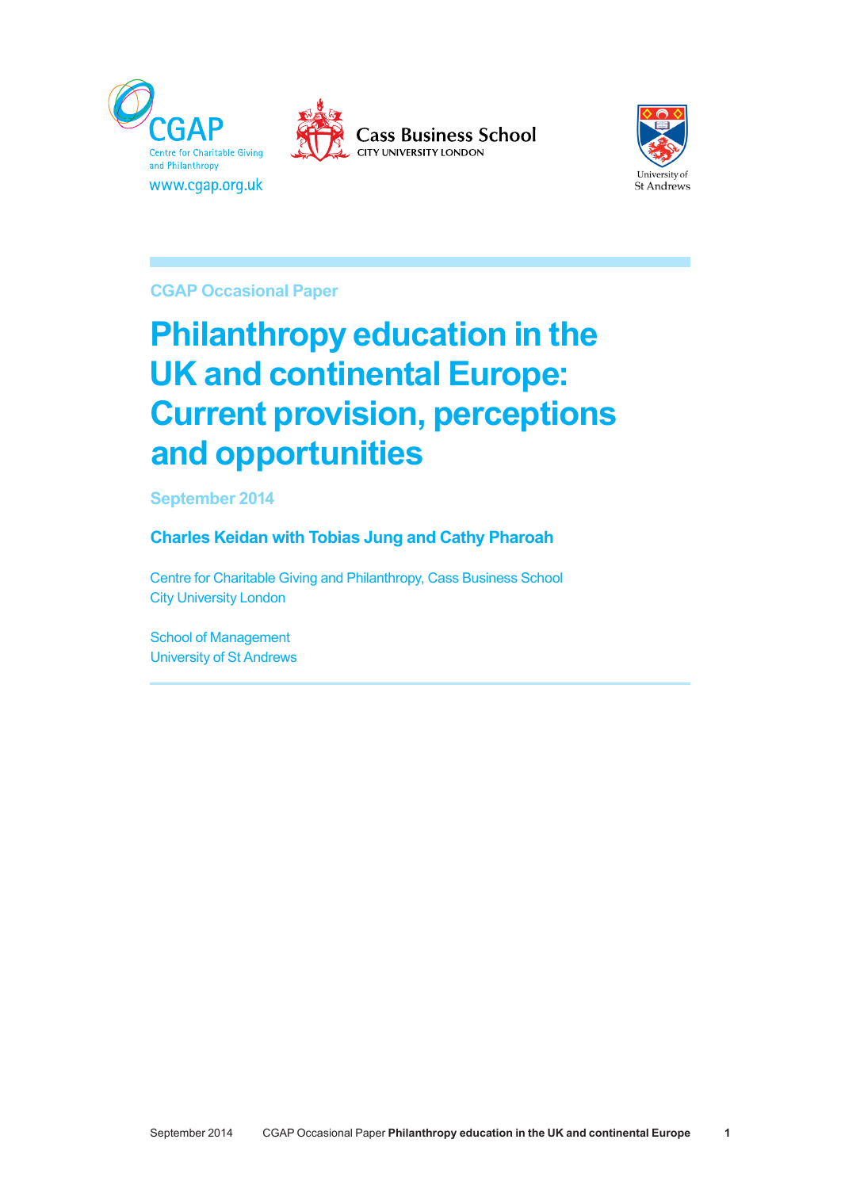CGAP
Centre for Charitable Giving and Philanthropy
www.cgap.org.uk

Cass Business School
CITY UNIVERSITY LONDON

University of St Andrews

CGAP Occasional Paper

# Philanthropy education in the UK and continental Europe: Current provision, perceptions and opportunities

September 2014

**Charles Keidan with Tobias Jung and Cathy Pharoah**

Centre for Charitable Giving and Philanthropy, Cass Business School
City University London

School of Management
University of St Andrews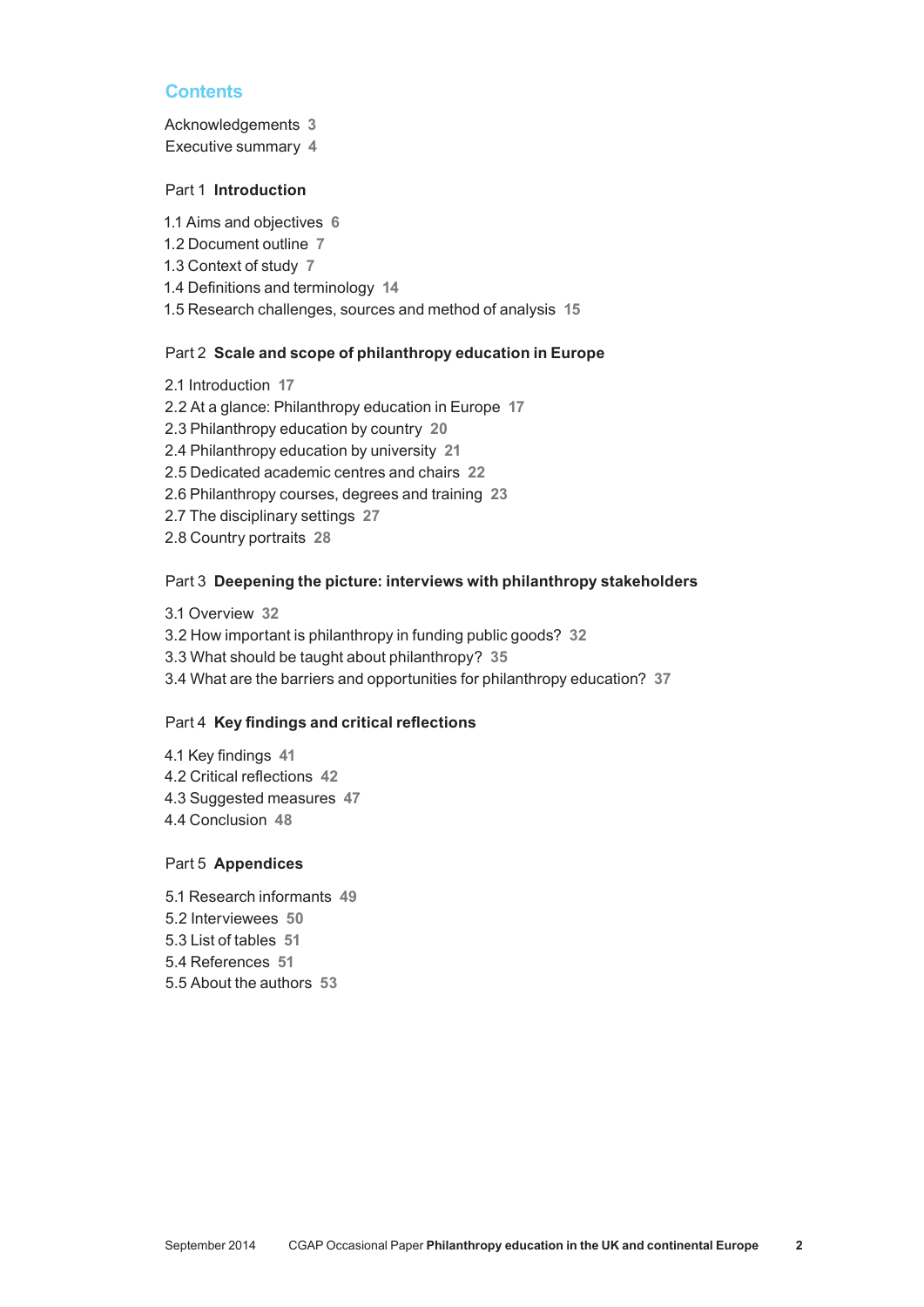## Contents

Acknowledgements 3
Executive summary 4

### Part 1 **Introduction**

1.1 Aims and objectives 6
1.2 Document outline 7
1.3 Context of study 7
1.4 Definitions and terminology 14
1.5 Research challenges, sources and method of analysis 15

### Part 2 **Scale and scope of philanthropy education in Europe**

2.1 Introduction 17
2.2 At a glance: Philanthropy education in Europe 17
2.3 Philanthropy education by country 20
2.4 Philanthropy education by university 21
2.5 Dedicated academic centres and chairs 22
2.6 Philanthropy courses, degrees and training 23
2.7 The disciplinary settings 27
2.8 Country portraits 28

### Part 3 **Deepening the picture: interviews with philanthropy stakeholders**

3.1 Overview 32
3.2 How important is philanthropy in funding public goods? 32
3.3 What should be taught about philanthropy? 35
3.4 What are the barriers and opportunities for philanthropy education? 37

### Part 4 **Key findings and critical reflections**

4.1 Key findings 41
4.2 Critical reflections 42
4.3 Suggested measures 47
4.4 Conclusion 48

### Part 5 **Appendices**

5.1 Research informants 49
5.2 Interviewees 50
5.3 List of tables 51
5.4 References 51
5.5 About the authors 53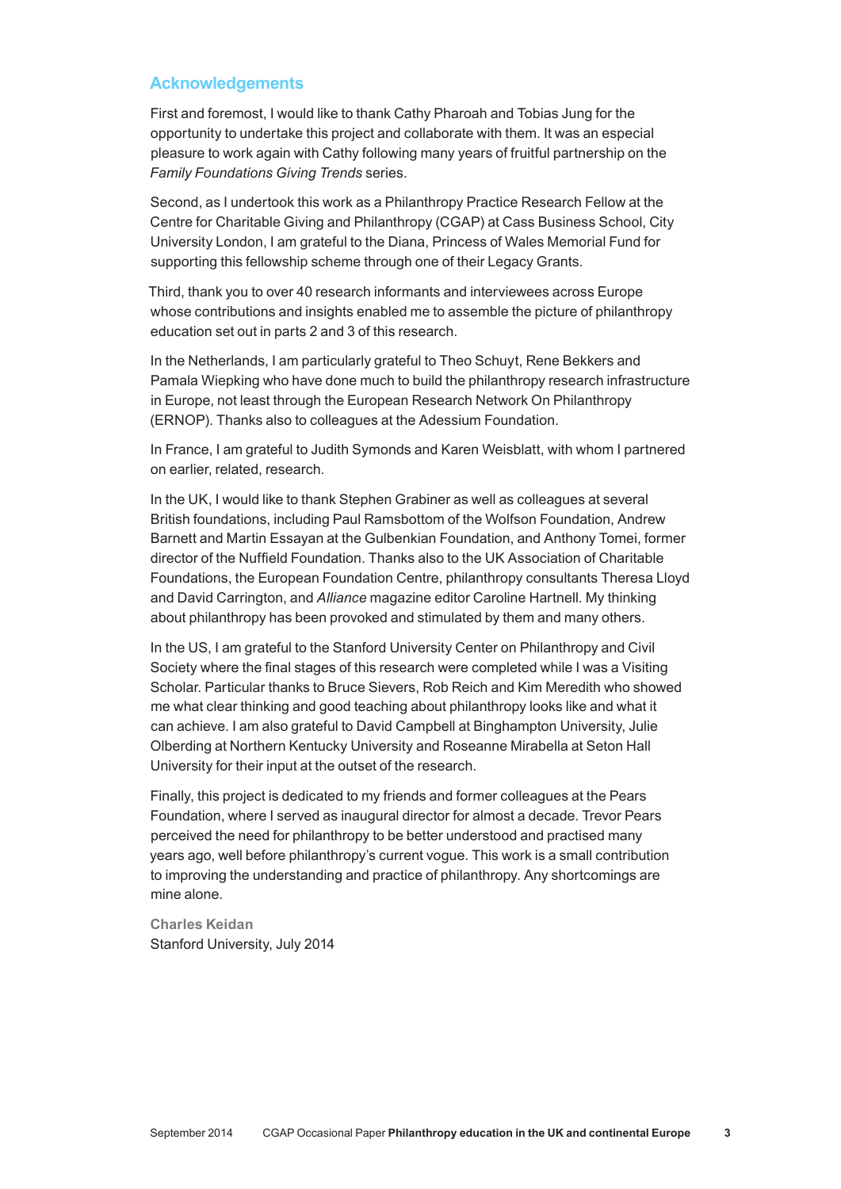## Acknowledgements

First and foremost, I would like to thank Cathy Pharoah and Tobias Jung for the opportunity to undertake this project and collaborate with them. It was an especial pleasure to work again with Cathy following many years of fruitful partnership on the *Family Foundations Giving Trends* series.

Second, as I undertook this work as a Philanthropy Practice Research Fellow at the Centre for Charitable Giving and Philanthropy (CGAP) at Cass Business School, City University London, I am grateful to the Diana, Princess of Wales Memorial Fund for supporting this fellowship scheme through one of their Legacy Grants.

Third, thank you to over 40 research informants and interviewees across Europe whose contributions and insights enabled me to assemble the picture of philanthropy education set out in parts 2 and 3 of this research.

In the Netherlands, I am particularly grateful to Theo Schuyt, Rene Bekkers and Pamala Wiepking who have done much to build the philanthropy research infrastructure in Europe, not least through the European Research Network On Philanthropy (ERNOP). Thanks also to colleagues at the Adessium Foundation.

In France, I am grateful to Judith Symonds and Karen Weisblatt, with whom I partnered on earlier, related, research.

In the UK, I would like to thank Stephen Grabiner as well as colleagues at several British foundations, including Paul Ramsbottom of the Wolfson Foundation, Andrew Barnett and Martin Essayan at the Gulbenkian Foundation, and Anthony Tomei, former director of the Nuffield Foundation. Thanks also to the UK Association of Charitable Foundations, the European Foundation Centre, philanthropy consultants Theresa Lloyd and David Carrington, and *Alliance* magazine editor Caroline Hartnell. My thinking about philanthropy has been provoked and stimulated by them and many others.

In the US, I am grateful to the Stanford University Center on Philanthropy and Civil Society where the final stages of this research were completed while I was a Visiting Scholar. Particular thanks to Bruce Sievers, Rob Reich and Kim Meredith who showed me what clear thinking and good teaching about philanthropy looks like and what it can achieve. I am also grateful to David Campbell at Binghampton University, Julie Olberding at Northern Kentucky University and Roseanne Mirabella at Seton Hall University for their input at the outset of the research.

Finally, this project is dedicated to my friends and former colleagues at the Pears Foundation, where I served as inaugural director for almost a decade. Trevor Pears perceived the need for philanthropy to be better understood and practised many years ago, well before philanthropy's current vogue. This work is a small contribution to improving the understanding and practice of philanthropy. Any shortcomings are mine alone.

**Charles Keidan**
Stanford University, July 2014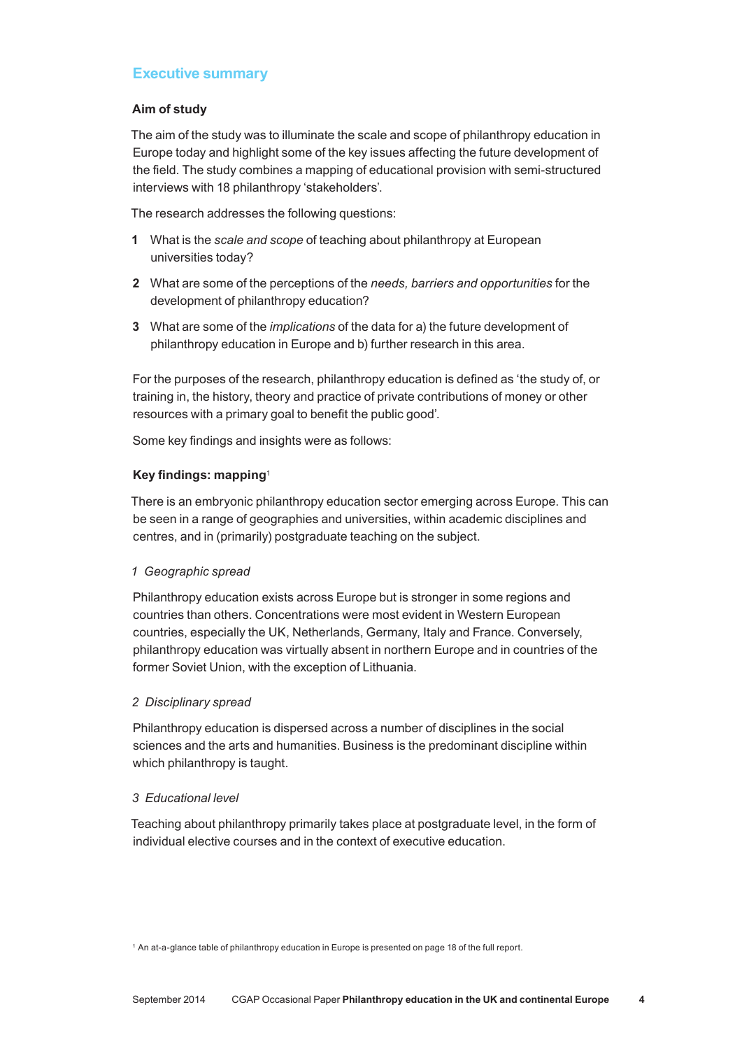## Executive summary

### Aim of study

The aim of the study was to illuminate the scale and scope of philanthropy education in Europe today and highlight some of the key issues affecting the future development of the field. The study combines a mapping of educational provision with semi-structured interviews with 18 philanthropy 'stakeholders'.

The research addresses the following questions:

1. What is the *scale and scope* of teaching about philanthropy at European universities today?
2. What are some of the perceptions of the *needs, barriers and opportunities* for the development of philanthropy education?
3. What are some of the *implications* of the data for a) the future development of philanthropy education in Europe and b) further research in this area.

For the purposes of the research, philanthropy education is defined as 'the study of, or training in, the history, theory and practice of private contributions of money or other resources with a primary goal to benefit the public good'.

Some key findings and insights were as follows:

### Key findings: mapping[1]

There is an embryonic philanthropy education sector emerging across Europe. This can be seen in a range of geographies and universities, within academic disciplines and centres, and in (primarily) postgraduate teaching on the subject.

*1 Geographic spread*

Philanthropy education exists across Europe but is stronger in some regions and countries than others. Concentrations were most evident in Western European countries, especially the UK, Netherlands, Germany, Italy and France. Conversely, philanthropy education was virtually absent in northern Europe and in countries of the former Soviet Union, with the exception of Lithuania.

*2 Disciplinary spread*

Philanthropy education is dispersed across a number of disciplines in the social sciences and the arts and humanities. Business is the predominant discipline within which philanthropy is taught.

*3 Educational level*

Teaching about philanthropy primarily takes place at postgraduate level, in the form of individual elective courses and in the context of executive education.

[1] An at-a-glance table of philanthropy education in Europe is presented on page 18 of the full report.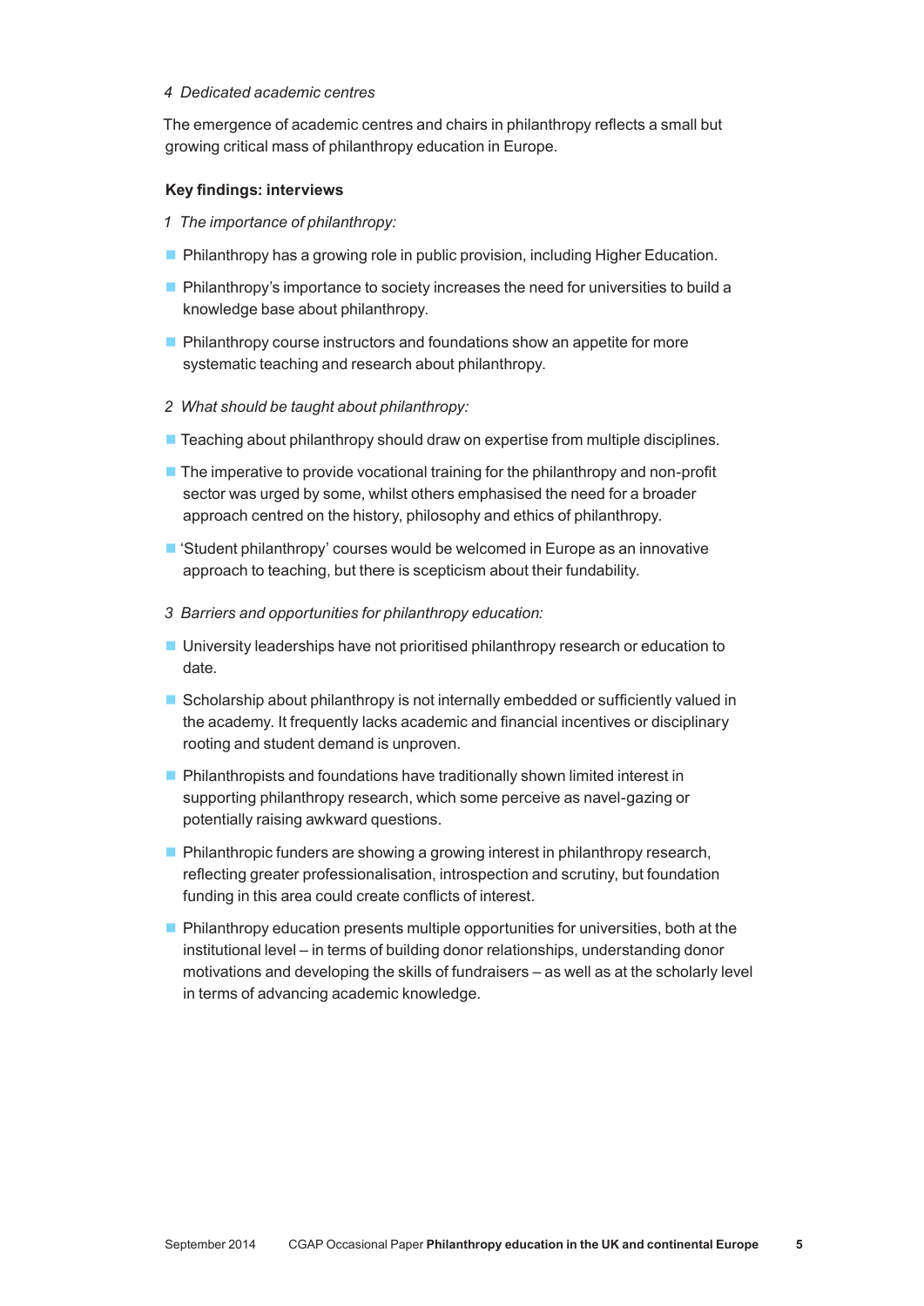*4 Dedicated academic centres*

The emergence of academic centres and chairs in philanthropy reflects a small but growing critical mass of philanthropy education in Europe.

**Key findings: interviews**

*1 The importance of philanthropy:*

- Philanthropy has a growing role in public provision, including Higher Education.
- Philanthropy's importance to society increases the need for universities to build a knowledge base about philanthropy.
- Philanthropy course instructors and foundations show an appetite for more systematic teaching and research about philanthropy.

*2 What should be taught about philanthropy:*

- Teaching about philanthropy should draw on expertise from multiple disciplines.
- The imperative to provide vocational training for the philanthropy and non-profit sector was urged by some, whilst others emphasised the need for a broader approach centred on the history, philosophy and ethics of philanthropy.
- 'Student philanthropy' courses would be welcomed in Europe as an innovative approach to teaching, but there is scepticism about their fundability.

*3 Barriers and opportunities for philanthropy education:*

- University leaderships have not prioritised philanthropy research or education to date.
- Scholarship about philanthropy is not internally embedded or sufficiently valued in the academy. It frequently lacks academic and financial incentives or disciplinary rooting and student demand is unproven.
- Philanthropists and foundations have traditionally shown limited interest in supporting philanthropy research, which some perceive as navel-gazing or potentially raising awkward questions.
- Philanthropic funders are showing a growing interest in philanthropy research, reflecting greater professionalisation, introspection and scrutiny, but foundation funding in this area could create conflicts of interest.
- Philanthropy education presents multiple opportunities for universities, both at the institutional level – in terms of building donor relationships, understanding donor motivations and developing the skills of fundraisers – as well as at the scholarly level in terms of advancing academic knowledge.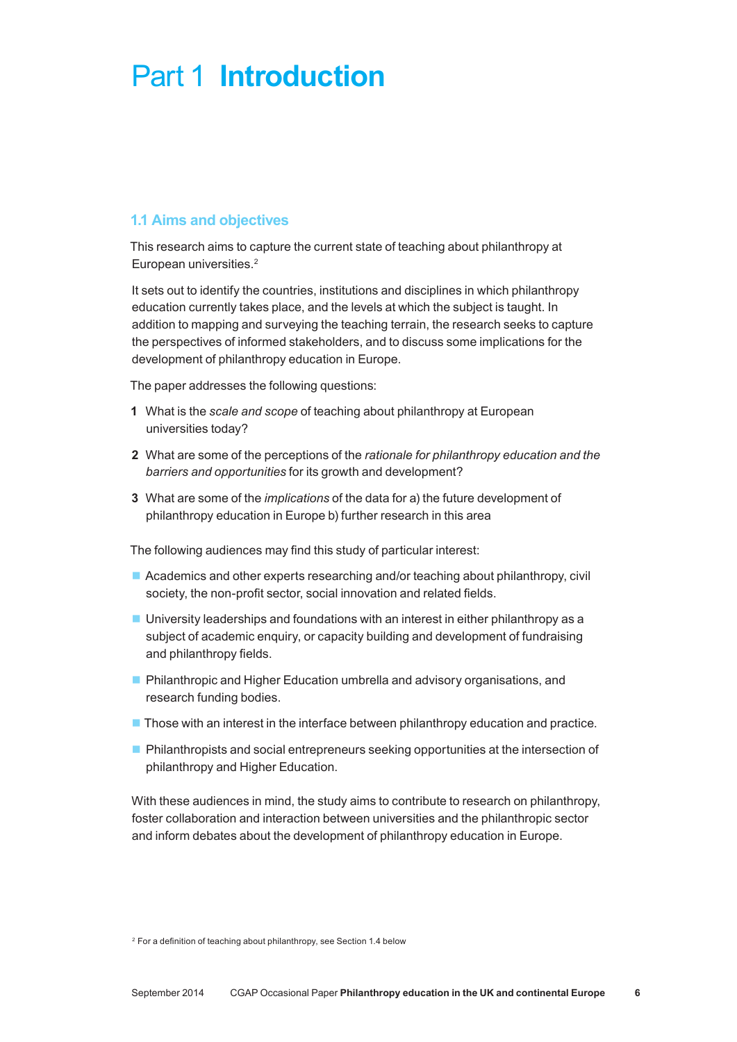# Part 1 **Introduction**

## 1.1 Aims and objectives

This research aims to capture the current state of teaching about philanthropy at European universities.[2]

It sets out to identify the countries, institutions and disciplines in which philanthropy education currently takes place, and the levels at which the subject is taught. In addition to mapping and surveying the teaching terrain, the research seeks to capture the perspectives of informed stakeholders, and to discuss some implications for the development of philanthropy education in Europe.

The paper addresses the following questions:

1. What is the *scale and scope* of teaching about philanthropy at European universities today?
2. What are some of the perceptions of the *rationale for philanthropy education and the barriers and opportunities* for its growth and development?
3. What are some of the *implications* of the data for a) the future development of philanthropy education in Europe b) further research in this area

The following audiences may find this study of particular interest:

- Academics and other experts researching and/or teaching about philanthropy, civil society, the non-profit sector, social innovation and related fields.
- University leaderships and foundations with an interest in either philanthropy as a subject of academic enquiry, or capacity building and development of fundraising and philanthropy fields.
- Philanthropic and Higher Education umbrella and advisory organisations, and research funding bodies.
- Those with an interest in the interface between philanthropy education and practice.
- Philanthropists and social entrepreneurs seeking opportunities at the intersection of philanthropy and Higher Education.

With these audiences in mind, the study aims to contribute to research on philanthropy, foster collaboration and interaction between universities and the philanthropic sector and inform debates about the development of philanthropy education in Europe.

[2] For a definition of teaching about philanthropy, see Section 1.4 below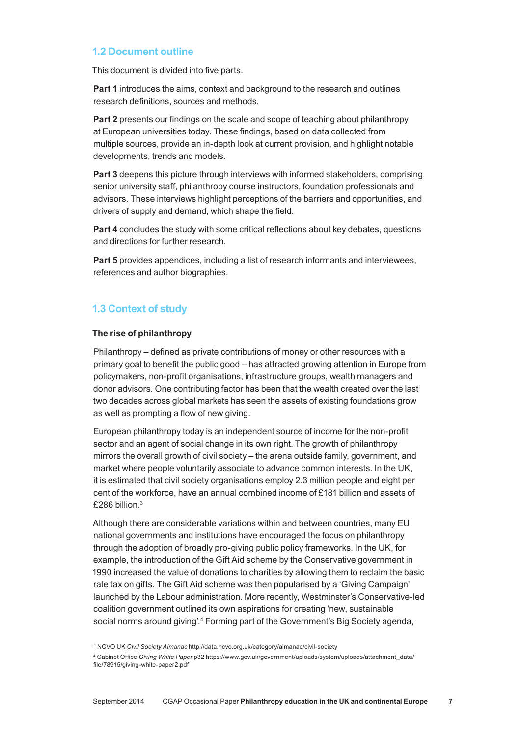## 1.2 Document outline

This document is divided into five parts.

**Part 1** introduces the aims, context and background to the research and outlines research definitions, sources and methods.

**Part 2** presents our findings on the scale and scope of teaching about philanthropy at European universities today. These findings, based on data collected from multiple sources, provide an in-depth look at current provision, and highlight notable developments, trends and models.

**Part 3** deepens this picture through interviews with informed stakeholders, comprising senior university staff, philanthropy course instructors, foundation professionals and advisors. These interviews highlight perceptions of the barriers and opportunities, and drivers of supply and demand, which shape the field.

**Part 4** concludes the study with some critical reflections about key debates, questions and directions for further research.

**Part 5** provides appendices, including a list of research informants and interviewees, references and author biographies.

## 1.3 Context of study

### The rise of philanthropy

Philanthropy – defined as private contributions of money or other resources with a primary goal to benefit the public good – has attracted growing attention in Europe from policymakers, non-profit organisations, infrastructure groups, wealth managers and donor advisors. One contributing factor has been that the wealth created over the last two decades across global markets has seen the assets of existing foundations grow as well as prompting a flow of new giving.

European philanthropy today is an independent source of income for the non-profit sector and an agent of social change in its own right. The growth of philanthropy mirrors the overall growth of civil society – the arena outside family, government, and market where people voluntarily associate to advance common interests. In the UK, it is estimated that civil society organisations employ 2.3 million people and eight per cent of the workforce, have an annual combined income of £181 billion and assets of £286 billion.[3]

Although there are considerable variations within and between countries, many EU national governments and institutions have encouraged the focus on philanthropy through the adoption of broadly pro-giving public policy frameworks. In the UK, for example, the introduction of the Gift Aid scheme by the Conservative government in 1990 increased the value of donations to charities by allowing them to reclaim the basic rate tax on gifts. The Gift Aid scheme was then popularised by a 'Giving Campaign' launched by the Labour administration. More recently, Westminster's Conservative-led coalition government outlined its own aspirations for creating 'new, sustainable social norms around giving'.[4] Forming part of the Government's Big Society agenda,

[3] NCVO UK *Civil Society Almanac* http://data.ncvo.org.uk/category/almanac/civil-society

[4] Cabinet Office *Giving White Paper* p32 https://www.gov.uk/government/uploads/system/uploads/attachment_data/file/78915/giving-white-paper2.pdf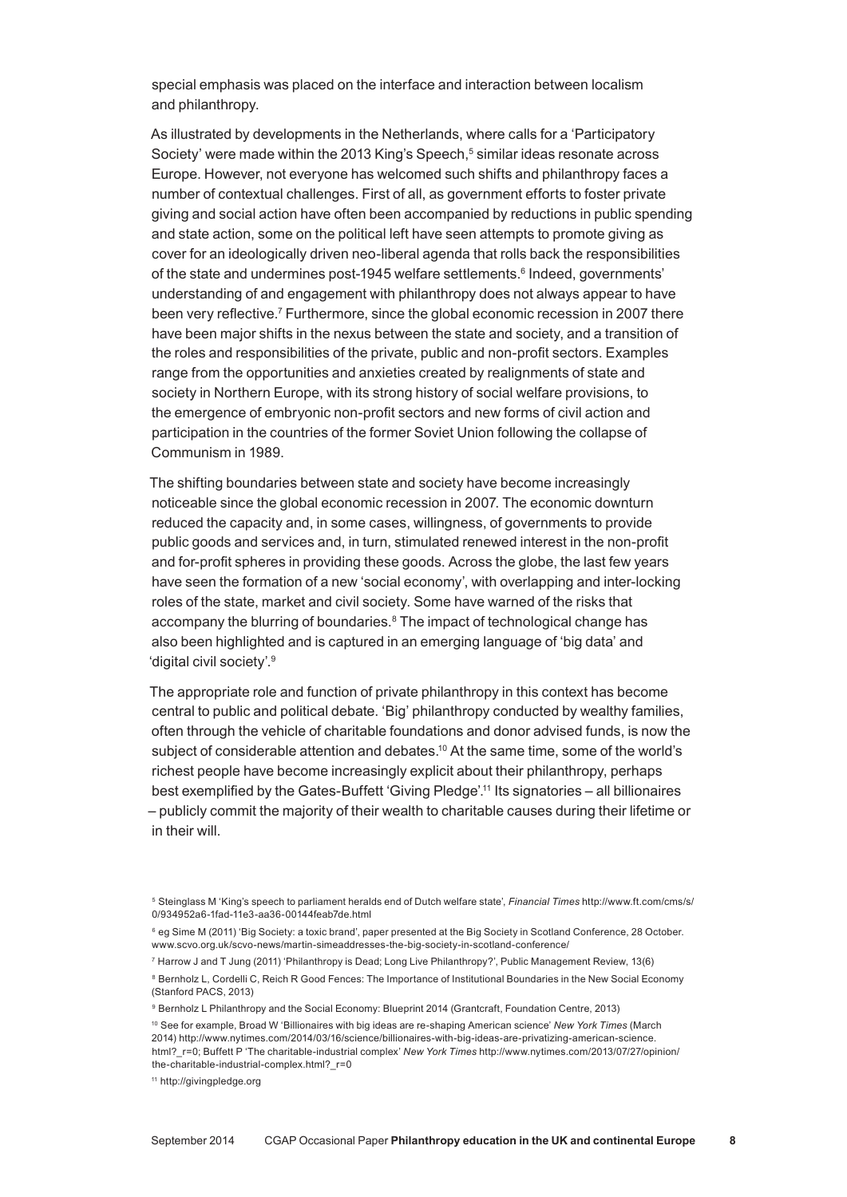special emphasis was placed on the interface and interaction between localism and philanthropy.

As illustrated by developments in the Netherlands, where calls for a 'Participatory Society' were made within the 2013 King's Speech,[5] similar ideas resonate across Europe. However, not everyone has welcomed such shifts and philanthropy faces a number of contextual challenges. First of all, as government efforts to foster private giving and social action have often been accompanied by reductions in public spending and state action, some on the political left have seen attempts to promote giving as cover for an ideologically driven neo-liberal agenda that rolls back the responsibilities of the state and undermines post-1945 welfare settlements.[6] Indeed, governments' understanding of and engagement with philanthropy does not always appear to have been very reflective.[7] Furthermore, since the global economic recession in 2007 there have been major shifts in the nexus between the state and society, and a transition of the roles and responsibilities of the private, public and non-profit sectors. Examples range from the opportunities and anxieties created by realignments of state and society in Northern Europe, with its strong history of social welfare provisions, to the emergence of embryonic non-profit sectors and new forms of civil action and participation in the countries of the former Soviet Union following the collapse of Communism in 1989.

The shifting boundaries between state and society have become increasingly noticeable since the global economic recession in 2007. The economic downturn reduced the capacity and, in some cases, willingness, of governments to provide public goods and services and, in turn, stimulated renewed interest in the non-profit and for-profit spheres in providing these goods. Across the globe, the last few years have seen the formation of a new 'social economy', with overlapping and inter-locking roles of the state, market and civil society. Some have warned of the risks that accompany the blurring of boundaries.[8] The impact of technological change has also been highlighted and is captured in an emerging language of 'big data' and 'digital civil society'.[9]

The appropriate role and function of private philanthropy in this context has become central to public and political debate. 'Big' philanthropy conducted by wealthy families, often through the vehicle of charitable foundations and donor advised funds, is now the subject of considerable attention and debates.[10] At the same time, some of the world's richest people have become increasingly explicit about their philanthropy, perhaps best exemplified by the Gates-Buffett 'Giving Pledge'.[11] Its signatories – all billionaires – publicly commit the majority of their wealth to charitable causes during their lifetime or in their will.

---

[5] Steinglass M 'King's speech to parliament heralds end of Dutch welfare state', *Financial Times* http://www.ft.com/cms/s/0/934952a6-1fad-11e3-aa36-00144feab7de.html

[6] eg Sime M (2011) 'Big Society: a toxic brand', paper presented at the Big Society in Scotland Conference, 28 October. www.scvo.org.uk/scvo-news/martin-simeaddresses-the-big-society-in-scotland-conference/

[7] Harrow J and T Jung (2011) 'Philanthropy is Dead; Long Live Philanthropy?', Public Management Review, 13(6)

[8] Bernholz L, Cordelli C, Reich R Good Fences: The Importance of Institutional Boundaries in the New Social Economy (Stanford PACS, 2013)

[9] Bernholz L Philanthropy and the Social Economy: Blueprint 2014 (Grantcraft, Foundation Centre, 2013)

[10] See for example, Broad W 'Billionaires with big ideas are re-shaping American science' *New York Times* (March 2014) http://www.nytimes.com/2014/03/16/science/billionaires-with-big-ideas-are-privatizing-american-science.html?_r=0; Buffett P 'The charitable-industrial complex' *New York Times* http://www.nytimes.com/2013/07/27/opinion/the-charitable-industrial-complex.html?_r=0

[11] http://givingpledge.org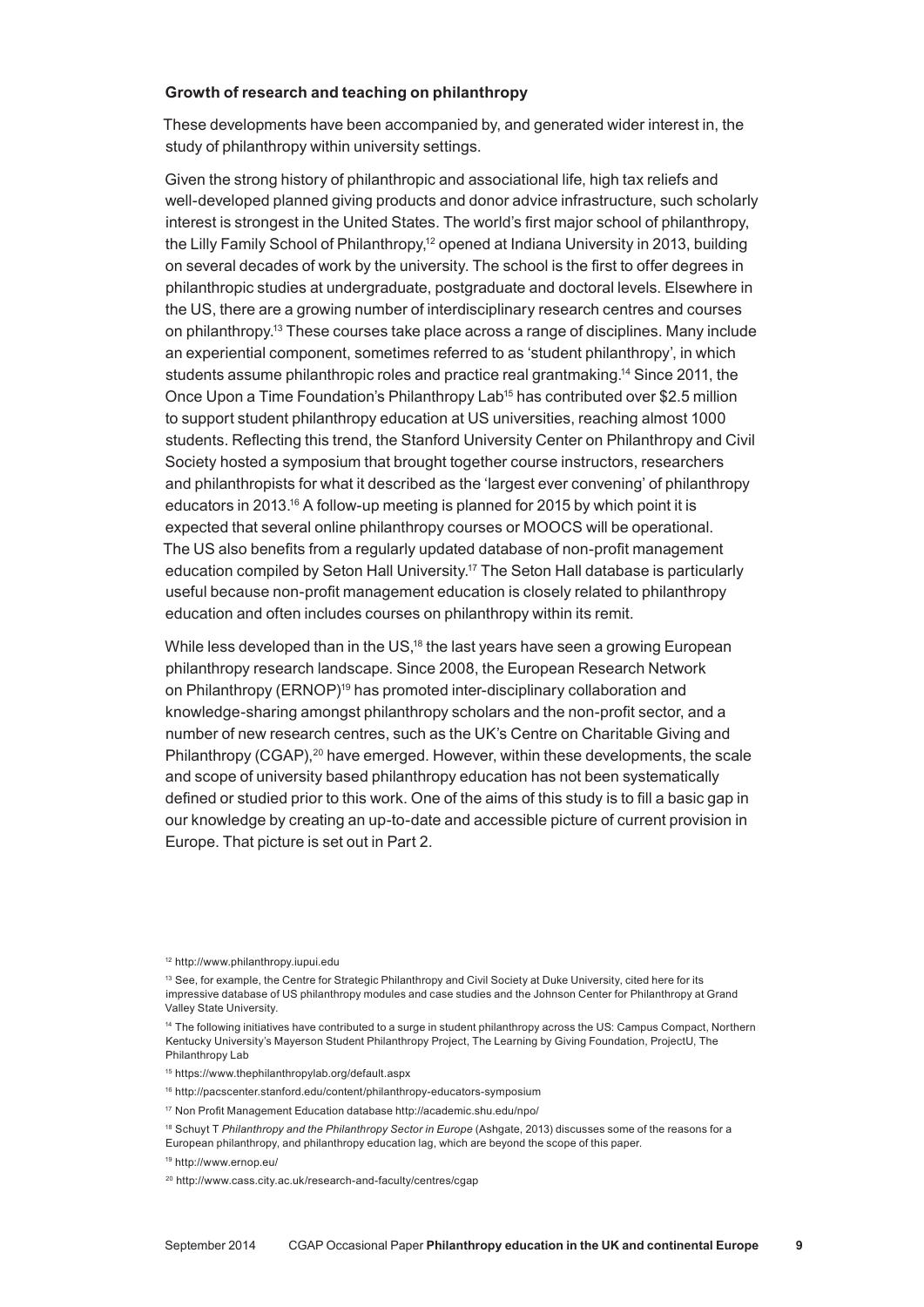### Growth of research and teaching on philanthropy

These developments have been accompanied by, and generated wider interest in, the study of philanthropy within university settings.

Given the strong history of philanthropic and associational life, high tax reliefs and well-developed planned giving products and donor advice infrastructure, such scholarly interest is strongest in the United States. The world's first major school of philanthropy, the Lilly Family School of Philanthropy,[12] opened at Indiana University in 2013, building on several decades of work by the university. The school is the first to offer degrees in philanthropic studies at undergraduate, postgraduate and doctoral levels. Elsewhere in the US, there are a growing number of interdisciplinary research centres and courses on philanthropy.[13] These courses take place across a range of disciplines. Many include an experiential component, sometimes referred to as 'student philanthropy', in which students assume philanthropic roles and practice real grantmaking.[14] Since 2011, the Once Upon a Time Foundation's Philanthropy Lab[15] has contributed over $2.5 million to support student philanthropy education at US universities, reaching almost 1000 students. Reflecting this trend, the Stanford University Center on Philanthropy and Civil Society hosted a symposium that brought together course instructors, researchers and philanthropists for what it described as the 'largest ever convening' of philanthropy educators in 2013.[16] A follow-up meeting is planned for 2015 by which point it is expected that several online philanthropy courses or MOOCS will be operational. The US also benefits from a regularly updated database of non-profit management education compiled by Seton Hall University.[17] The Seton Hall database is particularly useful because non-profit management education is closely related to philanthropy education and often includes courses on philanthropy within its remit.

While less developed than in the US,[18] the last years have seen a growing European philanthropy research landscape. Since 2008, the European Research Network on Philanthropy (ERNOP)[19] has promoted inter-disciplinary collaboration and knowledge-sharing amongst philanthropy scholars and the non-profit sector, and a number of new research centres, such as the UK's Centre on Charitable Giving and Philanthropy (CGAP),[20] have emerged. However, within these developments, the scale and scope of university based philanthropy education has not been systematically defined or studied prior to this work. One of the aims of this study is to fill a basic gap in our knowledge by creating an up-to-date and accessible picture of current provision in Europe. That picture is set out in Part 2.

---

[12] http://www.philanthropy.iupui.edu

[13] See, for example, the Centre for Strategic Philanthropy and Civil Society at Duke University, cited here for its impressive database of US philanthropy modules and case studies and the Johnson Center for Philanthropy at Grand Valley State University.

[14] The following initiatives have contributed to a surge in student philanthropy across the US: Campus Compact, Northern Kentucky University's Mayerson Student Philanthropy Project, The Learning by Giving Foundation, ProjectU, The Philanthropy Lab

[15] https://www.thephilanthropylab.org/default.aspx

[16] http://pacscenter.stanford.edu/content/philanthropy-educators-symposium

[17] Non Profit Management Education database http://academic.shu.edu/npo/

[18] Schuyt T *Philanthropy and the Philanthropy Sector in Europe* (Ashgate, 2013) discusses some of the reasons for a European philanthropy, and philanthropy education lag, which are beyond the scope of this paper.

[19] http://www.ernop.eu/

[20] http://www.cass.city.ac.uk/research-and-faculty/centres/cgap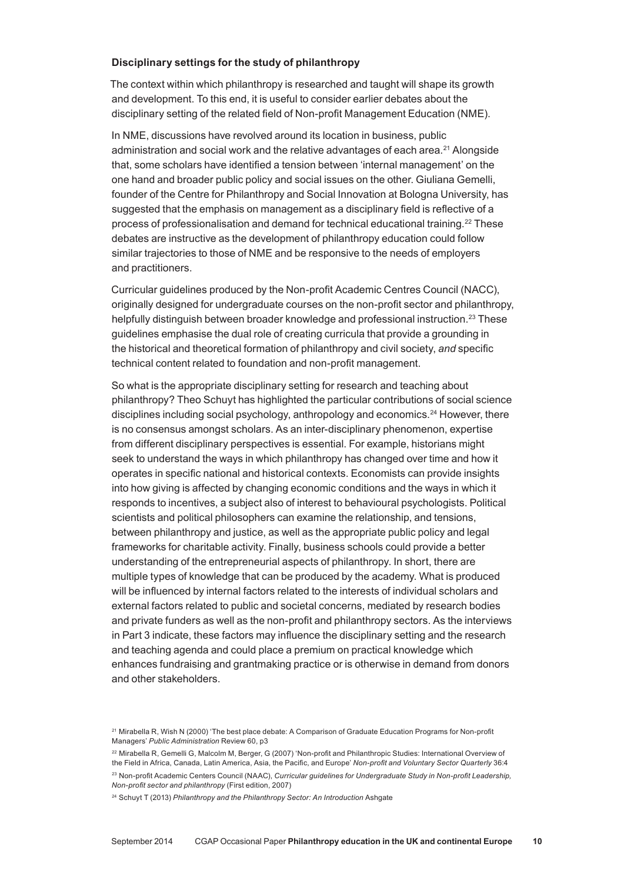### Disciplinary settings for the study of philanthropy

The context within which philanthropy is researched and taught will shape its growth and development. To this end, it is useful to consider earlier debates about the disciplinary setting of the related field of Non-profit Management Education (NME).

In NME, discussions have revolved around its location in business, public administration and social work and the relative advantages of each area.[21] Alongside that, some scholars have identified a tension between 'internal management' on the one hand and broader public policy and social issues on the other. Giuliana Gemelli, founder of the Centre for Philanthropy and Social Innovation at Bologna University, has suggested that the emphasis on management as a disciplinary field is reflective of a process of professionalisation and demand for technical educational training.[22] These debates are instructive as the development of philanthropy education could follow similar trajectories to those of NME and be responsive to the needs of employers and practitioners.

Curricular guidelines produced by the Non-profit Academic Centres Council (NACC), originally designed for undergraduate courses on the non-profit sector and philanthropy, helpfully distinguish between broader knowledge and professional instruction.[23] These guidelines emphasise the dual role of creating curricula that provide a grounding in the historical and theoretical formation of philanthropy and civil society, *and* specific technical content related to foundation and non-profit management.

So what is the appropriate disciplinary setting for research and teaching about philanthropy? Theo Schuyt has highlighted the particular contributions of social science disciplines including social psychology, anthropology and economics.[24] However, there is no consensus amongst scholars. As an inter-disciplinary phenomenon, expertise from different disciplinary perspectives is essential. For example, historians might seek to understand the ways in which philanthropy has changed over time and how it operates in specific national and historical contexts. Economists can provide insights into how giving is affected by changing economic conditions and the ways in which it responds to incentives, a subject also of interest to behavioural psychologists. Political scientists and political philosophers can examine the relationship, and tensions, between philanthropy and justice, as well as the appropriate public policy and legal frameworks for charitable activity. Finally, business schools could provide a better understanding of the entrepreneurial aspects of philanthropy. In short, there are multiple types of knowledge that can be produced by the academy. What is produced will be influenced by internal factors related to the interests of individual scholars and external factors related to public and societal concerns, mediated by research bodies and private funders as well as the non-profit and philanthropy sectors. As the interviews in Part 3 indicate, these factors may influence the disciplinary setting and the research and teaching agenda and could place a premium on practical knowledge which enhances fundraising and grantmaking practice or is otherwise in demand from donors and other stakeholders.

---

[21] Mirabella R, Wish N (2000) 'The best place debate: A Comparison of Graduate Education Programs for Non-profit Managers' *Public Administration* Review 60, p3

[22] Mirabella R, Gemelli G, Malcolm M, Berger, G (2007) 'Non-profit and Philanthropic Studies: International Overview of the Field in Africa, Canada, Latin America, Asia, the Pacific, and Europe' *Non-profit and Voluntary Sector Quarterly* 36:4

[23] Non-profit Academic Centers Council (NAAC), *Curricular guidelines for Undergraduate Study in Non-profit Leadership, Non-profit sector and philanthropy* (First edition, 2007)

[24] Schuyt T (2013) *Philanthropy and the Philanthropy Sector: An Introduction* Ashgate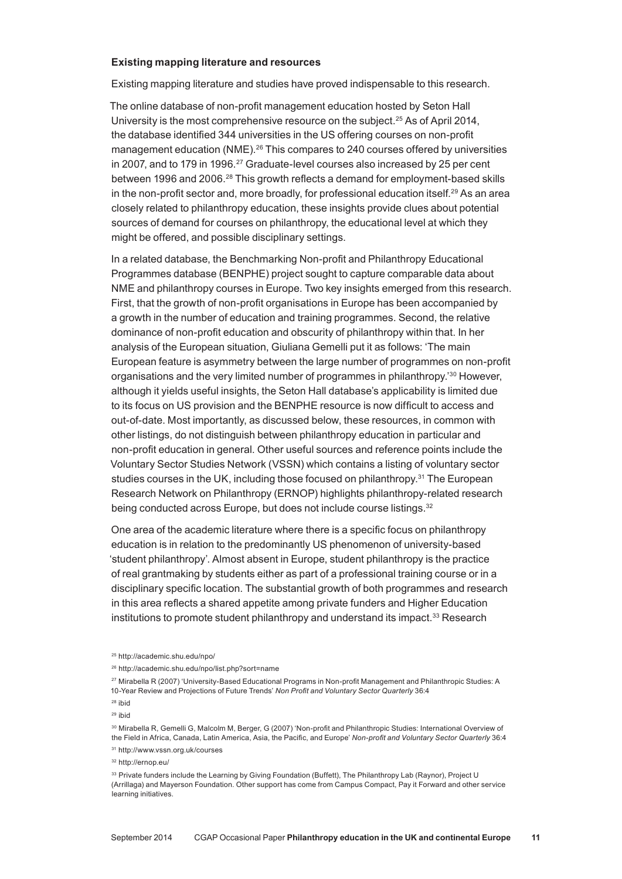**Existing mapping literature and resources**

Existing mapping literature and studies have proved indispensable to this research.

The online database of non-profit management education hosted by Seton Hall University is the most comprehensive resource on the subject.[25] As of April 2014, the database identified 344 universities in the US offering courses on non-profit management education (NME).[26] This compares to 240 courses offered by universities in 2007, and to 179 in 1996.[27] Graduate-level courses also increased by 25 per cent between 1996 and 2006.[28] This growth reflects a demand for employment-based skills in the non-profit sector and, more broadly, for professional education itself.[29] As an area closely related to philanthropy education, these insights provide clues about potential sources of demand for courses on philanthropy, the educational level at which they might be offered, and possible disciplinary settings.

In a related database, the Benchmarking Non-profit and Philanthropy Educational Programmes database (BENPHE) project sought to capture comparable data about NME and philanthropy courses in Europe. Two key insights emerged from this research. First, that the growth of non-profit organisations in Europe has been accompanied by a growth in the number of education and training programmes. Second, the relative dominance of non-profit education and obscurity of philanthropy within that. In her analysis of the European situation, Giuliana Gemelli put it as follows: 'The main European feature is asymmetry between the large number of programmes on non-profit organisations and the very limited number of programmes in philanthropy.'[30] However, although it yields useful insights, the Seton Hall database's applicability is limited due to its focus on US provision and the BENPHE resource is now difficult to access and out-of-date. Most importantly, as discussed below, these resources, in common with other listings, do not distinguish between philanthropy education in particular and non-profit education in general. Other useful sources and reference points include the Voluntary Sector Studies Network (VSSN) which contains a listing of voluntary sector studies courses in the UK, including those focused on philanthropy.[31] The European Research Network on Philanthropy (ERNOP) highlights philanthropy-related research being conducted across Europe, but does not include course listings.[32]

One area of the academic literature where there is a specific focus on philanthropy education is in relation to the predominantly US phenomenon of university-based 'student philanthropy'. Almost absent in Europe, student philanthropy is the practice of real grantmaking by students either as part of a professional training course or in a disciplinary specific location. The substantial growth of both programmes and research in this area reflects a shared appetite among private funders and Higher Education institutions to promote student philanthropy and understand its impact.[33] Research

[25] http://academic.shu.edu/npo/

[26] http://academic.shu.edu/npo/list.php?sort=name

[27] Mirabella R (2007) 'University-Based Educational Programs in Non-profit Management and Philanthropic Studies: A 10-Year Review and Projections of Future Trends' *Non Profit and Voluntary Sector Quarterly* 36:4

[28] ibid

[29] ibid

[30] Mirabella R, Gemelli G, Malcolm M, Berger, G (2007) 'Non-profit and Philanthropic Studies: International Overview of the Field in Africa, Canada, Latin America, Asia, the Pacific, and Europe' *Non-profit and Voluntary Sector Quarterly* 36:4

[31] http://www.vssn.org.uk/courses

[32] http://ernop.eu/

[33] Private funders include the Learning by Giving Foundation (Buffett), The Philanthropy Lab (Raynor), Project U (Arrillaga) and Mayerson Foundation. Other support has come from Campus Compact, Pay it Forward and other service learning initiatives.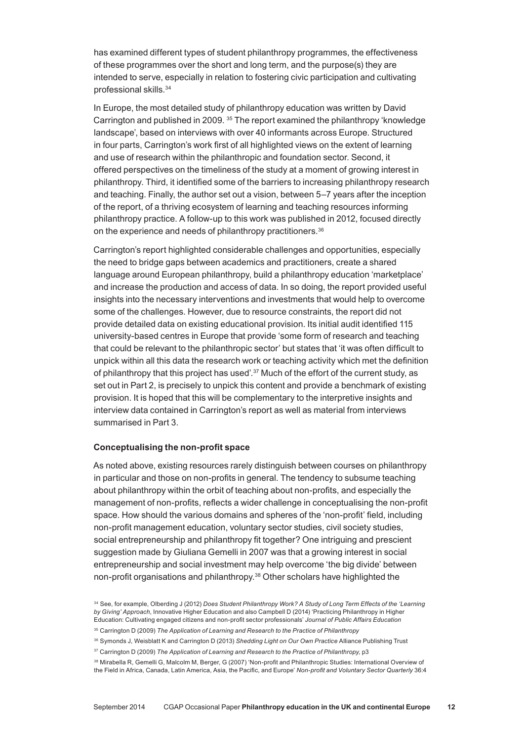has examined different types of student philanthropy programmes, the effectiveness of these programmes over the short and long term, and the purpose(s) they are intended to serve, especially in relation to fostering civic participation and cultivating professional skills.[34]

In Europe, the most detailed study of philanthropy education was written by David Carrington and published in 2009. [35] The report examined the philanthropy 'knowledge landscape', based on interviews with over 40 informants across Europe. Structured in four parts, Carrington's work first of all highlighted views on the extent of learning and use of research within the philanthropic and foundation sector. Second, it offered perspectives on the timeliness of the study at a moment of growing interest in philanthropy. Third, it identified some of the barriers to increasing philanthropy research and teaching. Finally, the author set out a vision, between 5–7 years after the inception of the report, of a thriving ecosystem of learning and teaching resources informing philanthropy practice. A follow-up to this work was published in 2012, focused directly on the experience and needs of philanthropy practitioners.[36]

Carrington's report highlighted considerable challenges and opportunities, especially the need to bridge gaps between academics and practitioners, create a shared language around European philanthropy, build a philanthropy education 'marketplace' and increase the production and access of data. In so doing, the report provided useful insights into the necessary interventions and investments that would help to overcome some of the challenges. However, due to resource constraints, the report did not provide detailed data on existing educational provision. Its initial audit identified 115 university-based centres in Europe that provide 'some form of research and teaching that could be relevant to the philanthropic sector' but states that 'it was often difficult to unpick within all this data the research work or teaching activity which met the definition of philanthropy that this project has used'.[37] Much of the effort of the current study, as set out in Part 2, is precisely to unpick this content and provide a benchmark of existing provision. It is hoped that this will be complementary to the interpretive insights and interview data contained in Carrington's report as well as material from interviews summarised in Part 3.

**Conceptualising the non-profit space**

As noted above, existing resources rarely distinguish between courses on philanthropy in particular and those on non-profits in general. The tendency to subsume teaching about philanthropy within the orbit of teaching about non-profits, and especially the management of non-profits, reflects a wider challenge in conceptualising the non-profit space. How should the various domains and spheres of the 'non-profit' field, including non-profit management education, voluntary sector studies, civil society studies, social entrepreneurship and philanthropy fit together? One intriguing and prescient suggestion made by Giuliana Gemelli in 2007 was that a growing interest in social entrepreneurship and social investment may help overcome 'the big divide' between non-profit organisations and philanthropy.[38] Other scholars have highlighted the

[34] See, for example, Olberding J (2012) *Does Student Philanthropy Work? A Study of Long Term Effects of the 'Learning by Giving' Approach*, Innovative Higher Education and also Campbell D (2014) 'Practicing Philanthropy in Higher Education: Cultivating engaged citizens and non-profit sector professionals' *Journal of Public Affairs Education*

[35] Carrington D (2009) *The Application of Learning and Research to the Practice of Philanthropy*

[36] Symonds J, Weisblatt K and Carrington D (2013) *Shedding Light on Our Own Practice* Alliance Publishing Trust

[37] Carrington D (2009) *The Application of Learning and Research to the Practice of Philanthropy*, p3

[38] Mirabella R, Gemelli G, Malcolm M, Berger, G (2007) 'Non-profit and Philanthropic Studies: International Overview of the Field in Africa, Canada, Latin America, Asia, the Pacific, and Europe' *Non-profit and Voluntary Sector Quarterly* 36:4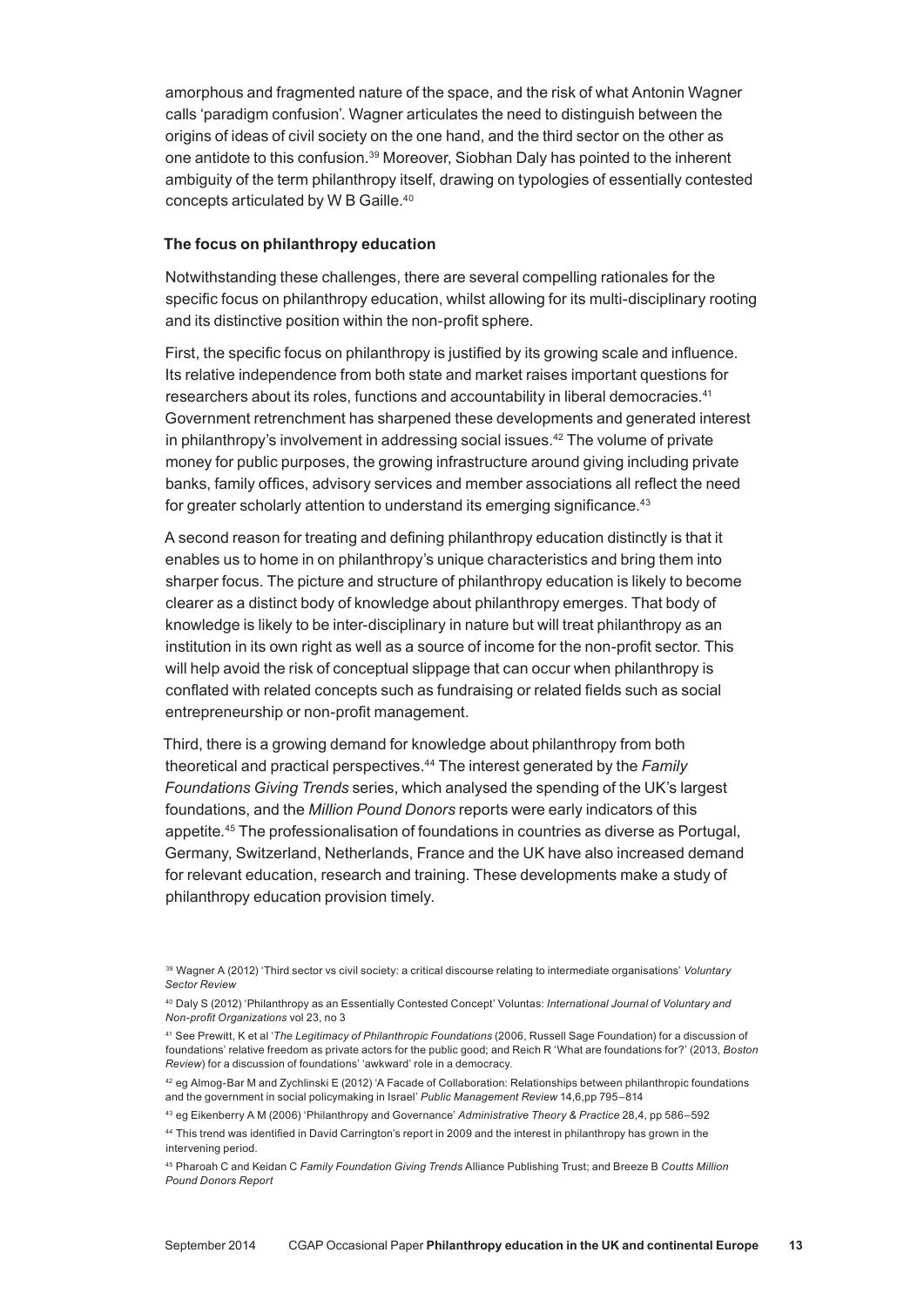amorphous and fragmented nature of the space, and the risk of what Antonin Wagner calls 'paradigm confusion'. Wagner articulates the need to distinguish between the origins of ideas of civil society on the one hand, and the third sector on the other as one antidote to this confusion.[39] Moreover, Siobhan Daly has pointed to the inherent ambiguity of the term philanthropy itself, drawing on typologies of essentially contested concepts articulated by W B Gaille.[40]

### The focus on philanthropy education

Notwithstanding these challenges, there are several compelling rationales for the specific focus on philanthropy education, whilst allowing for its multi-disciplinary rooting and its distinctive position within the non-profit sphere.

First, the specific focus on philanthropy is justified by its growing scale and influence. Its relative independence from both state and market raises important questions for researchers about its roles, functions and accountability in liberal democracies.[41] Government retrenchment has sharpened these developments and generated interest in philanthropy's involvement in addressing social issues.[42] The volume of private money for public purposes, the growing infrastructure around giving including private banks, family offices, advisory services and member associations all reflect the need for greater scholarly attention to understand its emerging significance.[43]

A second reason for treating and defining philanthropy education distinctly is that it enables us to home in on philanthropy's unique characteristics and bring them into sharper focus. The picture and structure of philanthropy education is likely to become clearer as a distinct body of knowledge about philanthropy emerges. That body of knowledge is likely to be inter-disciplinary in nature but will treat philanthropy as an institution in its own right as well as a source of income for the non-profit sector. This will help avoid the risk of conceptual slippage that can occur when philanthropy is conflated with related concepts such as fundraising or related fields such as social entrepreneurship or non-profit management.

Third, there is a growing demand for knowledge about philanthropy from both theoretical and practical perspectives.[44] The interest generated by the *Family Foundations Giving Trends* series, which analysed the spending of the UK's largest foundations, and the *Million Pound Donors* reports were early indicators of this appetite.[45] The professionalisation of foundations in countries as diverse as Portugal, Germany, Switzerland, Netherlands, France and the UK have also increased demand for relevant education, research and training. These developments make a study of philanthropy education provision timely.

---

[39] Wagner A (2012) 'Third sector vs civil society: a critical discourse relating to intermediate organisations' *Voluntary Sector Review*

[40] Daly S (2012) 'Philanthropy as an Essentially Contested Concept' Voluntas: *International Journal of Voluntary and Non-profit Organizations* vol 23, no 3

[41] See Prewitt, K et al '*The Legitimacy of Philanthropic Foundations* (2006, Russell Sage Foundation) for a discussion of foundations' relative freedom as private actors for the public good; and Reich R 'What are foundations for?' (2013, *Boston Review*) for a discussion of foundations' 'awkward' role in a democracy.

[42] eg Almog-Bar M and Zychlinski E (2012) 'A Facade of Collaboration: Relationships between philanthropic foundations and the government in social policymaking in Israel' *Public Management Review* 14,6,pp 795–814

[43] eg Eikenberry A M (2006) 'Philanthropy and Governance' *Administrative Theory & Practice* 28,4, pp 586–592

[44] This trend was identified in David Carrington's report in 2009 and the interest in philanthropy has grown in the intervening period.

[45] Pharoah C and Keidan C *Family Foundation Giving Trends* Alliance Publishing Trust; and Breeze B *Coutts Million Pound Donors Report*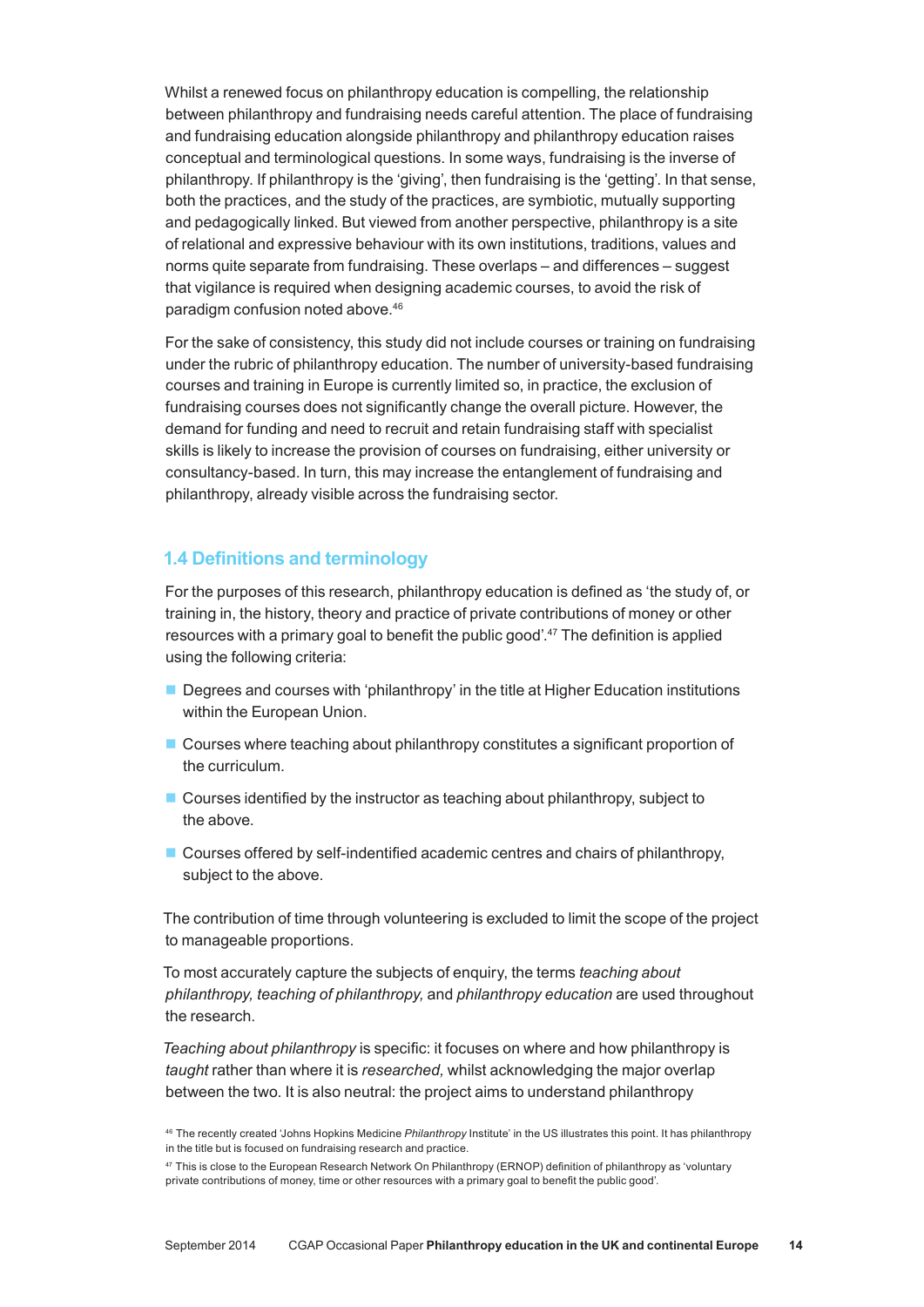Whilst a renewed focus on philanthropy education is compelling, the relationship between philanthropy and fundraising needs careful attention. The place of fundraising and fundraising education alongside philanthropy and philanthropy education raises conceptual and terminological questions. In some ways, fundraising is the inverse of philanthropy. If philanthropy is the 'giving', then fundraising is the 'getting'. In that sense, both the practices, and the study of the practices, are symbiotic, mutually supporting and pedagogically linked. But viewed from another perspective, philanthropy is a site of relational and expressive behaviour with its own institutions, traditions, values and norms quite separate from fundraising. These overlaps – and differences – suggest that vigilance is required when designing academic courses, to avoid the risk of paradigm confusion noted above.[46]

For the sake of consistency, this study did not include courses or training on fundraising under the rubric of philanthropy education. The number of university-based fundraising courses and training in Europe is currently limited so, in practice, the exclusion of fundraising courses does not significantly change the overall picture. However, the demand for funding and need to recruit and retain fundraising staff with specialist skills is likely to increase the provision of courses on fundraising, either university or consultancy-based. In turn, this may increase the entanglement of fundraising and philanthropy, already visible across the fundraising sector.

## 1.4 Definitions and terminology

For the purposes of this research, philanthropy education is defined as 'the study of, or training in, the history, theory and practice of private contributions of money or other resources with a primary goal to benefit the public good'.[47] The definition is applied using the following criteria:

- Degrees and courses with 'philanthropy' in the title at Higher Education institutions within the European Union.
- Courses where teaching about philanthropy constitutes a significant proportion of the curriculum.
- Courses identified by the instructor as teaching about philanthropy, subject to the above.
- Courses offered by self-indentified academic centres and chairs of philanthropy, subject to the above.

The contribution of time through volunteering is excluded to limit the scope of the project to manageable proportions.

To most accurately capture the subjects of enquiry, the terms *teaching about philanthropy, teaching of philanthropy,* and *philanthropy education* are used throughout the research.

*Teaching about philanthropy* is specific: it focuses on where and how philanthropy is *taught* rather than where it is *researched,* whilst acknowledging the major overlap between the two. It is also neutral: the project aims to understand philanthropy

[46] The recently created 'Johns Hopkins Medicine *Philanthropy* Institute' in the US illustrates this point. It has philanthropy in the title but is focused on fundraising research and practice.

[47] This is close to the European Research Network On Philanthropy (ERNOP) definition of philanthropy as 'voluntary private contributions of money, time or other resources with a primary goal to benefit the public good'.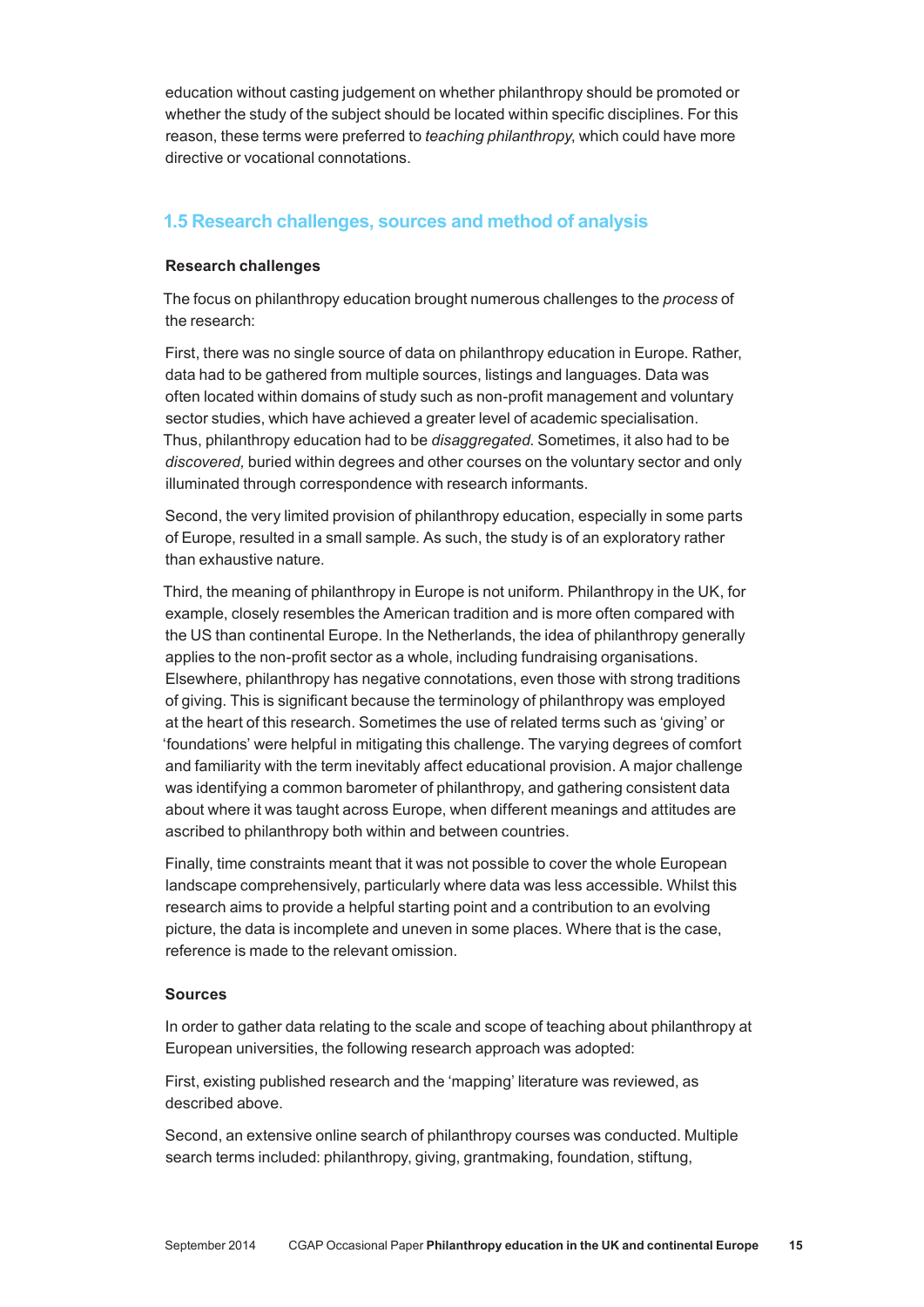education without casting judgement on whether philanthropy should be promoted or whether the study of the subject should be located within specific disciplines. For this reason, these terms were preferred to *teaching philanthropy*, which could have more directive or vocational connotations.

## 1.5 Research challenges, sources and method of analysis

### Research challenges

The focus on philanthropy education brought numerous challenges to the *process* of the research:

First, there was no single source of data on philanthropy education in Europe. Rather, data had to be gathered from multiple sources, listings and languages. Data was often located within domains of study such as non-profit management and voluntary sector studies, which have achieved a greater level of academic specialisation. Thus, philanthropy education had to be *disaggregated*. Sometimes, it also had to be *discovered,* buried within degrees and other courses on the voluntary sector and only illuminated through correspondence with research informants.

Second, the very limited provision of philanthropy education, especially in some parts of Europe, resulted in a small sample. As such, the study is of an exploratory rather than exhaustive nature.

Third, the meaning of philanthropy in Europe is not uniform. Philanthropy in the UK, for example, closely resembles the American tradition and is more often compared with the US than continental Europe. In the Netherlands, the idea of philanthropy generally applies to the non-profit sector as a whole, including fundraising organisations. Elsewhere, philanthropy has negative connotations, even those with strong traditions of giving. This is significant because the terminology of philanthropy was employed at the heart of this research. Sometimes the use of related terms such as 'giving' or 'foundations' were helpful in mitigating this challenge. The varying degrees of comfort and familiarity with the term inevitably affect educational provision. A major challenge was identifying a common barometer of philanthropy, and gathering consistent data about where it was taught across Europe, when different meanings and attitudes are ascribed to philanthropy both within and between countries.

Finally, time constraints meant that it was not possible to cover the whole European landscape comprehensively, particularly where data was less accessible. Whilst this research aims to provide a helpful starting point and a contribution to an evolving picture, the data is incomplete and uneven in some places. Where that is the case, reference is made to the relevant omission.

### Sources

In order to gather data relating to the scale and scope of teaching about philanthropy at European universities, the following research approach was adopted:

First, existing published research and the 'mapping' literature was reviewed, as described above.

Second, an extensive online search of philanthropy courses was conducted. Multiple search terms included: philanthropy, giving, grantmaking, foundation, stiftung,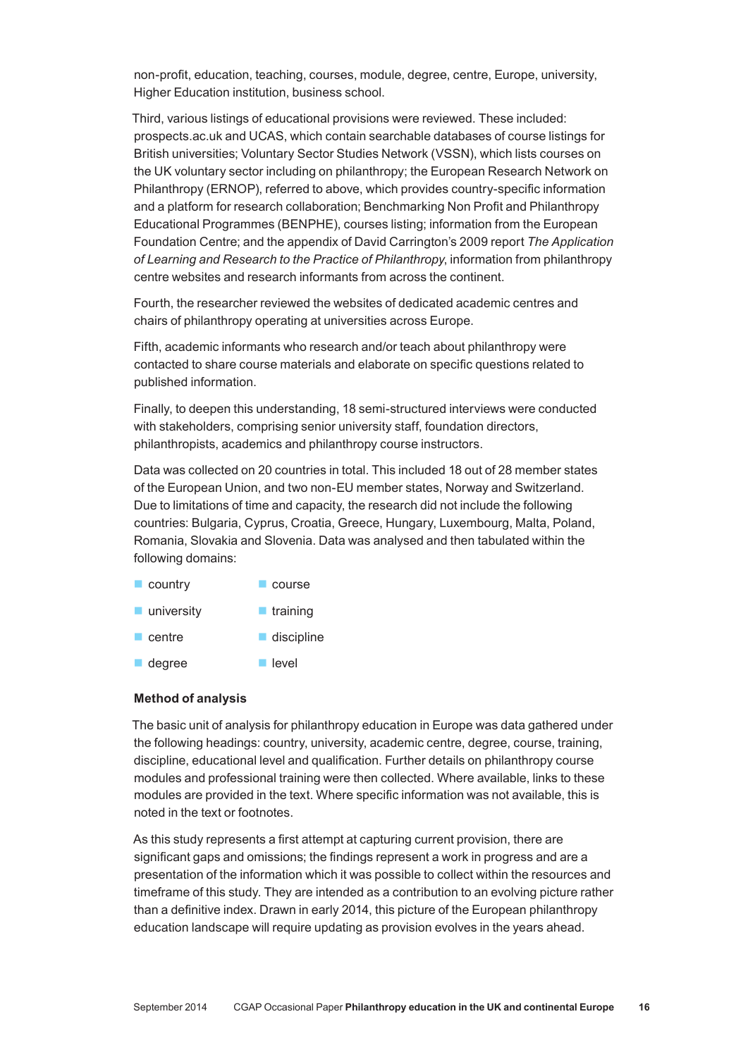non-profit, education, teaching, courses, module, degree, centre, Europe, university, Higher Education institution, business school.

Third, various listings of educational provisions were reviewed. These included: prospects.ac.uk and UCAS, which contain searchable databases of course listings for British universities; Voluntary Sector Studies Network (VSSN), which lists courses on the UK voluntary sector including on philanthropy; the European Research Network on Philanthropy (ERNOP), referred to above, which provides country-specific information and a platform for research collaboration; Benchmarking Non Profit and Philanthropy Educational Programmes (BENPHE), courses listing; information from the European Foundation Centre; and the appendix of David Carrington's 2009 report *The Application of Learning and Research to the Practice of Philanthropy*, information from philanthropy centre websites and research informants from across the continent.

Fourth, the researcher reviewed the websites of dedicated academic centres and chairs of philanthropy operating at universities across Europe.

Fifth, academic informants who research and/or teach about philanthropy were contacted to share course materials and elaborate on specific questions related to published information.

Finally, to deepen this understanding, 18 semi-structured interviews were conducted with stakeholders, comprising senior university staff, foundation directors, philanthropists, academics and philanthropy course instructors.

Data was collected on 20 countries in total. This included 18 out of 28 member states of the European Union, and two non-EU member states, Norway and Switzerland. Due to limitations of time and capacity, the research did not include the following countries: Bulgaria, Cyprus, Croatia, Greece, Hungary, Luxembourg, Malta, Poland, Romania, Slovakia and Slovenia. Data was analysed and then tabulated within the following domains:

- country
- university
- centre
- degree
- course
- training
- discipline
- level

**Method of analysis**

The basic unit of analysis for philanthropy education in Europe was data gathered under the following headings: country, university, academic centre, degree, course, training, discipline, educational level and qualification. Further details on philanthropy course modules and professional training were then collected. Where available, links to these modules are provided in the text. Where specific information was not available, this is noted in the text or footnotes.

As this study represents a first attempt at capturing current provision, there are significant gaps and omissions; the findings represent a work in progress and are a presentation of the information which it was possible to collect within the resources and timeframe of this study. They are intended as a contribution to an evolving picture rather than a definitive index. Drawn in early 2014, this picture of the European philanthropy education landscape will require updating as provision evolves in the years ahead.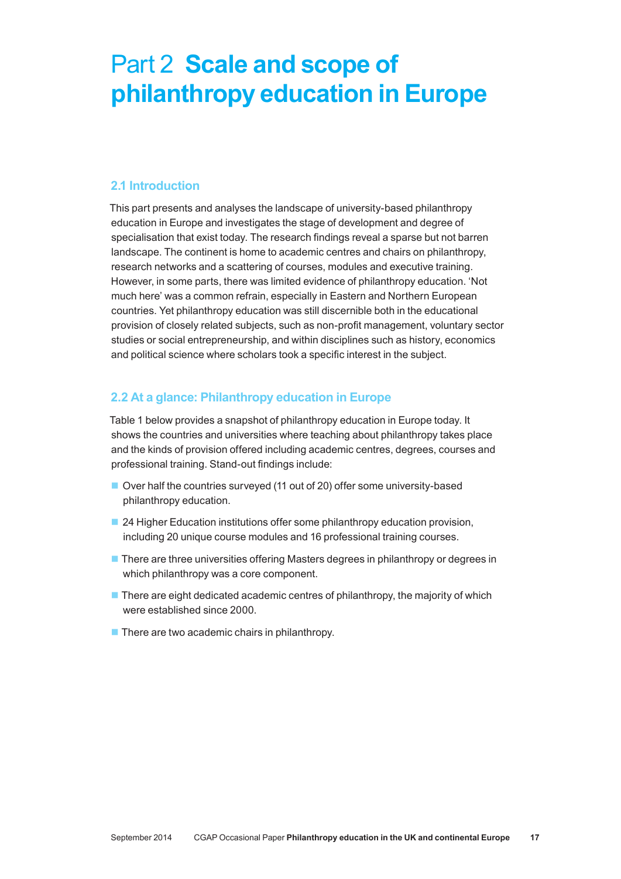# Part 2 **Scale and scope of philanthropy education in Europe**

## 2.1 Introduction

This part presents and analyses the landscape of university-based philanthropy education in Europe and investigates the stage of development and degree of specialisation that exist today. The research findings reveal a sparse but not barren landscape. The continent is home to academic centres and chairs on philanthropy, research networks and a scattering of courses, modules and executive training. However, in some parts, there was limited evidence of philanthropy education. 'Not much here' was a common refrain, especially in Eastern and Northern European countries. Yet philanthropy education was still discernible both in the educational provision of closely related subjects, such as non-profit management, voluntary sector studies or social entrepreneurship, and within disciplines such as history, economics and political science where scholars took a specific interest in the subject.

## 2.2 At a glance: Philanthropy education in Europe

Table 1 below provides a snapshot of philanthropy education in Europe today. It shows the countries and universities where teaching about philanthropy takes place and the kinds of provision offered including academic centres, degrees, courses and professional training. Stand-out findings include:

- Over half the countries surveyed (11 out of 20) offer some university-based philanthropy education.
- 24 Higher Education institutions offer some philanthropy education provision, including 20 unique course modules and 16 professional training courses.
- There are three universities offering Masters degrees in philanthropy or degrees in which philanthropy was a core component.
- There are eight dedicated academic centres of philanthropy, the majority of which were established since 2000.
- There are two academic chairs in philanthropy.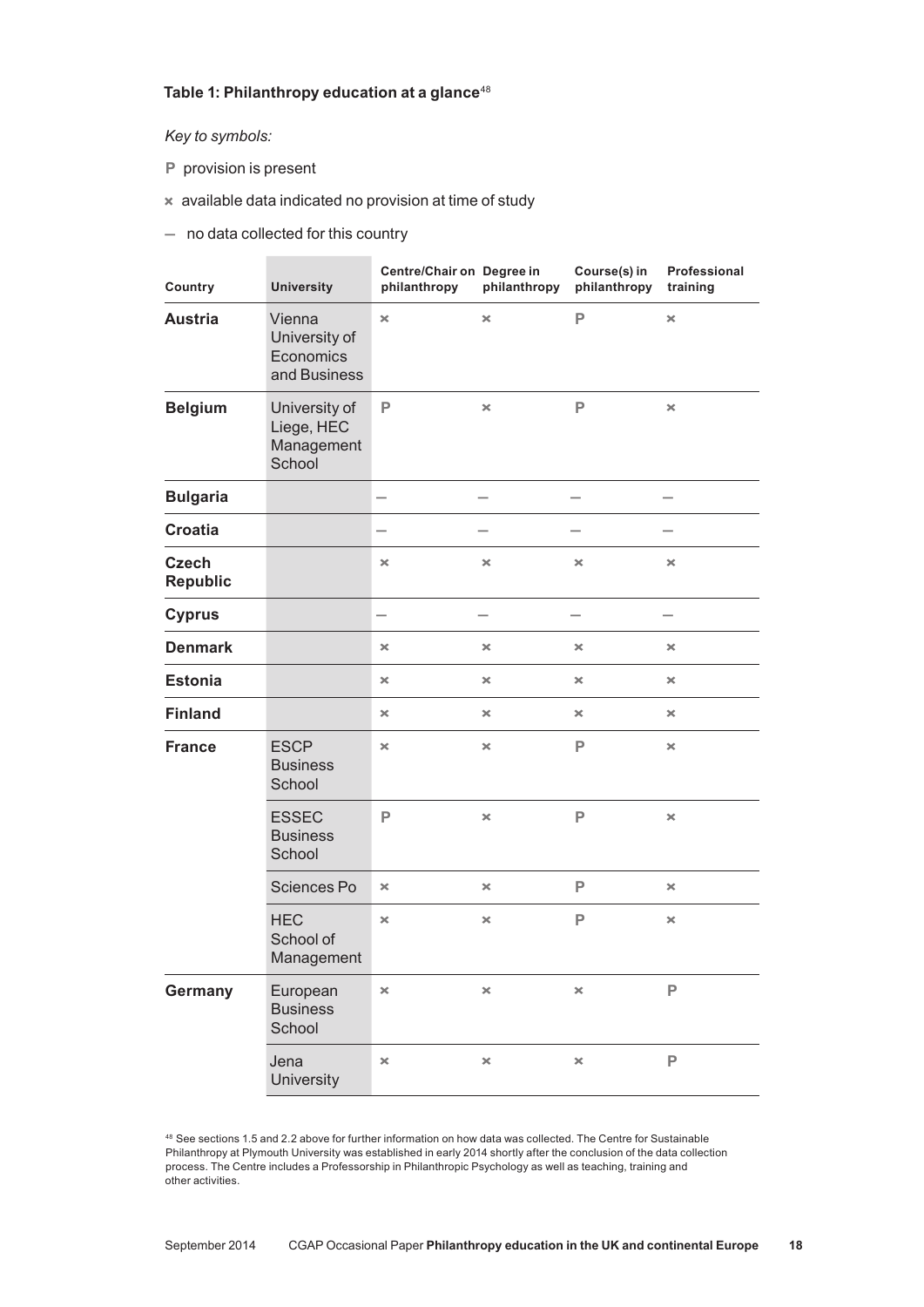**Table 1: Philanthropy education at a glance**[48]

*Key to symbols:*

**P** provision is present

× available data indicated no provision at time of study

— no data collected for this country

| Country | University | Centre/Chair on philanthropy | Degree in philanthropy | Course(s) in philanthropy | Professional training |
|---|---|---|---|---|---|
| **Austria** | Vienna University of Economics and Business | × | × | P | × |
| **Belgium** | University of Liege, HEC Management School | P | × | P | × |
| **Bulgaria** | | — | — | — | — |
| **Croatia** | | — | — | — | — |
| **Czech Republic** | | × | × | × | × |
| **Cyprus** | | — | — | — | — |
| **Denmark** | | × | × | × | × |
| **Estonia** | | × | × | × | × |
| **Finland** | | × | × | × | × |
| **France** | ESCP Business School | × | × | P | × |
| | ESSEC Business School | P | × | P | × |
| | Sciences Po | × | × | P | × |
| | HEC School of Management | × | × | P | × |
| **Germany** | European Business School | × | × | × | P |
| | Jena University | × | × | × | P |

[48] See sections 1.5 and 2.2 above for further information on how data was collected. The Centre for Sustainable Philanthropy at Plymouth University was established in early 2014 shortly after the conclusion of the data collection process. The Centre includes a Professorship in Philanthropic Psychology as well as teaching, training and other activities.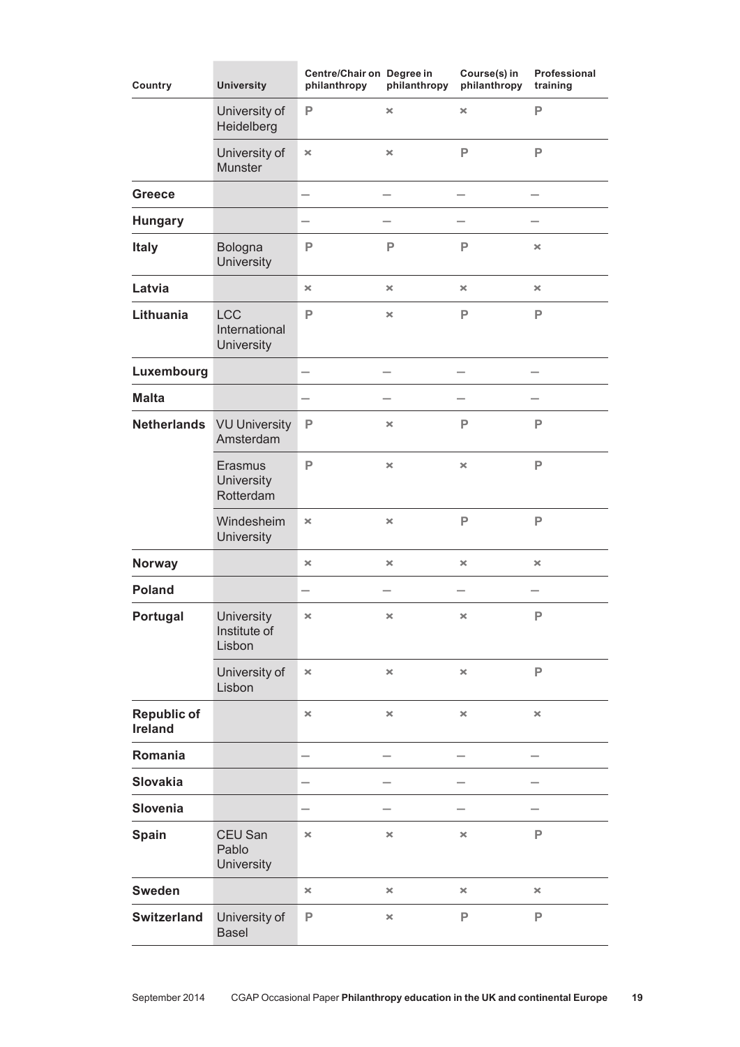| Country | University | Centre/Chair on philanthropy | Degree in philanthropy | Course(s) in philanthropy | Professional training |
|---|---|---|---|---|---|
| | University of Heidelberg | P | × | × | P |
| | University of Munster | × | × | P | P |
| **Greece** | | – | – | – | – |
| **Hungary** | | – | – | – | – |
| **Italy** | Bologna University | P | P | P | × |
| **Latvia** | | × | × | × | × |
| **Lithuania** | LCC International University | P | × | P | P |
| **Luxembourg** | | – | – | – | – |
| **Malta** | | – | – | – | – |
| **Netherlands** | VU University Amsterdam | P | × | P | P |
| | Erasmus University Rotterdam | P | × | × | P |
| | Windesheim University | × | × | P | P |
| **Norway** | | × | × | × | × |
| **Poland** | | – | – | – | – |
| **Portugal** | University Institute of Lisbon | × | × | × | P |
| | University of Lisbon | × | × | × | P |
| **Republic of Ireland** | | × | × | × | × |
| **Romania** | | – | – | – | – |
| **Slovakia** | | – | – | – | – |
| **Slovenia** | | – | – | – | – |
| **Spain** | CEU San Pablo University | × | × | × | P |
| **Sweden** | | × | × | × | × |
| **Switzerland** | University of Basel | P | × | P | P |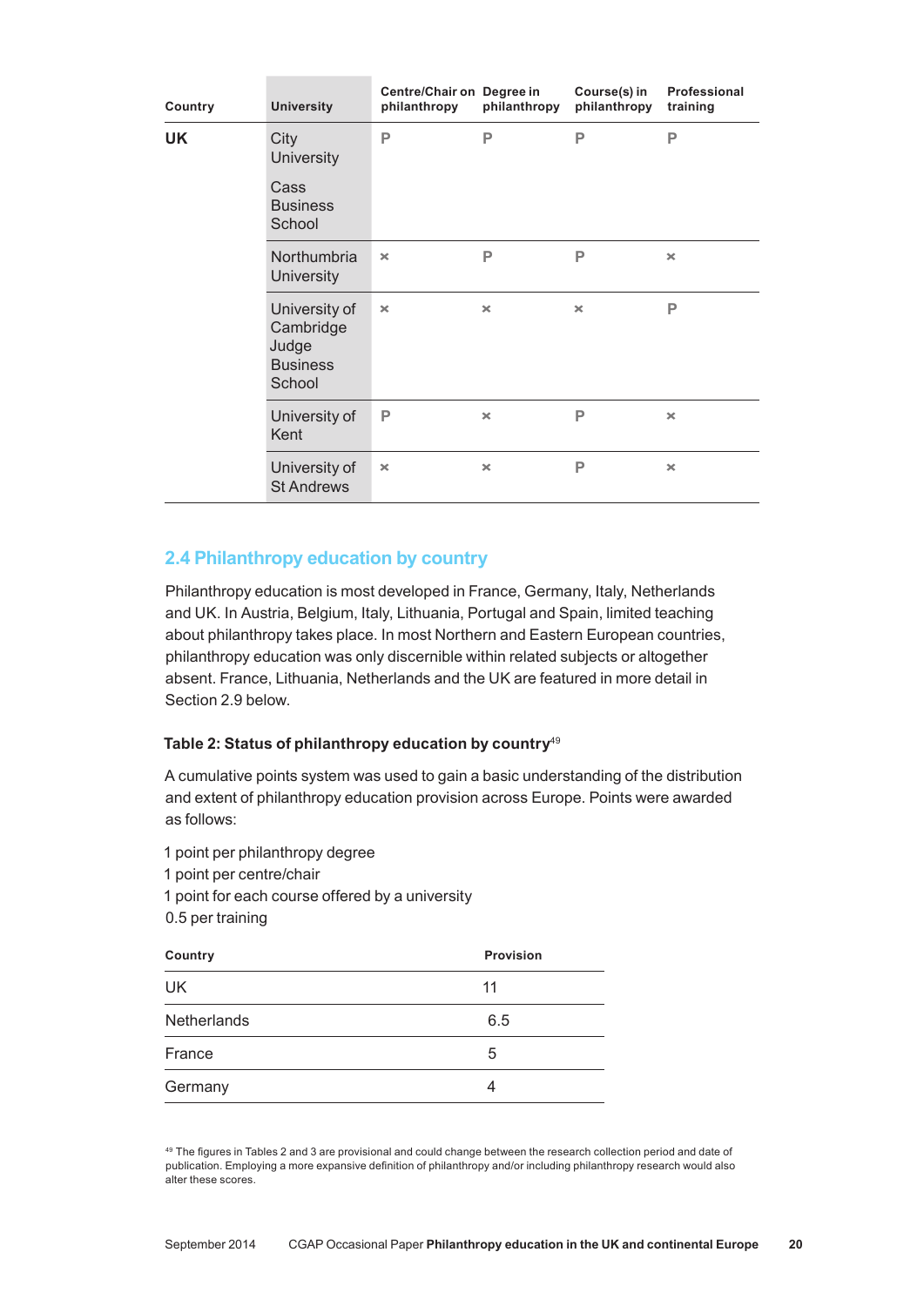| Country | University | Centre/Chair on philanthropy | Degree in philanthropy | Course(s) in philanthropy | Professional training |
|---|---|---|---|---|---|
| **UK** | City University<br><br>Cass Business School | P | P | P | P |
| | Northumbria University | × | P | P | × |
| | University of Cambridge Judge Business School | × | × | × | P |
| | University of Kent | P | × | P | × |
| | University of St Andrews | × | × | P | × |

## 2.4 Philanthropy education by country

Philanthropy education is most developed in France, Germany, Italy, Netherlands and UK. In Austria, Belgium, Italy, Lithuania, Portugal and Spain, limited teaching about philanthropy takes place. In most Northern and Eastern European countries, philanthropy education was only discernible within related subjects or altogether absent. France, Lithuania, Netherlands and the UK are featured in more detail in Section 2.9 below.

**Table 2: Status of philanthropy education by country**[49]

A cumulative points system was used to gain a basic understanding of the distribution and extent of philanthropy education provision across Europe. Points were awarded as follows:

1 point per philanthropy degree
1 point per centre/chair
1 point for each course offered by a university
0.5 per training

| Country | Provision |
|---|---|
| UK | 11 |
| Netherlands | 6.5 |
| France | 5 |
| Germany | 4 |

[49] The figures in Tables 2 and 3 are provisional and could change between the research collection period and date of publication. Employing a more expansive definition of philanthropy and/or including philanthropy research would also alter these scores.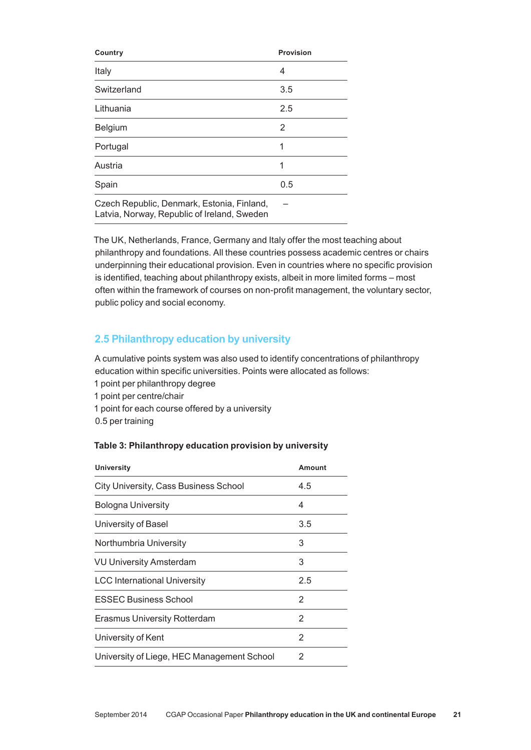| Country | Provision |
|---|---|
| Italy | 4 |
| Switzerland | 3.5 |
| Lithuania | 2.5 |
| Belgium | 2 |
| Portugal | 1 |
| Austria | 1 |
| Spain | 0.5 |
| Czech Republic, Denmark, Estonia, Finland, Latvia, Norway, Republic of Ireland, Sweden | – |

The UK, Netherlands, France, Germany and Italy offer the most teaching about philanthropy and foundations. All these countries possess academic centres or chairs underpinning their educational provision. Even in countries where no specific provision is identified, teaching about philanthropy exists, albeit in more limited forms – most often within the framework of courses on non-profit management, the voluntary sector, public policy and social economy.

## 2.5 Philanthropy education by university

A cumulative points system was also used to identify concentrations of philanthropy education within specific universities. Points were allocated as follows:
1 point per philanthropy degree
1 point per centre/chair
1 point for each course offered by a university
0.5 per training

**Table 3: Philanthropy education provision by university**

| University | Amount |
|---|---|
| City University, Cass Business School | 4.5 |
| Bologna University | 4 |
| University of Basel | 3.5 |
| Northumbria University | 3 |
| VU University Amsterdam | 3 |
| LCC International University | 2.5 |
| ESSEC Business School | 2 |
| Erasmus University Rotterdam | 2 |
| University of Kent | 2 |
| University of Liege, HEC Management School | 2 |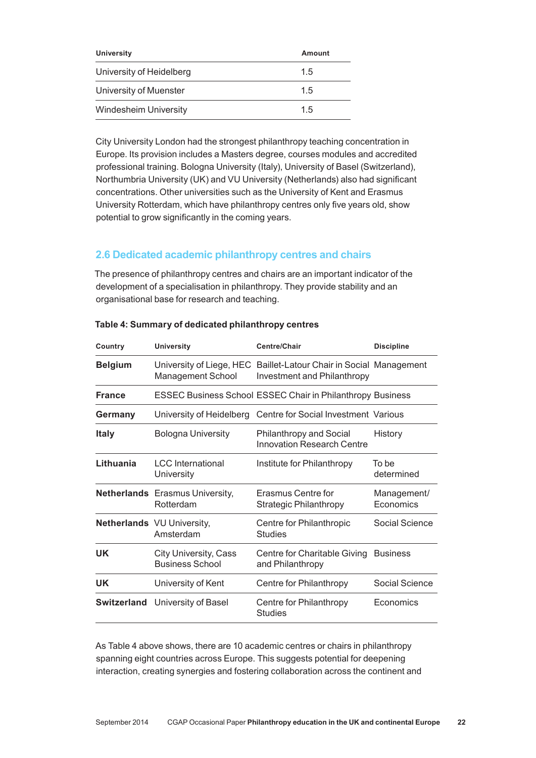| University | Amount |
|---|---|
| University of Heidelberg | 1.5 |
| University of Muenster | 1.5 |
| Windesheim University | 1.5 |

City University London had the strongest philanthropy teaching concentration in Europe. Its provision includes a Masters degree, courses modules and accredited professional training. Bologna University (Italy), University of Basel (Switzerland), Northumbria University (UK) and VU University (Netherlands) also had significant concentrations. Other universities such as the University of Kent and Erasmus University Rotterdam, which have philanthropy centres only five years old, show potential to grow significantly in the coming years.

## 2.6 Dedicated academic philanthropy centres and chairs

The presence of philanthropy centres and chairs are an important indicator of the development of a specialisation in philanthropy. They provide stability and an organisational base for research and teaching.

**Table 4: Summary of dedicated philanthropy centres**

| Country | University | Centre/Chair | Discipline |
|---|---|---|---|
| **Belgium** | University of Liege, HEC Management School | Baillet-Latour Chair in Social Investment and Philanthropy | Management |
| **France** | ESSEC Business School | ESSEC Chair in Philanthropy | Business |
| **Germany** | University of Heidelberg | Centre for Social Investment | Various |
| **Italy** | Bologna University | Philanthropy and Social Innovation Research Centre | History |
| **Lithuania** | LCC International University | Institute for Philanthropy | To be determined |
| **Netherlands** | Erasmus University, Rotterdam | Erasmus Centre for Strategic Philanthropy | Management/ Economics |
| **Netherlands** | VU University, Amsterdam | Centre for Philanthropic Studies | Social Science |
| **UK** | City University, Cass Business School | Centre for Charitable Giving and Philanthropy | Business |
| **UK** | University of Kent | Centre for Philanthropy | Social Science |
| **Switzerland** | University of Basel | Centre for Philanthropy Studies | Economics |

As Table 4 above shows, there are 10 academic centres or chairs in philanthropy spanning eight countries across Europe. This suggests potential for deepening interaction, creating synergies and fostering collaboration across the continent and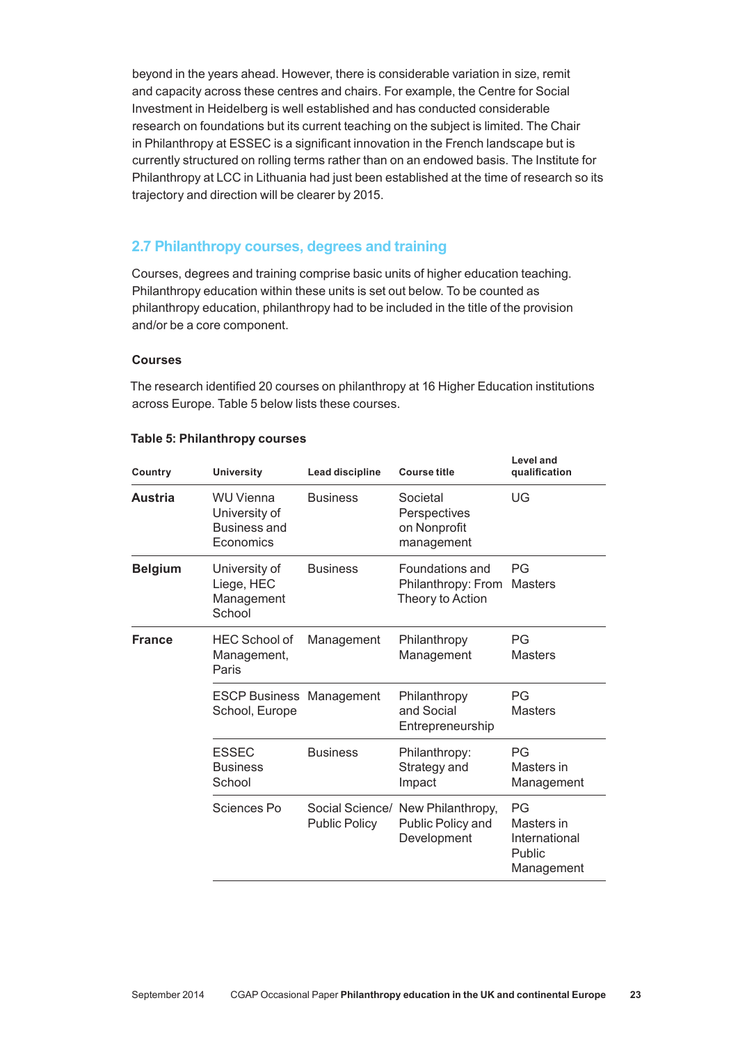beyond in the years ahead. However, there is considerable variation in size, remit and capacity across these centres and chairs. For example, the Centre for Social Investment in Heidelberg is well established and has conducted considerable research on foundations but its current teaching on the subject is limited. The Chair in Philanthropy at ESSEC is a significant innovation in the French landscape but is currently structured on rolling terms rather than on an endowed basis. The Institute for Philanthropy at LCC in Lithuania had just been established at the time of research so its trajectory and direction will be clearer by 2015.

## 2.7 Philanthropy courses, degrees and training

Courses, degrees and training comprise basic units of higher education teaching. Philanthropy education within these units is set out below. To be counted as philanthropy education, philanthropy had to be included in the title of the provision and/or be a core component.

### Courses

The research identified 20 courses on philanthropy at 16 Higher Education institutions across Europe. Table 5 below lists these courses.

**Table 5: Philanthropy courses**

| Country | University | Lead discipline | Course title | Level and qualification |
|---|---|---|---|---|
| **Austria** | WU Vienna University of Business and Economics | Business | Societal Perspectives on Nonprofit management | UG |
| **Belgium** | University of Liege, HEC Management School | Business | Foundations and Philanthropy: From Theory to Action | PG Masters |
| **France** | HEC School of Management, Paris | Management | Philanthropy Management | PG Masters |
| | ESCP Business School, Europe | Management | Philanthropy and Social Entrepreneurship | PG Masters |
| | ESSEC Business School | Business | Philanthropy: Strategy and Impact | PG Masters in Management |
| | Sciences Po | Social Science/ Public Policy | New Philanthropy, Public Policy and Development | PG Masters in International Public Management |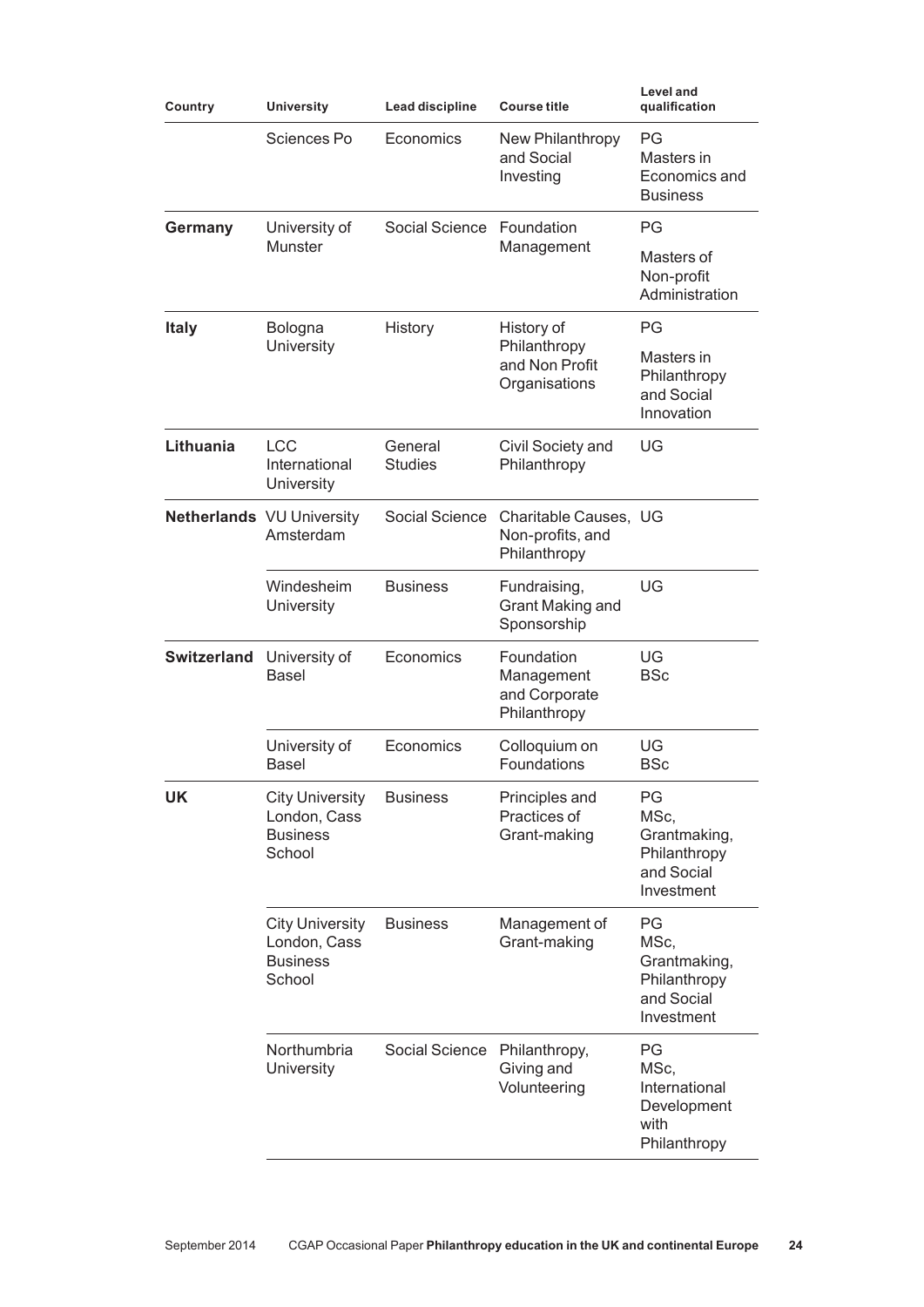| Country | University | Lead discipline | Course title | Level and qualification |
|---|---|---|---|---|
| | Sciences Po | Economics | New Philanthropy and Social Investing | PG Masters in Economics and Business |
| **Germany** | University of Munster | Social Science | Foundation Management | PG Masters of Non-profit Administration |
| **Italy** | Bologna University | History | History of Philanthropy and Non Profit Organisations | PG Masters in Philanthropy and Social Innovation |
| **Lithuania** | LCC International University | General Studies | Civil Society and Philanthropy | UG |
| **Netherlands** | VU University Amsterdam | Social Science | Charitable Causes, Non-profits, and Philanthropy | UG |
| | Windesheim University | Business | Fundraising, Grant Making and Sponsorship | UG |
| **Switzerland** | University of Basel | Economics | Foundation Management and Corporate Philanthropy | UG BSc |
| | University of Basel | Economics | Colloquium on Foundations | UG BSc |
| **UK** | City University London, Cass Business School | Business | Principles and Practices of Grant-making | PG MSc, Grantmaking, Philanthropy and Social Investment |
| | City University London, Cass Business School | Business | Management of Grant-making | PG MSc, Grantmaking, Philanthropy and Social Investment |
| | Northumbria University | Social Science | Philanthropy, Giving and Volunteering | PG MSc, International Development with Philanthropy |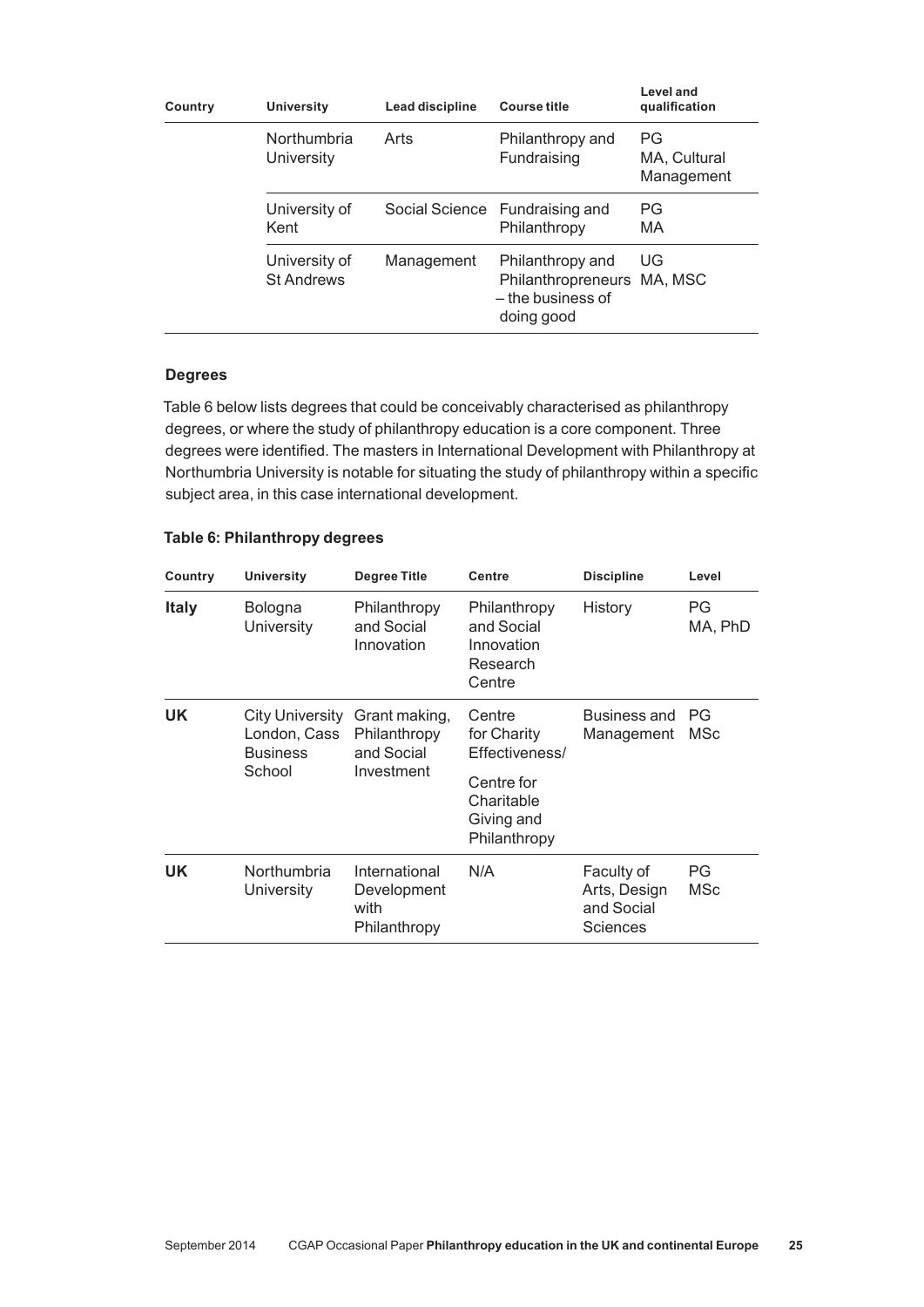| Country | University | Lead discipline | Course title | Level and qualification |
|---|---|---|---|---|
| | Northumbria University | Arts | Philanthropy and Fundraising | PG MA, Cultural Management |
| | University of Kent | Social Science | Fundraising and Philanthropy | PG MA |
| | University of St Andrews | Management | Philanthropy and Philanthropreneurs – the business of doing good | UG MA, MSC |

### Degrees

Table 6 below lists degrees that could be conceivably characterised as philanthropy degrees, or where the study of philanthropy education is a core component. Three degrees were identified. The masters in International Development with Philanthropy at Northumbria University is notable for situating the study of philanthropy within a specific subject area, in this case international development.

**Table 6: Philanthropy degrees**

| Country | University | Degree Title | Centre | Discipline | Level |
|---|---|---|---|---|---|
| **Italy** | Bologna University | Philanthropy and Social Innovation | Philanthropy and Social Innovation Research Centre | History | PG MA, PhD |
| **UK** | City University London, Cass Business School | Grant making, Philanthropy and Social Investment | Centre for Charity Effectiveness/ Centre for Charitable Giving and Philanthropy | Business and Management | PG MSc |
| **UK** | Northumbria University | International Development with Philanthropy | N/A | Faculty of Arts, Design and Social Sciences | PG MSc |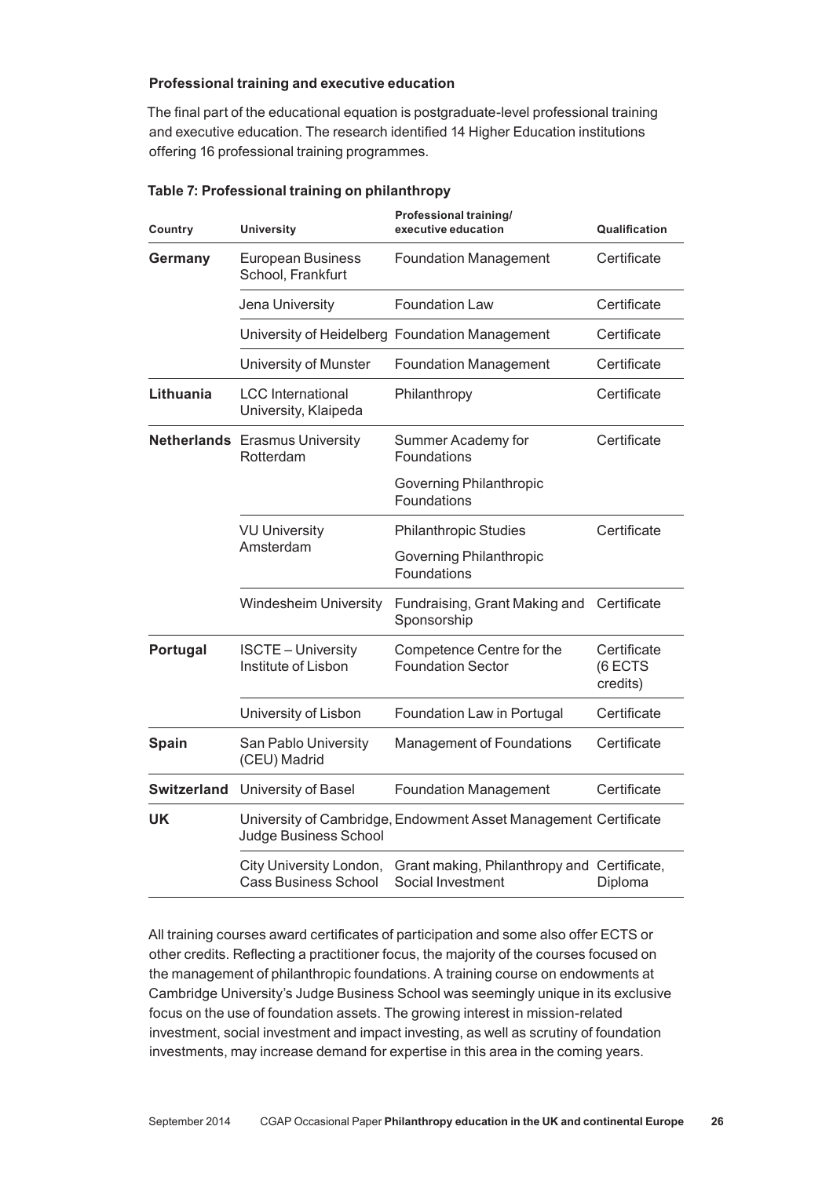### Professional training and executive education

The final part of the educational equation is postgraduate-level professional training and executive education. The research identified 14 Higher Education institutions offering 16 professional training programmes.

**Table 7: Professional training on philanthropy**

| Country | University | Professional training/ executive education | Qualification |
|---|---|---|---|
| **Germany** | European Business School, Frankfurt | Foundation Management | Certificate |
| | Jena University | Foundation Law | Certificate |
| | University of Heidelberg | Foundation Management | Certificate |
| | University of Munster | Foundation Management | Certificate |
| **Lithuania** | LCC International University, Klaipeda | Philanthropy | Certificate |
| **Netherlands** | Erasmus University Rotterdam | Summer Academy for Foundations | Certificate |
| | | Governing Philanthropic Foundations | |
| | VU University Amsterdam | Philanthropic Studies | Certificate |
| | | Governing Philanthropic Foundations | |
| | Windesheim University | Fundraising, Grant Making and Sponsorship | Certificate |
| **Portugal** | ISCTE – University Institute of Lisbon | Competence Centre for the Foundation Sector | Certificate (6 ECTS credits) |
| | University of Lisbon | Foundation Law in Portugal | Certificate |
| **Spain** | San Pablo University (CEU) Madrid | Management of Foundations | Certificate |
| **Switzerland** | University of Basel | Foundation Management | Certificate |
| **UK** | University of Cambridge, Judge Business School | Endowment Asset Management | Certificate |
| | City University London, Cass Business School | Grant making, Philanthropy and Social Investment | Certificate, Diploma |

All training courses award certificates of participation and some also offer ECTS or other credits. Reflecting a practitioner focus, the majority of the courses focused on the management of philanthropic foundations. A training course on endowments at Cambridge University's Judge Business School was seemingly unique in its exclusive focus on the use of foundation assets. The growing interest in mission-related investment, social investment and impact investing, as well as scrutiny of foundation investments, may increase demand for expertise in this area in the coming years.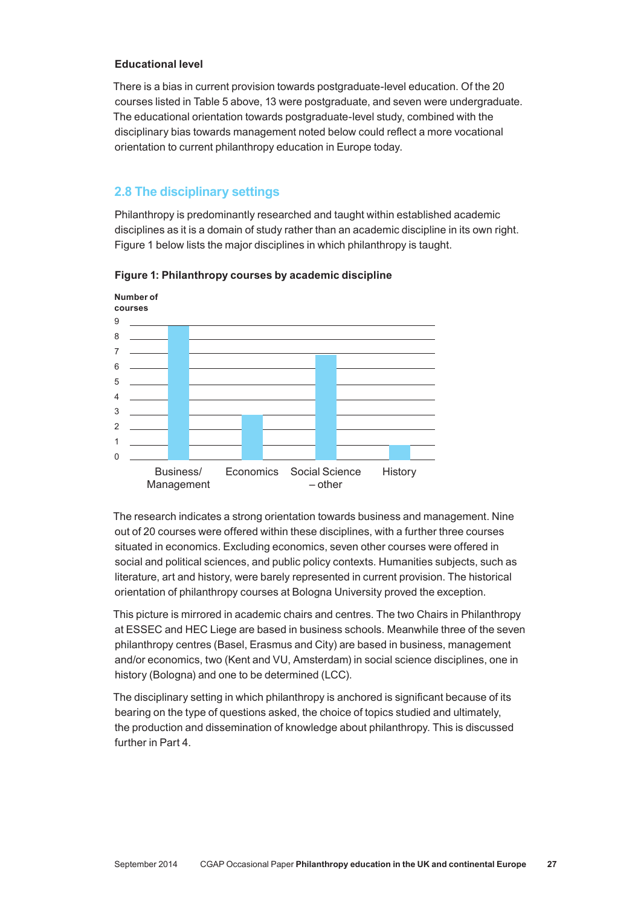**Educational level**

There is a bias in current provision towards postgraduate-level education. Of the 20 courses listed in Table 5 above, 13 were postgraduate, and seven were undergraduate. The educational orientation towards postgraduate-level study, combined with the disciplinary bias towards management noted below could reflect a more vocational orientation to current philanthropy education in Europe today.

## 2.8 The disciplinary settings

Philanthropy is predominantly researched and taught within established academic disciplines as it is a domain of study rather than an academic discipline in its own right. Figure 1 below lists the major disciplines in which philanthropy is taught.

**Figure 1: Philanthropy courses by academic discipline**

| Discipline | Number of courses |
|---|---|
| Business/ Management | 9 |
| Economics | 3 |
| Social Science – other | 7 |
| History | 1 |

The research indicates a strong orientation towards business and management. Nine out of 20 courses were offered within these disciplines, with a further three courses situated in economics. Excluding economics, seven other courses were offered in social and political sciences, and public policy contexts. Humanities subjects, such as literature, art and history, were barely represented in current provision. The historical orientation of philanthropy courses at Bologna University proved the exception.

This picture is mirrored in academic chairs and centres. The two Chairs in Philanthropy at ESSEC and HEC Liege are based in business schools. Meanwhile three of the seven philanthropy centres (Basel, Erasmus and City) are based in business, management and/or economics, two (Kent and VU, Amsterdam) in social science disciplines, one in history (Bologna) and one to be determined (LCC).

The disciplinary setting in which philanthropy is anchored is significant because of its bearing on the type of questions asked, the choice of topics studied and ultimately, the production and dissemination of knowledge about philanthropy. This is discussed further in Part 4.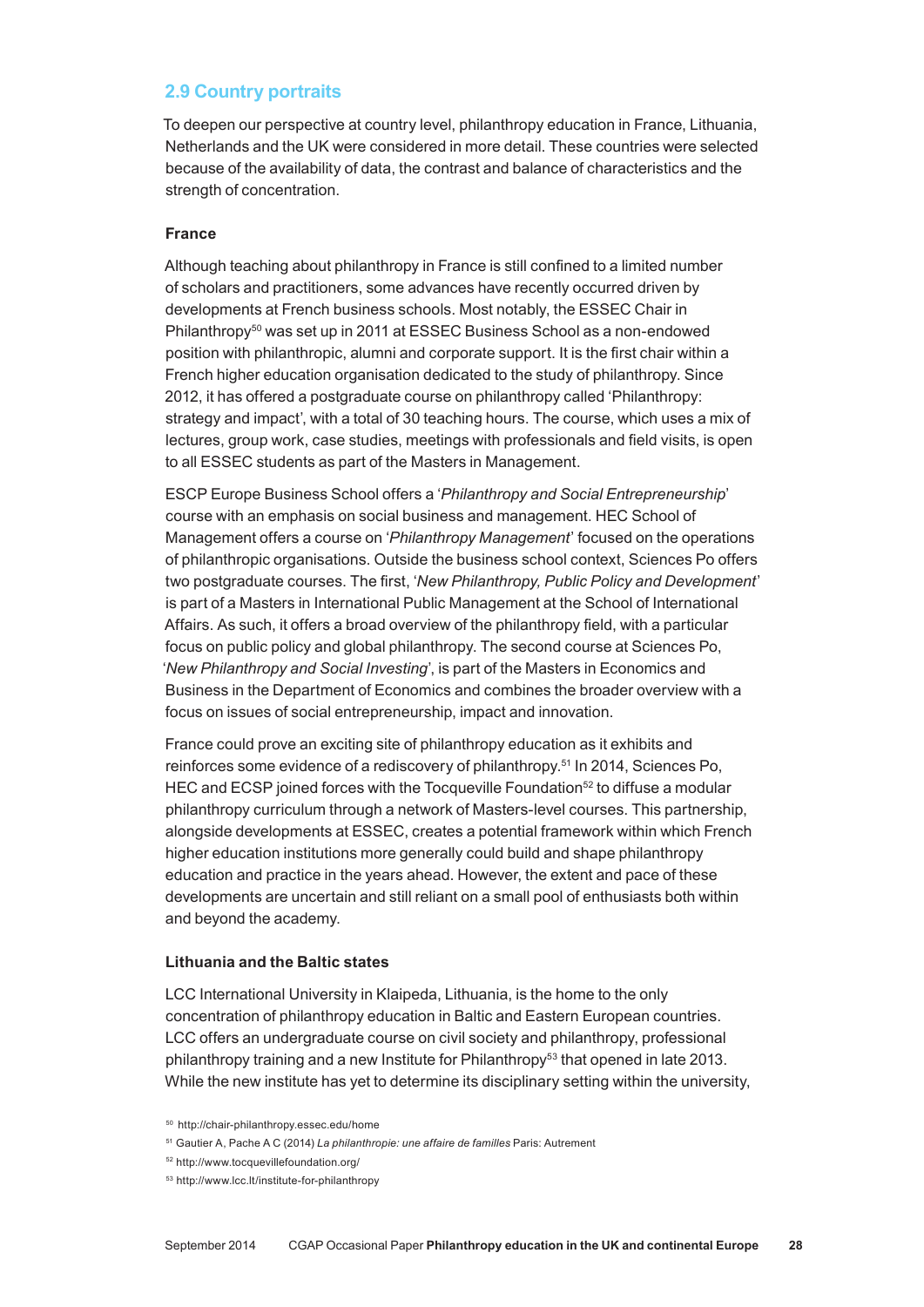## 2.9 Country portraits

To deepen our perspective at country level, philanthropy education in France, Lithuania, Netherlands and the UK were considered in more detail. These countries were selected because of the availability of data, the contrast and balance of characteristics and the strength of concentration.

### France

Although teaching about philanthropy in France is still confined to a limited number of scholars and practitioners, some advances have recently occurred driven by developments at French business schools. Most notably, the ESSEC Chair in Philanthropy[50] was set up in 2011 at ESSEC Business School as a non-endowed position with philanthropic, alumni and corporate support. It is the first chair within a French higher education organisation dedicated to the study of philanthropy. Since 2012, it has offered a postgraduate course on philanthropy called 'Philanthropy: strategy and impact', with a total of 30 teaching hours. The course, which uses a mix of lectures, group work, case studies, meetings with professionals and field visits, is open to all ESSEC students as part of the Masters in Management.

ESCP Europe Business School offers a '*Philanthropy and Social Entrepreneurship*' course with an emphasis on social business and management. HEC School of Management offers a course on '*Philanthropy Management*' focused on the operations of philanthropic organisations. Outside the business school context, Sciences Po offers two postgraduate courses. The first, '*New Philanthropy, Public Policy and Development*' is part of a Masters in International Public Management at the School of International Affairs. As such, it offers a broad overview of the philanthropy field, with a particular focus on public policy and global philanthropy. The second course at Sciences Po, '*New Philanthropy and Social Investing*', is part of the Masters in Economics and Business in the Department of Economics and combines the broader overview with a focus on issues of social entrepreneurship, impact and innovation.

France could prove an exciting site of philanthropy education as it exhibits and reinforces some evidence of a rediscovery of philanthropy.[51] In 2014, Sciences Po, HEC and ECSP joined forces with the Tocqueville Foundation[52] to diffuse a modular philanthropy curriculum through a network of Masters-level courses. This partnership, alongside developments at ESSEC, creates a potential framework within which French higher education institutions more generally could build and shape philanthropy education and practice in the years ahead. However, the extent and pace of these developments are uncertain and still reliant on a small pool of enthusiasts both within and beyond the academy.

### Lithuania and the Baltic states

LCC International University in Klaipeda, Lithuania, is the home to the only concentration of philanthropy education in Baltic and Eastern European countries. LCC offers an undergraduate course on civil society and philanthropy, professional philanthropy training and a new Institute for Philanthropy[53] that opened in late 2013. While the new institute has yet to determine its disciplinary setting within the university,

---

[50] http://chair-philanthropy.essec.edu/home

[51] Gautier A, Pache A C (2014) *La philanthropie: une affaire de familles* Paris: Autrement

[52] http://www.tocquevillefoundation.org/

[53] http://www.lcc.lt/institute-for-philanthropy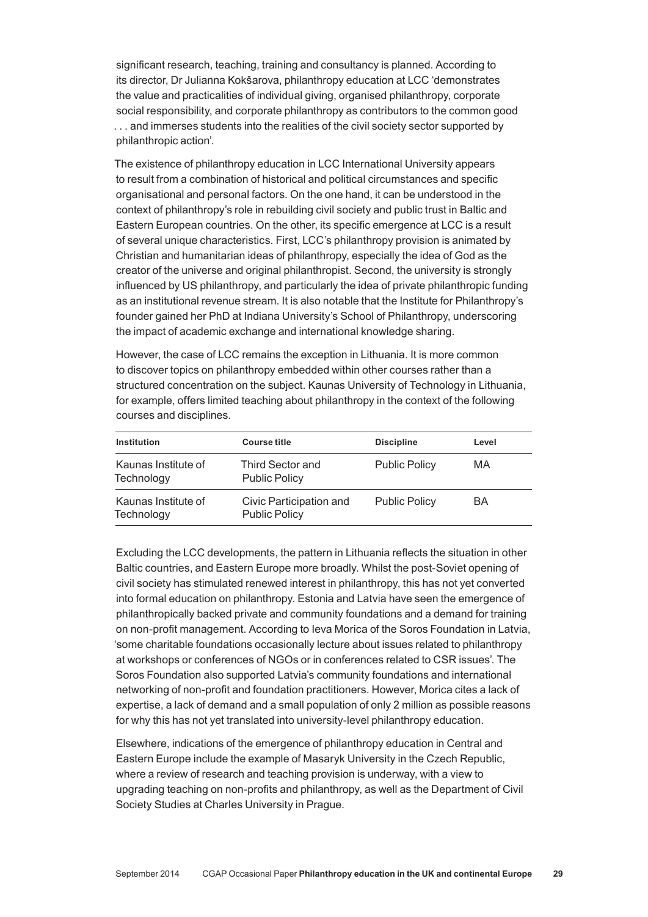significant research, teaching, training and consultancy is planned. According to its director, Dr Julianna Kokšarova, philanthropy education at LCC 'demonstrates the value and practicalities of individual giving, organised philanthropy, corporate social responsibility, and corporate philanthropy as contributors to the common good . . . and immerses students into the realities of the civil society sector supported by philanthropic action'.

The existence of philanthropy education in LCC International University appears to result from a combination of historical and political circumstances and specific organisational and personal factors. On the one hand, it can be understood in the context of philanthropy's role in rebuilding civil society and public trust in Baltic and Eastern European countries. On the other, its specific emergence at LCC is a result of several unique characteristics. First, LCC's philanthropy provision is animated by Christian and humanitarian ideas of philanthropy, especially the idea of God as the creator of the universe and original philanthropist. Second, the university is strongly influenced by US philanthropy, and particularly the idea of private philanthropic funding as an institutional revenue stream. It is also notable that the Institute for Philanthropy's founder gained her PhD at Indiana University's School of Philanthropy, underscoring the impact of academic exchange and international knowledge sharing.

However, the case of LCC remains the exception in Lithuania. It is more common to discover topics on philanthropy embedded within other courses rather than a structured concentration on the subject. Kaunas University of Technology in Lithuania, for example, offers limited teaching about philanthropy in the context of the following courses and disciplines.

| Institution | Course title | Discipline | Level |
|---|---|---|---|
| Kaunas Institute of Technology | Third Sector and Public Policy | Public Policy | MA |
| Kaunas Institute of Technology | Civic Participation and Public Policy | Public Policy | BA |

Excluding the LCC developments, the pattern in Lithuania reflects the situation in other Baltic countries, and Eastern Europe more broadly. Whilst the post-Soviet opening of civil society has stimulated renewed interest in philanthropy, this has not yet converted into formal education on philanthropy. Estonia and Latvia have seen the emergence of philanthropically backed private and community foundations and a demand for training on non-profit management. According to Ieva Morica of the Soros Foundation in Latvia, 'some charitable foundations occasionally lecture about issues related to philanthropy at workshops or conferences of NGOs or in conferences related to CSR issues'. The Soros Foundation also supported Latvia's community foundations and international networking of non-profit and foundation practitioners. However, Morica cites a lack of expertise, a lack of demand and a small population of only 2 million as possible reasons for why this has not yet translated into university-level philanthropy education.

Elsewhere, indications of the emergence of philanthropy education in Central and Eastern Europe include the example of Masaryk University in the Czech Republic, where a review of research and teaching provision is underway, with a view to upgrading teaching on non-profits and philanthropy, as well as the Department of Civil Society Studies at Charles University in Prague.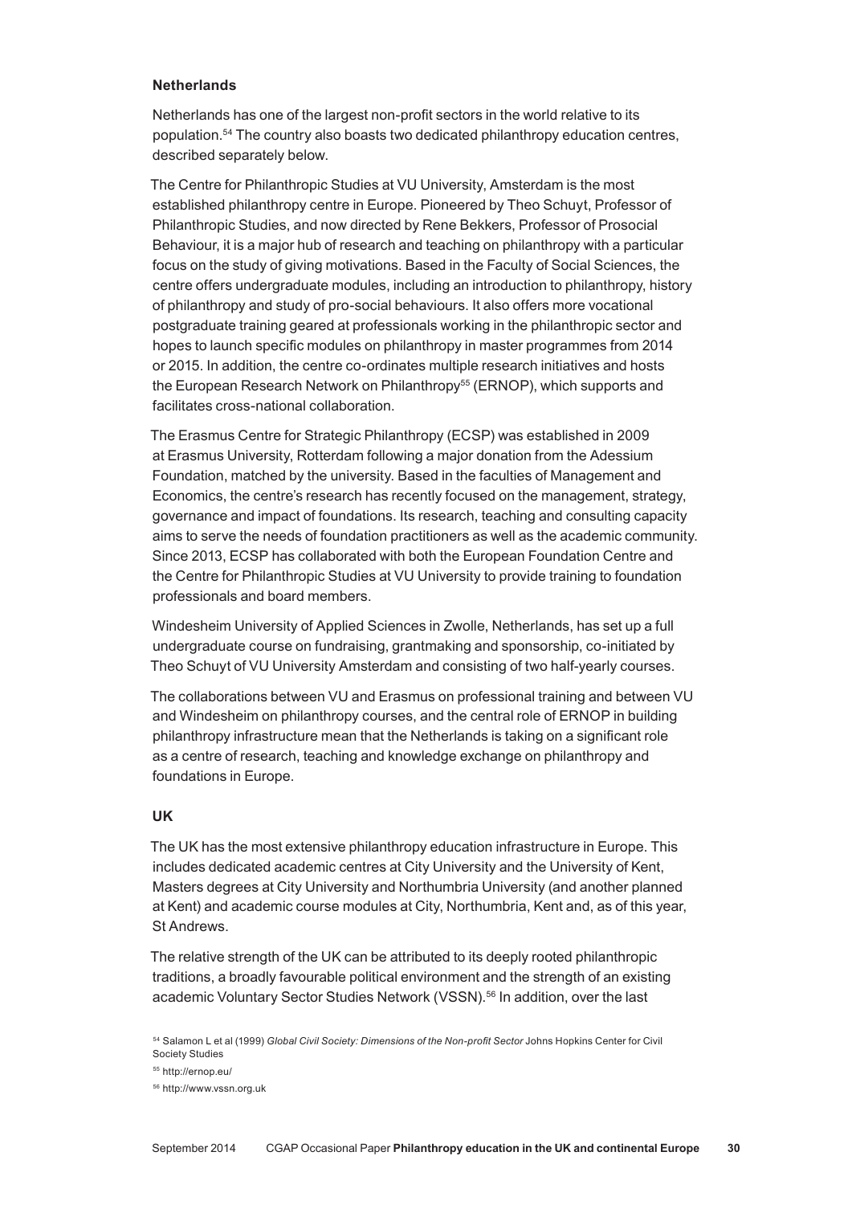**Netherlands**

Netherlands has one of the largest non-profit sectors in the world relative to its population.[54] The country also boasts two dedicated philanthropy education centres, described separately below.

The Centre for Philanthropic Studies at VU University, Amsterdam is the most established philanthropy centre in Europe. Pioneered by Theo Schuyt, Professor of Philanthropic Studies, and now directed by Rene Bekkers, Professor of Prosocial Behaviour, it is a major hub of research and teaching on philanthropy with a particular focus on the study of giving motivations. Based in the Faculty of Social Sciences, the centre offers undergraduate modules, including an introduction to philanthropy, history of philanthropy and study of pro-social behaviours. It also offers more vocational postgraduate training geared at professionals working in the philanthropic sector and hopes to launch specific modules on philanthropy in master programmes from 2014 or 2015. In addition, the centre co-ordinates multiple research initiatives and hosts the European Research Network on Philanthropy[55] (ERNOP), which supports and facilitates cross-national collaboration.

The Erasmus Centre for Strategic Philanthropy (ECSP) was established in 2009 at Erasmus University, Rotterdam following a major donation from the Adessium Foundation, matched by the university. Based in the faculties of Management and Economics, the centre's research has recently focused on the management, strategy, governance and impact of foundations. Its research, teaching and consulting capacity aims to serve the needs of foundation practitioners as well as the academic community. Since 2013, ECSP has collaborated with both the European Foundation Centre and the Centre for Philanthropic Studies at VU University to provide training to foundation professionals and board members.

Windesheim University of Applied Sciences in Zwolle, Netherlands, has set up a full undergraduate course on fundraising, grantmaking and sponsorship, co-initiated by Theo Schuyt of VU University Amsterdam and consisting of two half-yearly courses.

The collaborations between VU and Erasmus on professional training and between VU and Windesheim on philanthropy courses, and the central role of ERNOP in building philanthropy infrastructure mean that the Netherlands is taking on a significant role as a centre of research, teaching and knowledge exchange on philanthropy and foundations in Europe.

**UK**

The UK has the most extensive philanthropy education infrastructure in Europe. This includes dedicated academic centres at City University and the University of Kent, Masters degrees at City University and Northumbria University (and another planned at Kent) and academic course modules at City, Northumbria, Kent and, as of this year, St Andrews.

The relative strength of the UK can be attributed to its deeply rooted philanthropic traditions, a broadly favourable political environment and the strength of an existing academic Voluntary Sector Studies Network (VSSN).[56] In addition, over the last

[54] Salamon L et al (1999) *Global Civil Society: Dimensions of the Non-profit Sector* Johns Hopkins Center for Civil Society Studies

[55] http://ernop.eu/

[56] http://www.vssn.org.uk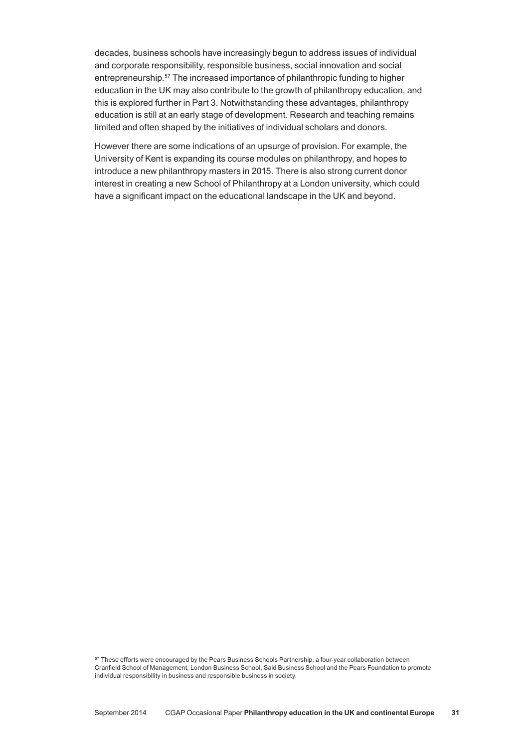decades, business schools have increasingly begun to address issues of individual and corporate responsibility, responsible business, social innovation and social entrepreneurship.[57] The increased importance of philanthropic funding to higher education in the UK may also contribute to the growth of philanthropy education, and this is explored further in Part 3. Notwithstanding these advantages, philanthropy education is still at an early stage of development. Research and teaching remains limited and often shaped by the initiatives of individual scholars and donors.

However there are some indications of an upsurge of provision. For example, the University of Kent is expanding its course modules on philanthropy, and hopes to introduce a new philanthropy masters in 2015. There is also strong current donor interest in creating a new School of Philanthropy at a London university, which could have a significant impact on the educational landscape in the UK and beyond.

[57] These efforts were encouraged by the Pears Business Schools Partnership, a four-year collaboration between Cranfield School of Management, London Business School, Said Business School and the Pears Foundation to promote individual responsibility in business and responsible business in society.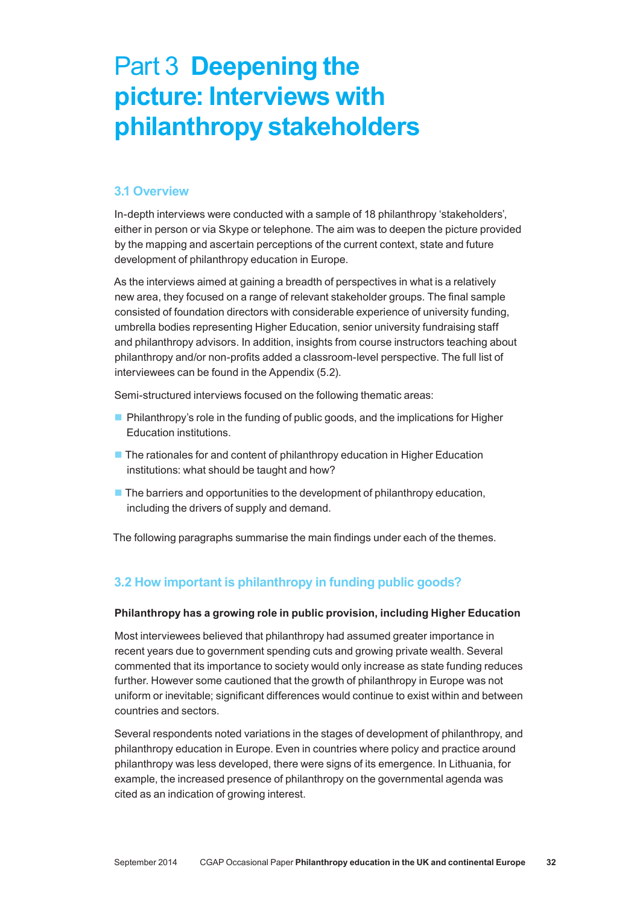# Part 3 Deepening the picture: Interviews with philanthropy stakeholders

## 3.1 Overview

In-depth interviews were conducted with a sample of 18 philanthropy 'stakeholders', either in person or via Skype or telephone. The aim was to deepen the picture provided by the mapping and ascertain perceptions of the current context, state and future development of philanthropy education in Europe.

As the interviews aimed at gaining a breadth of perspectives in what is a relatively new area, they focused on a range of relevant stakeholder groups. The final sample consisted of foundation directors with considerable experience of university funding, umbrella bodies representing Higher Education, senior university fundraising staff and philanthropy advisors. In addition, insights from course instructors teaching about philanthropy and/or non-profits added a classroom-level perspective. The full list of interviewees can be found in the Appendix (5.2).

Semi-structured interviews focused on the following thematic areas:

- Philanthropy's role in the funding of public goods, and the implications for Higher Education institutions.
- The rationales for and content of philanthropy education in Higher Education institutions: what should be taught and how?
- The barriers and opportunities to the development of philanthropy education, including the drivers of supply and demand.

The following paragraphs summarise the main findings under each of the themes.

## 3.2 How important is philanthropy in funding public goods?

**Philanthropy has a growing role in public provision, including Higher Education**

Most interviewees believed that philanthropy had assumed greater importance in recent years due to government spending cuts and growing private wealth. Several commented that its importance to society would only increase as state funding reduces further. However some cautioned that the growth of philanthropy in Europe was not uniform or inevitable; significant differences would continue to exist within and between countries and sectors.

Several respondents noted variations in the stages of development of philanthropy, and philanthropy education in Europe. Even in countries where policy and practice around philanthropy was less developed, there were signs of its emergence. In Lithuania, for example, the increased presence of philanthropy on the governmental agenda was cited as an indication of growing interest.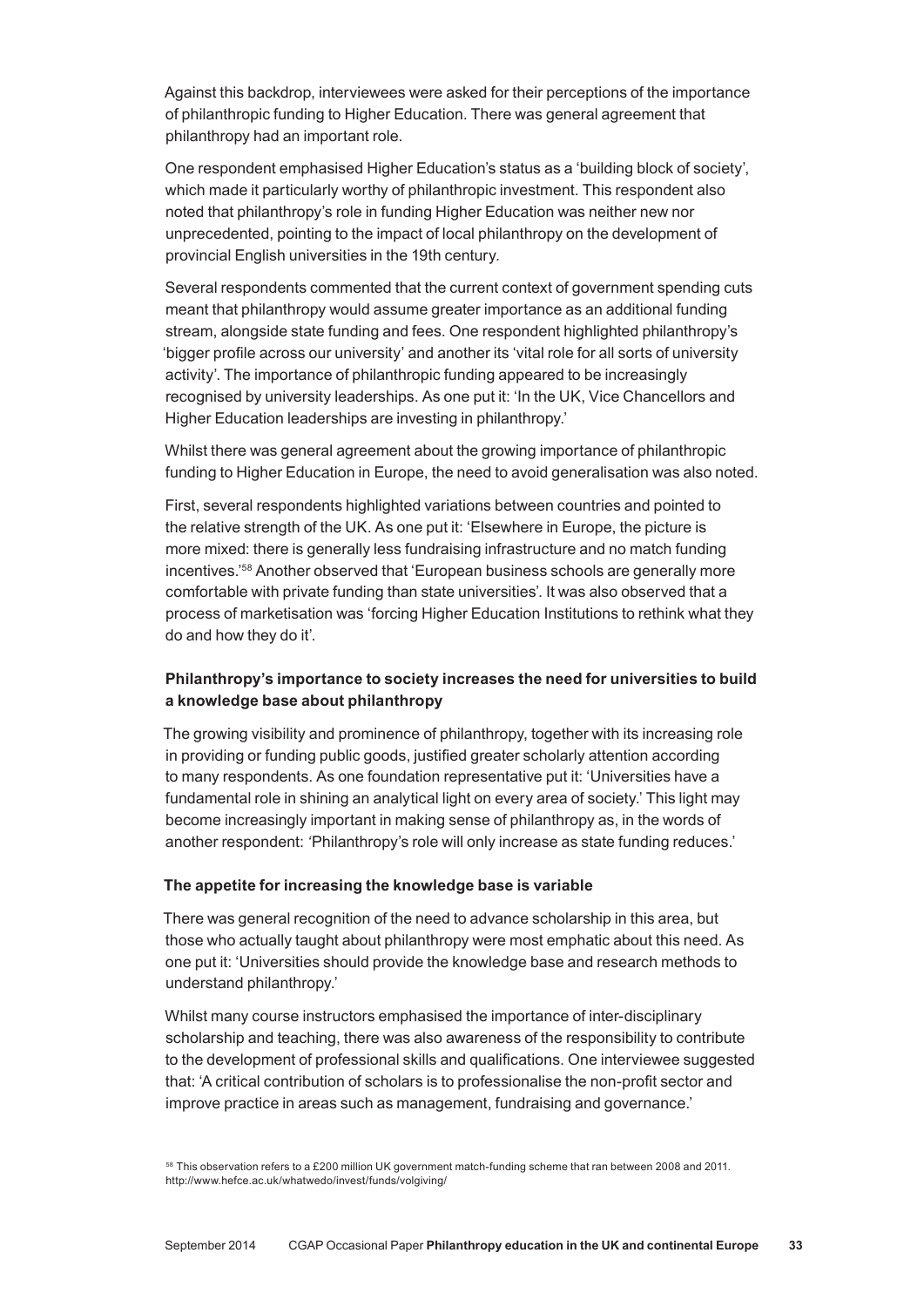Against this backdrop, interviewees were asked for their perceptions of the importance of philanthropic funding to Higher Education. There was general agreement that philanthropy had an important role.

One respondent emphasised Higher Education's status as a 'building block of society', which made it particularly worthy of philanthropic investment. This respondent also noted that philanthropy's role in funding Higher Education was neither new nor unprecedented, pointing to the impact of local philanthropy on the development of provincial English universities in the 19th century.

Several respondents commented that the current context of government spending cuts meant that philanthropy would assume greater importance as an additional funding stream, alongside state funding and fees. One respondent highlighted philanthropy's 'bigger profile across our university' and another its 'vital role for all sorts of university activity'. The importance of philanthropic funding appeared to be increasingly recognised by university leaderships. As one put it: 'In the UK, Vice Chancellors and Higher Education leaderships are investing in philanthropy.'

Whilst there was general agreement about the growing importance of philanthropic funding to Higher Education in Europe, the need to avoid generalisation was also noted.

First, several respondents highlighted variations between countries and pointed to the relative strength of the UK. As one put it: 'Elsewhere in Europe, the picture is more mixed: there is generally less fundraising infrastructure and no match funding incentives.'[58] Another observed that 'European business schools are generally more comfortable with private funding than state universities'. It was also observed that a process of marketisation was 'forcing Higher Education Institutions to rethink what they do and how they do it'.

**Philanthropy's importance to society increases the need for universities to build a knowledge base about philanthropy**

The growing visibility and prominence of philanthropy, together with its increasing role in providing or funding public goods, justified greater scholarly attention according to many respondents. As one foundation representative put it: 'Universities have a fundamental role in shining an analytical light on every area of society.' This light may become increasingly important in making sense of philanthropy as, in the words of another respondent: 'Philanthropy's role will only increase as state funding reduces.'

**The appetite for increasing the knowledge base is variable**

There was general recognition of the need to advance scholarship in this area, but those who actually taught about philanthropy were most emphatic about this need. As one put it: 'Universities should provide the knowledge base and research methods to understand philanthropy.'

Whilst many course instructors emphasised the importance of inter-disciplinary scholarship and teaching, there was also awareness of the responsibility to contribute to the development of professional skills and qualifications. One interviewee suggested that: 'A critical contribution of scholars is to professionalise the non-profit sector and improve practice in areas such as management, fundraising and governance.'

[58] This observation refers to a £200 million UK government match-funding scheme that ran between 2008 and 2011. http://www.hefce.ac.uk/whatwedo/invest/funds/volgiving/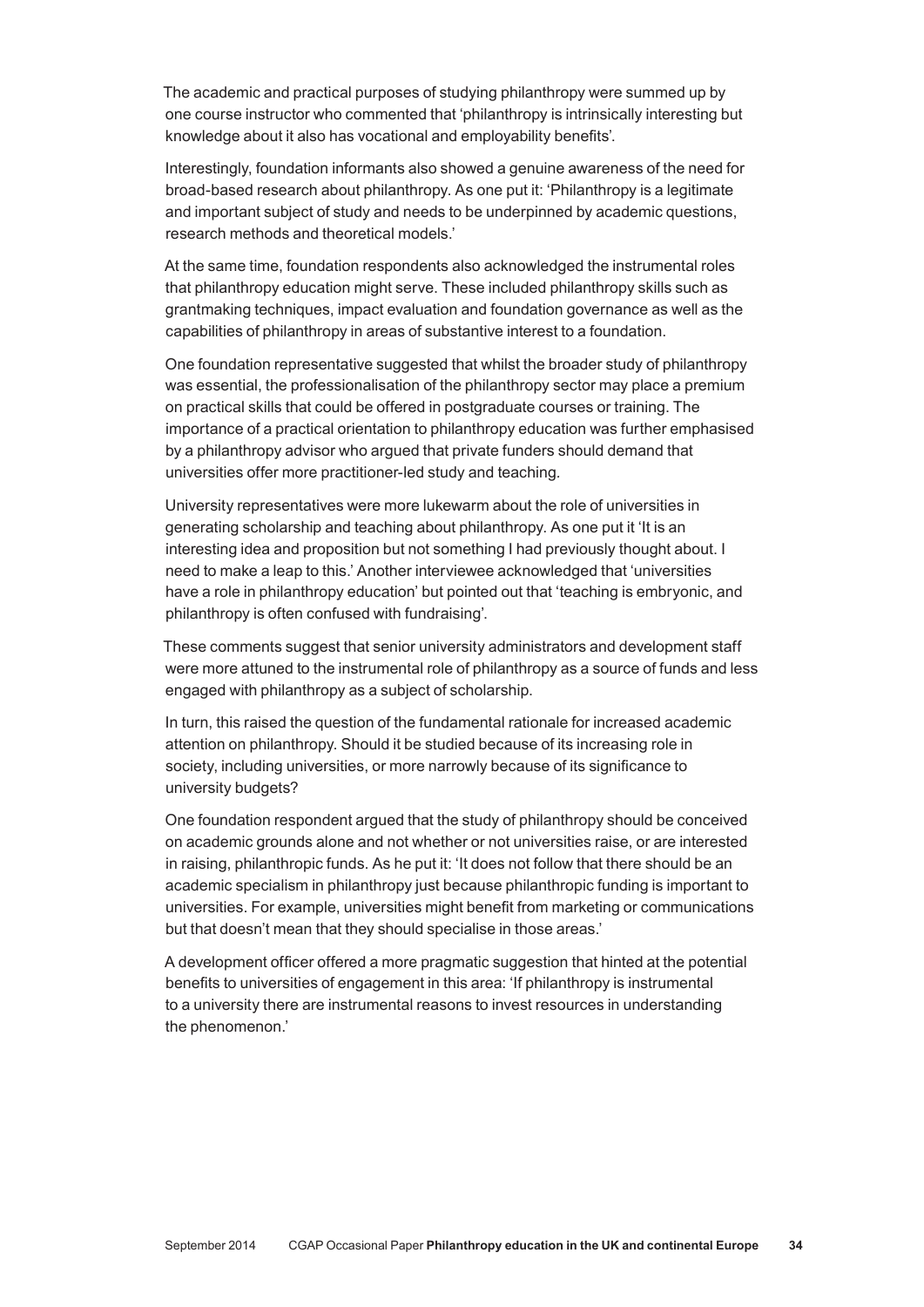The academic and practical purposes of studying philanthropy were summed up by one course instructor who commented that 'philanthropy is intrinsically interesting but knowledge about it also has vocational and employability benefits'.

Interestingly, foundation informants also showed a genuine awareness of the need for broad-based research about philanthropy. As one put it: 'Philanthropy is a legitimate and important subject of study and needs to be underpinned by academic questions, research methods and theoretical models.'

At the same time, foundation respondents also acknowledged the instrumental roles that philanthropy education might serve. These included philanthropy skills such as grantmaking techniques, impact evaluation and foundation governance as well as the capabilities of philanthropy in areas of substantive interest to a foundation.

One foundation representative suggested that whilst the broader study of philanthropy was essential, the professionalisation of the philanthropy sector may place a premium on practical skills that could be offered in postgraduate courses or training. The importance of a practical orientation to philanthropy education was further emphasised by a philanthropy advisor who argued that private funders should demand that universities offer more practitioner-led study and teaching.

University representatives were more lukewarm about the role of universities in generating scholarship and teaching about philanthropy. As one put it 'It is an interesting idea and proposition but not something I had previously thought about. I need to make a leap to this.' Another interviewee acknowledged that 'universities have a role in philanthropy education' but pointed out that 'teaching is embryonic, and philanthropy is often confused with fundraising'.

These comments suggest that senior university administrators and development staff were more attuned to the instrumental role of philanthropy as a source of funds and less engaged with philanthropy as a subject of scholarship.

In turn, this raised the question of the fundamental rationale for increased academic attention on philanthropy. Should it be studied because of its increasing role in society, including universities, or more narrowly because of its significance to university budgets?

One foundation respondent argued that the study of philanthropy should be conceived on academic grounds alone and not whether or not universities raise, or are interested in raising, philanthropic funds. As he put it: 'It does not follow that there should be an academic specialism in philanthropy just because philanthropic funding is important to universities. For example, universities might benefit from marketing or communications but that doesn't mean that they should specialise in those areas.'

A development officer offered a more pragmatic suggestion that hinted at the potential benefits to universities of engagement in this area: 'If philanthropy is instrumental to a university there are instrumental reasons to invest resources in understanding the phenomenon.'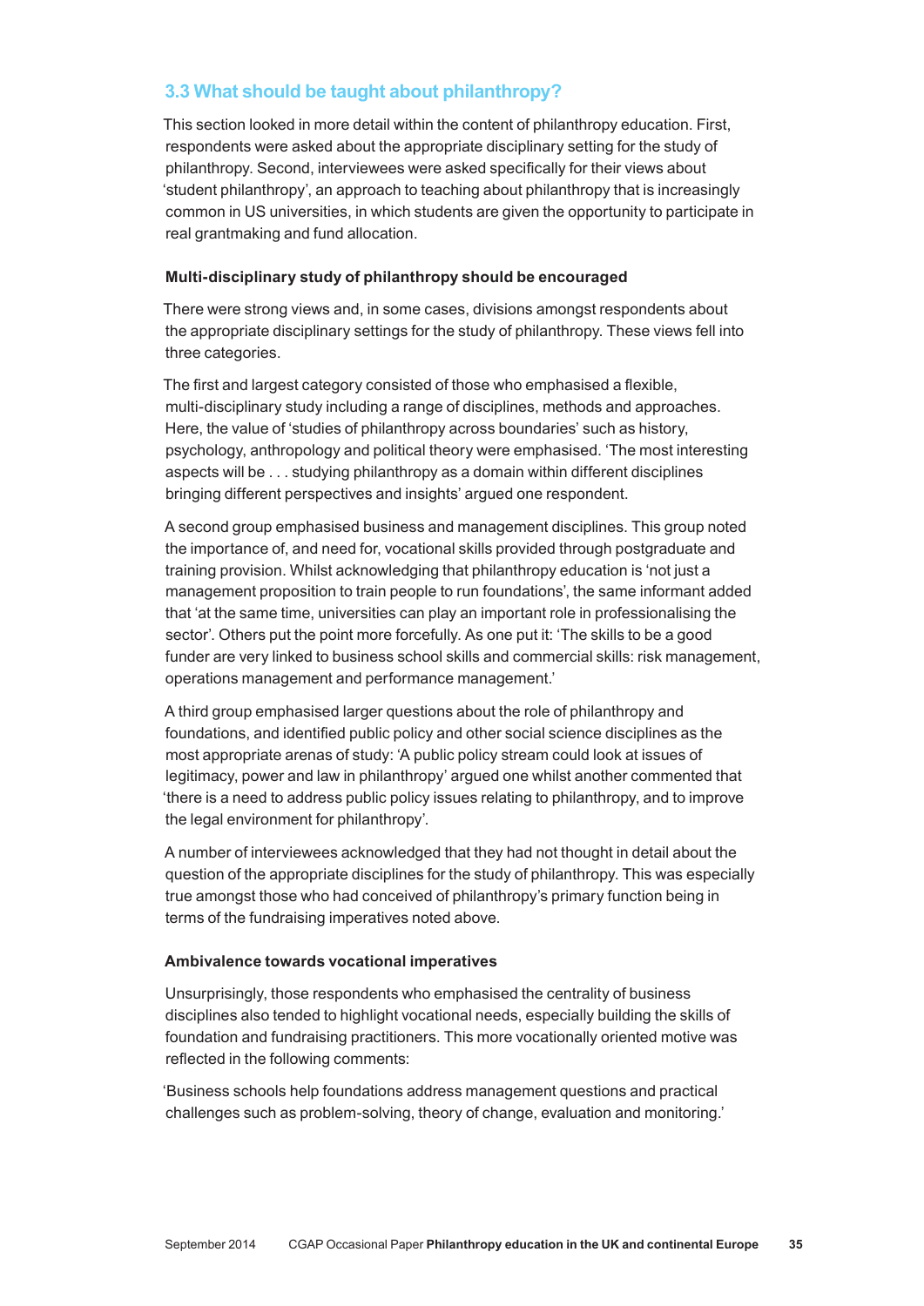## 3.3 What should be taught about philanthropy?

This section looked in more detail within the content of philanthropy education. First, respondents were asked about the appropriate disciplinary setting for the study of philanthropy. Second, interviewees were asked specifically for their views about 'student philanthropy', an approach to teaching about philanthropy that is increasingly common in US universities, in which students are given the opportunity to participate in real grantmaking and fund allocation.

### Multi-disciplinary study of philanthropy should be encouraged

There were strong views and, in some cases, divisions amongst respondents about the appropriate disciplinary settings for the study of philanthropy. These views fell into three categories.

The first and largest category consisted of those who emphasised a flexible, multi-disciplinary study including a range of disciplines, methods and approaches. Here, the value of 'studies of philanthropy across boundaries' such as history, psychology, anthropology and political theory were emphasised. 'The most interesting aspects will be . . . studying philanthropy as a domain within different disciplines bringing different perspectives and insights' argued one respondent.

A second group emphasised business and management disciplines. This group noted the importance of, and need for, vocational skills provided through postgraduate and training provision. Whilst acknowledging that philanthropy education is 'not just a management proposition to train people to run foundations', the same informant added that 'at the same time, universities can play an important role in professionalising the sector'. Others put the point more forcefully. As one put it: 'The skills to be a good funder are very linked to business school skills and commercial skills: risk management, operations management and performance management.'

A third group emphasised larger questions about the role of philanthropy and foundations, and identified public policy and other social science disciplines as the most appropriate arenas of study: 'A public policy stream could look at issues of legitimacy, power and law in philanthropy' argued one whilst another commented that 'there is a need to address public policy issues relating to philanthropy, and to improve the legal environment for philanthropy'.

A number of interviewees acknowledged that they had not thought in detail about the question of the appropriate disciplines for the study of philanthropy. This was especially true amongst those who had conceived of philanthropy's primary function being in terms of the fundraising imperatives noted above.

### Ambivalence towards vocational imperatives

Unsurprisingly, those respondents who emphasised the centrality of business disciplines also tended to highlight vocational needs, especially building the skills of foundation and fundraising practitioners. This more vocationally oriented motive was reflected in the following comments:

'Business schools help foundations address management questions and practical challenges such as problem-solving, theory of change, evaluation and monitoring.'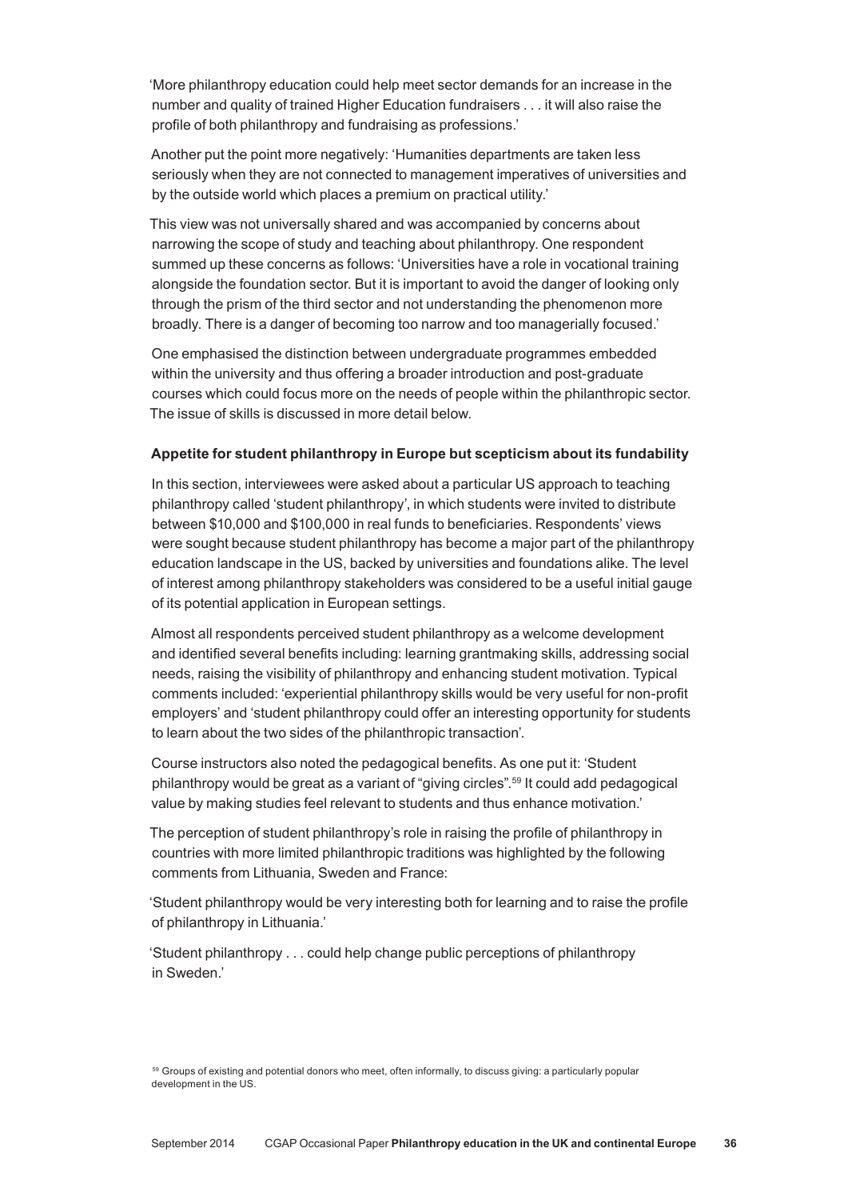'More philanthropy education could help meet sector demands for an increase in the number and quality of trained Higher Education fundraisers . . . it will also raise the profile of both philanthropy and fundraising as professions.'

Another put the point more negatively: 'Humanities departments are taken less seriously when they are not connected to management imperatives of universities and by the outside world which places a premium on practical utility.'

This view was not universally shared and was accompanied by concerns about narrowing the scope of study and teaching about philanthropy. One respondent summed up these concerns as follows: 'Universities have a role in vocational training alongside the foundation sector. But it is important to avoid the danger of looking only through the prism of the third sector and not understanding the phenomenon more broadly. There is a danger of becoming too narrow and too managerially focused.'

One emphasised the distinction between undergraduate programmes embedded within the university and thus offering a broader introduction and post-graduate courses which could focus more on the needs of people within the philanthropic sector. The issue of skills is discussed in more detail below.

**Appetite for student philanthropy in Europe but scepticism about its fundability**

In this section, interviewees were asked about a particular US approach to teaching philanthropy called 'student philanthropy', in which students were invited to distribute between \$10,000 and \$100,000 in real funds to beneficiaries. Respondents' views were sought because student philanthropy has become a major part of the philanthropy education landscape in the US, backed by universities and foundations alike. The level of interest among philanthropy stakeholders was considered to be a useful initial gauge of its potential application in European settings.

Almost all respondents perceived student philanthropy as a welcome development and identified several benefits including: learning grantmaking skills, addressing social needs, raising the visibility of philanthropy and enhancing student motivation. Typical comments included: 'experiential philanthropy skills would be very useful for non-profit employers' and 'student philanthropy could offer an interesting opportunity for students to learn about the two sides of the philanthropic transaction'.

Course instructors also noted the pedagogical benefits. As one put it: 'Student philanthropy would be great as a variant of "giving circles".[59] It could add pedagogical value by making studies feel relevant to students and thus enhance motivation.'

The perception of student philanthropy's role in raising the profile of philanthropy in countries with more limited philanthropic traditions was highlighted by the following comments from Lithuania, Sweden and France:

'Student philanthropy would be very interesting both for learning and to raise the profile of philanthropy in Lithuania.'

'Student philanthropy . . . could help change public perceptions of philanthropy in Sweden.'

[59] Groups of existing and potential donors who meet, often informally, to discuss giving: a particularly popular development in the US.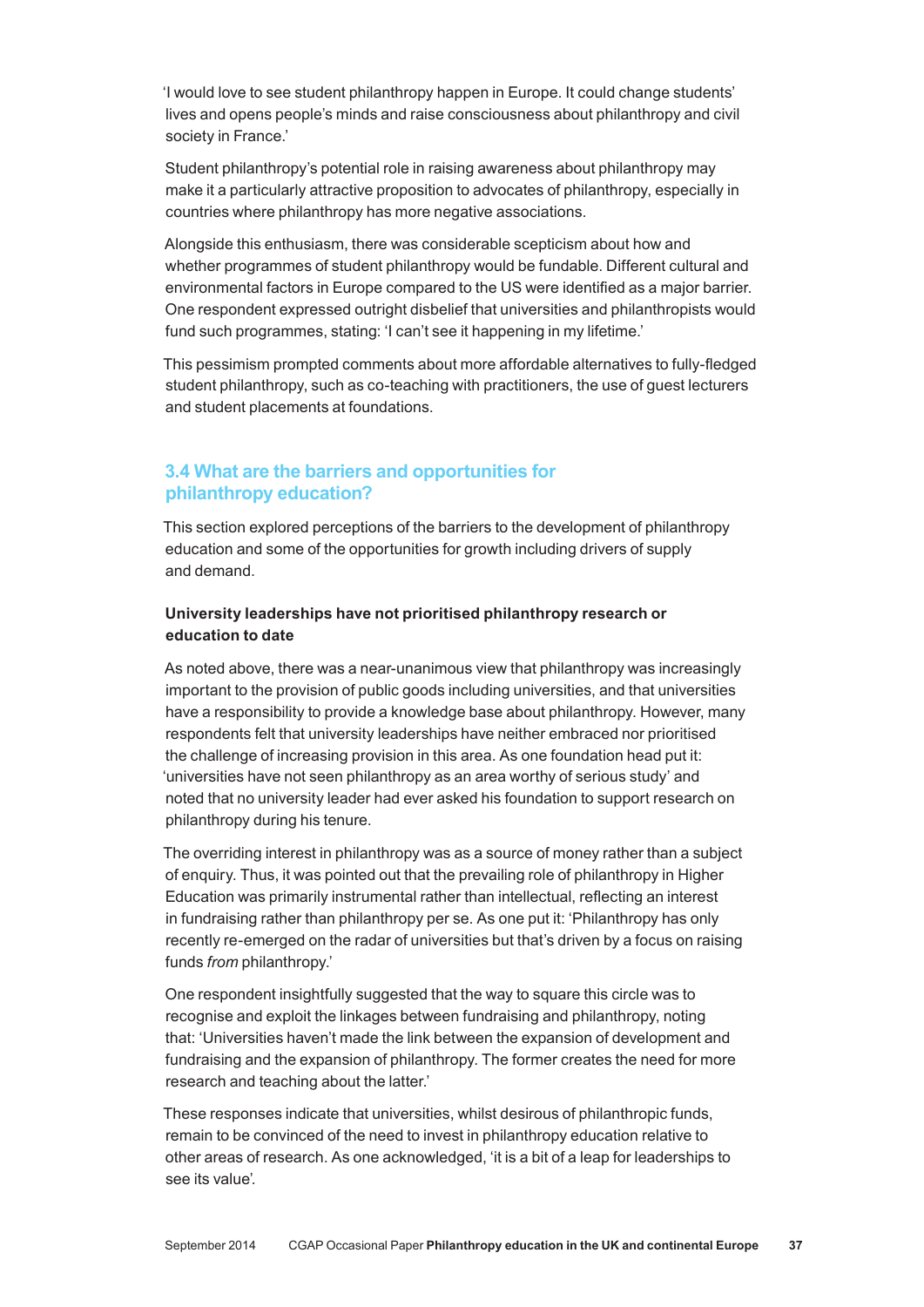'I would love to see student philanthropy happen in Europe. It could change students' lives and opens people's minds and raise consciousness about philanthropy and civil society in France.'

Student philanthropy's potential role in raising awareness about philanthropy may make it a particularly attractive proposition to advocates of philanthropy, especially in countries where philanthropy has more negative associations.

Alongside this enthusiasm, there was considerable scepticism about how and whether programmes of student philanthropy would be fundable. Different cultural and environmental factors in Europe compared to the US were identified as a major barrier. One respondent expressed outright disbelief that universities and philanthropists would fund such programmes, stating: 'I can't see it happening in my lifetime.'

This pessimism prompted comments about more affordable alternatives to fully-fledged student philanthropy, such as co-teaching with practitioners, the use of guest lecturers and student placements at foundations.

## 3.4 What are the barriers and opportunities for philanthropy education?

This section explored perceptions of the barriers to the development of philanthropy education and some of the opportunities for growth including drivers of supply and demand.

**University leaderships have not prioritised philanthropy research or education to date**

As noted above, there was a near-unanimous view that philanthropy was increasingly important to the provision of public goods including universities, and that universities have a responsibility to provide a knowledge base about philanthropy. However, many respondents felt that university leaderships have neither embraced nor prioritised the challenge of increasing provision in this area. As one foundation head put it: 'universities have not seen philanthropy as an area worthy of serious study' and noted that no university leader had ever asked his foundation to support research on philanthropy during his tenure.

The overriding interest in philanthropy was as a source of money rather than a subject of enquiry. Thus, it was pointed out that the prevailing role of philanthropy in Higher Education was primarily instrumental rather than intellectual, reflecting an interest in fundraising rather than philanthropy per se. As one put it: 'Philanthropy has only recently re-emerged on the radar of universities but that's driven by a focus on raising funds *from* philanthropy.'

One respondent insightfully suggested that the way to square this circle was to recognise and exploit the linkages between fundraising and philanthropy, noting that: 'Universities haven't made the link between the expansion of development and fundraising and the expansion of philanthropy. The former creates the need for more research and teaching about the latter.'

These responses indicate that universities, whilst desirous of philanthropic funds, remain to be convinced of the need to invest in philanthropy education relative to other areas of research. As one acknowledged, 'it is a bit of a leap for leaderships to see its value'.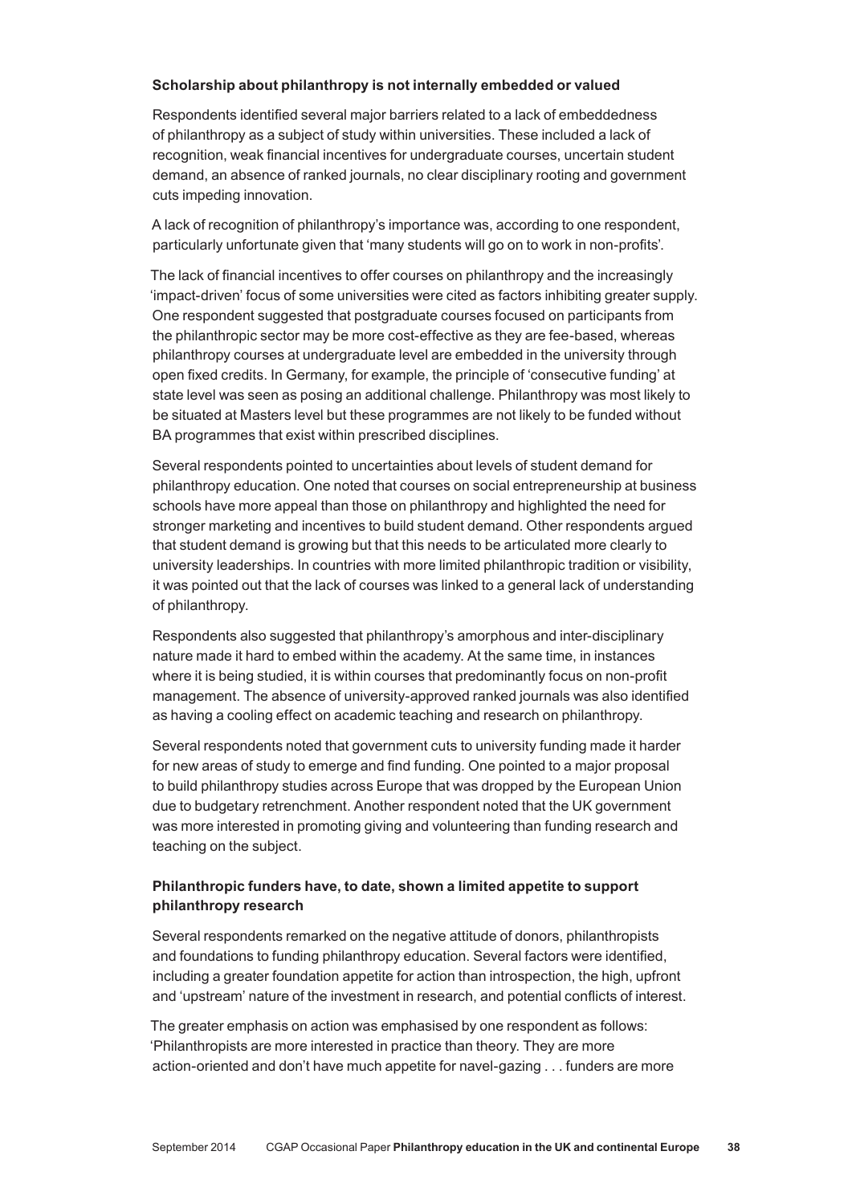### Scholarship about philanthropy is not internally embedded or valued

Respondents identified several major barriers related to a lack of embeddedness of philanthropy as a subject of study within universities. These included a lack of recognition, weak financial incentives for undergraduate courses, uncertain student demand, an absence of ranked journals, no clear disciplinary rooting and government cuts impeding innovation.

A lack of recognition of philanthropy's importance was, according to one respondent, particularly unfortunate given that 'many students will go on to work in non-profits'.

The lack of financial incentives to offer courses on philanthropy and the increasingly 'impact-driven' focus of some universities were cited as factors inhibiting greater supply. One respondent suggested that postgraduate courses focused on participants from the philanthropic sector may be more cost-effective as they are fee-based, whereas philanthropy courses at undergraduate level are embedded in the university through open fixed credits. In Germany, for example, the principle of 'consecutive funding' at state level was seen as posing an additional challenge. Philanthropy was most likely to be situated at Masters level but these programmes are not likely to be funded without BA programmes that exist within prescribed disciplines.

Several respondents pointed to uncertainties about levels of student demand for philanthropy education. One noted that courses on social entrepreneurship at business schools have more appeal than those on philanthropy and highlighted the need for stronger marketing and incentives to build student demand. Other respondents argued that student demand is growing but that this needs to be articulated more clearly to university leaderships. In countries with more limited philanthropic tradition or visibility, it was pointed out that the lack of courses was linked to a general lack of understanding of philanthropy.

Respondents also suggested that philanthropy's amorphous and inter-disciplinary nature made it hard to embed within the academy. At the same time, in instances where it is being studied, it is within courses that predominantly focus on non-profit management. The absence of university-approved ranked journals was also identified as having a cooling effect on academic teaching and research on philanthropy.

Several respondents noted that government cuts to university funding made it harder for new areas of study to emerge and find funding. One pointed to a major proposal to build philanthropy studies across Europe that was dropped by the European Union due to budgetary retrenchment. Another respondent noted that the UK government was more interested in promoting giving and volunteering than funding research and teaching on the subject.

### Philanthropic funders have, to date, shown a limited appetite to support philanthropy research

Several respondents remarked on the negative attitude of donors, philanthropists and foundations to funding philanthropy education. Several factors were identified, including a greater foundation appetite for action than introspection, the high, upfront and 'upstream' nature of the investment in research, and potential conflicts of interest.

The greater emphasis on action was emphasised by one respondent as follows: 'Philanthropists are more interested in practice than theory. They are more action-oriented and don't have much appetite for navel-gazing . . . funders are more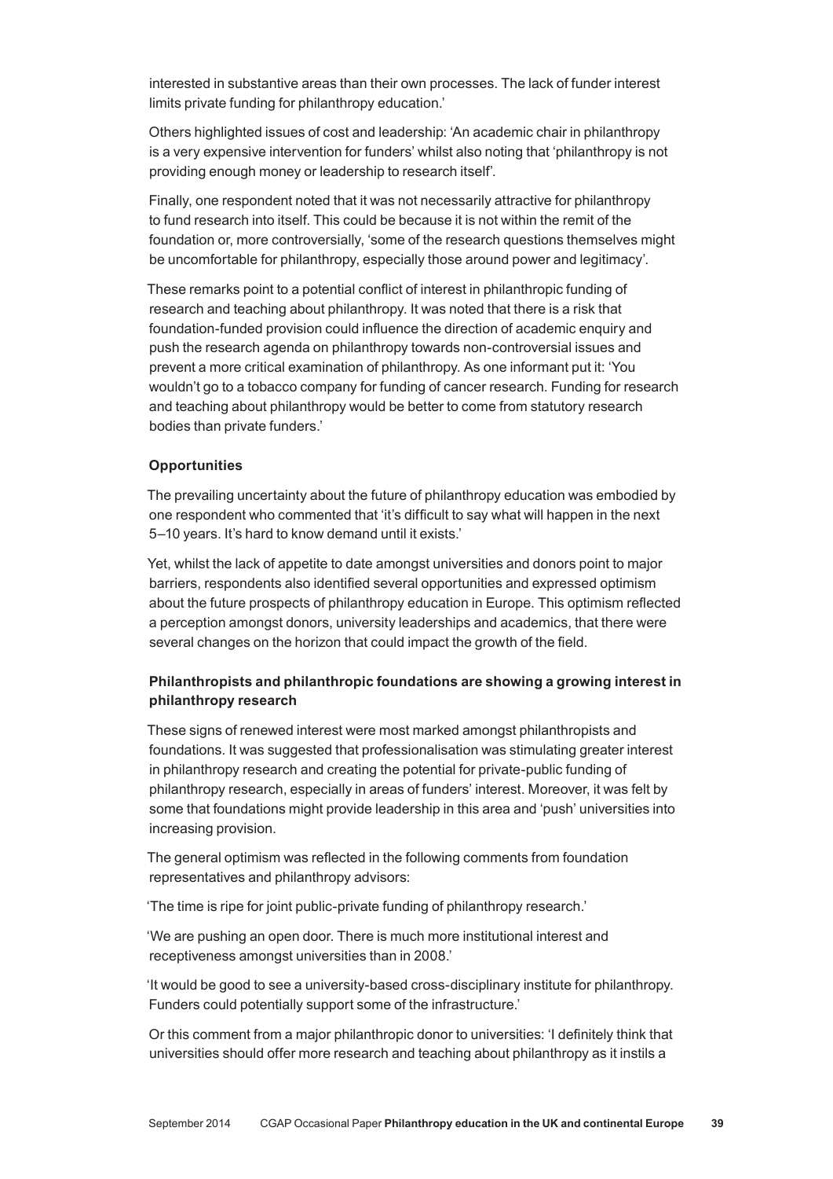interested in substantive areas than their own processes. The lack of funder interest limits private funding for philanthropy education.'

Others highlighted issues of cost and leadership: 'An academic chair in philanthropy is a very expensive intervention for funders' whilst also noting that 'philanthropy is not providing enough money or leadership to research itself'.

Finally, one respondent noted that it was not necessarily attractive for philanthropy to fund research into itself. This could be because it is not within the remit of the foundation or, more controversially, 'some of the research questions themselves might be uncomfortable for philanthropy, especially those around power and legitimacy'.

These remarks point to a potential conflict of interest in philanthropic funding of research and teaching about philanthropy. It was noted that there is a risk that foundation-funded provision could influence the direction of academic enquiry and push the research agenda on philanthropy towards non-controversial issues and prevent a more critical examination of philanthropy. As one informant put it: 'You wouldn't go to a tobacco company for funding of cancer research. Funding for research and teaching about philanthropy would be better to come from statutory research bodies than private funders.'

#### Opportunities

The prevailing uncertainty about the future of philanthropy education was embodied by one respondent who commented that 'it's difficult to say what will happen in the next 5–10 years. It's hard to know demand until it exists.'

Yet, whilst the lack of appetite to date amongst universities and donors point to major barriers, respondents also identified several opportunities and expressed optimism about the future prospects of philanthropy education in Europe. This optimism reflected a perception amongst donors, university leaderships and academics, that there were several changes on the horizon that could impact the growth of the field.

#### Philanthropists and philanthropic foundations are showing a growing interest in philanthropy research

These signs of renewed interest were most marked amongst philanthropists and foundations. It was suggested that professionalisation was stimulating greater interest in philanthropy research and creating the potential for private-public funding of philanthropy research, especially in areas of funders' interest. Moreover, it was felt by some that foundations might provide leadership in this area and 'push' universities into increasing provision.

The general optimism was reflected in the following comments from foundation representatives and philanthropy advisors:

'The time is ripe for joint public-private funding of philanthropy research.'

'We are pushing an open door. There is much more institutional interest and receptiveness amongst universities than in 2008.'

'It would be good to see a university-based cross-disciplinary institute for philanthropy. Funders could potentially support some of the infrastructure.'

Or this comment from a major philanthropic donor to universities: 'I definitely think that universities should offer more research and teaching about philanthropy as it instils a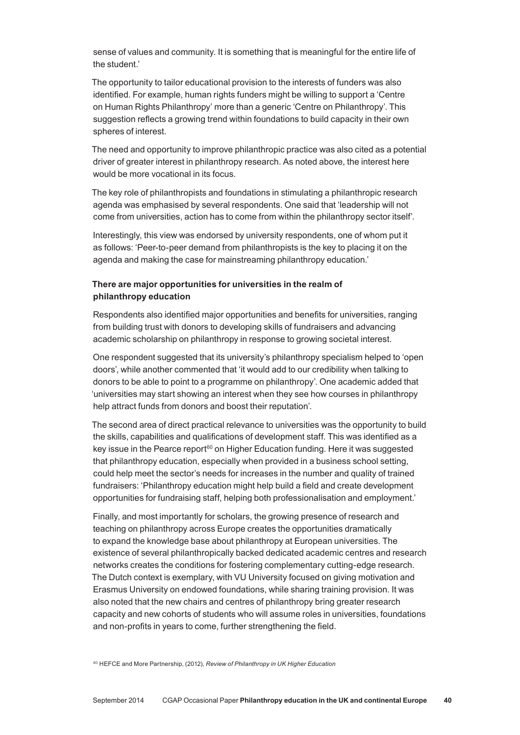sense of values and community. It is something that is meaningful for the entire life of the student.'

The opportunity to tailor educational provision to the interests of funders was also identified. For example, human rights funders might be willing to support a 'Centre on Human Rights Philanthropy' more than a generic 'Centre on Philanthropy'. This suggestion reflects a growing trend within foundations to build capacity in their own spheres of interest.

The need and opportunity to improve philanthropic practice was also cited as a potential driver of greater interest in philanthropy research. As noted above, the interest here would be more vocational in its focus.

The key role of philanthropists and foundations in stimulating a philanthropic research agenda was emphasised by several respondents. One said that 'leadership will not come from universities, action has to come from within the philanthropy sector itself'.

Interestingly, this view was endorsed by university respondents, one of whom put it as follows: 'Peer-to-peer demand from philanthropists is the key to placing it on the agenda and making the case for mainstreaming philanthropy education.'

**There are major opportunities for universities in the realm of philanthropy education**

Respondents also identified major opportunities and benefits for universities, ranging from building trust with donors to developing skills of fundraisers and advancing academic scholarship on philanthropy in response to growing societal interest.

One respondent suggested that its university's philanthropy specialism helped to 'open doors', while another commented that 'it would add to our credibility when talking to donors to be able to point to a programme on philanthropy'. One academic added that 'universities may start showing an interest when they see how courses in philanthropy help attract funds from donors and boost their reputation'.

The second area of direct practical relevance to universities was the opportunity to build the skills, capabilities and qualifications of development staff. This was identified as a key issue in the Pearce report[60] on Higher Education funding. Here it was suggested that philanthropy education, especially when provided in a business school setting, could help meet the sector's needs for increases in the number and quality of trained fundraisers: 'Philanthropy education might help build a field and create development opportunities for fundraising staff, helping both professionalisation and employment.'

Finally, and most importantly for scholars, the growing presence of research and teaching on philanthropy across Europe creates the opportunities dramatically to expand the knowledge base about philanthropy at European universities. The existence of several philanthropically backed dedicated academic centres and research networks creates the conditions for fostering complementary cutting-edge research. The Dutch context is exemplary, with VU University focused on giving motivation and Erasmus University on endowed foundations, while sharing training provision. It was also noted that the new chairs and centres of philanthropy bring greater research capacity and new cohorts of students who will assume roles in universities, foundations and non-profits in years to come, further strengthening the field.

[60] HEFCE and More Partnership, (2012), *Review of Philanthropy in UK Higher Education*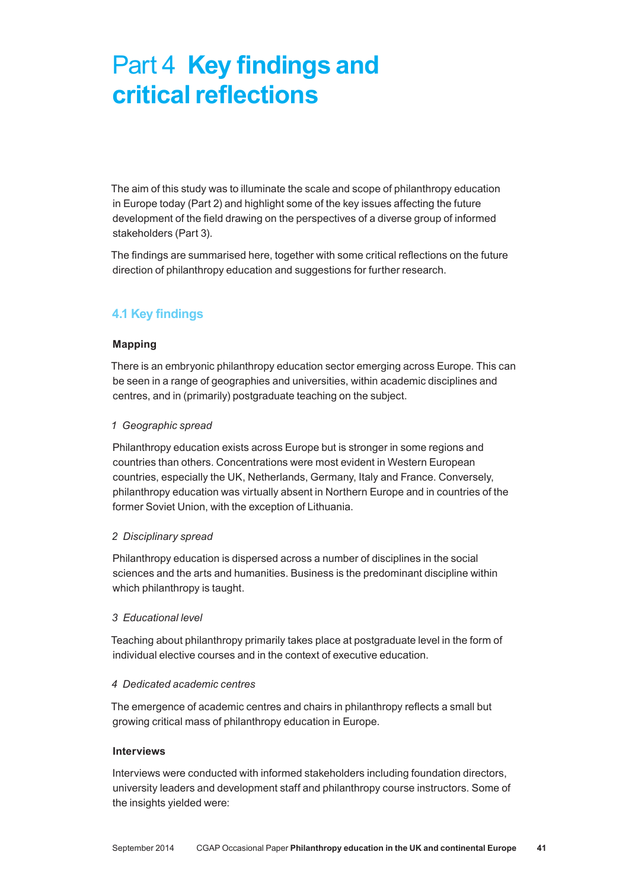# Part 4 **Key findings and critical reflections**

The aim of this study was to illuminate the scale and scope of philanthropy education in Europe today (Part 2) and highlight some of the key issues affecting the future development of the field drawing on the perspectives of a diverse group of informed stakeholders (Part 3).

The findings are summarised here, together with some critical reflections on the future direction of philanthropy education and suggestions for further research.

## 4.1 Key findings

**Mapping**

There is an embryonic philanthropy education sector emerging across Europe. This can be seen in a range of geographies and universities, within academic disciplines and centres, and in (primarily) postgraduate teaching on the subject.

*1 Geographic spread*

Philanthropy education exists across Europe but is stronger in some regions and countries than others. Concentrations were most evident in Western European countries, especially the UK, Netherlands, Germany, Italy and France. Conversely, philanthropy education was virtually absent in Northern Europe and in countries of the former Soviet Union, with the exception of Lithuania.

*2 Disciplinary spread*

Philanthropy education is dispersed across a number of disciplines in the social sciences and the arts and humanities. Business is the predominant discipline within which philanthropy is taught.

*3 Educational level*

Teaching about philanthropy primarily takes place at postgraduate level in the form of individual elective courses and in the context of executive education.

*4 Dedicated academic centres*

The emergence of academic centres and chairs in philanthropy reflects a small but growing critical mass of philanthropy education in Europe.

**Interviews**

Interviews were conducted with informed stakeholders including foundation directors, university leaders and development staff and philanthropy course instructors. Some of the insights yielded were: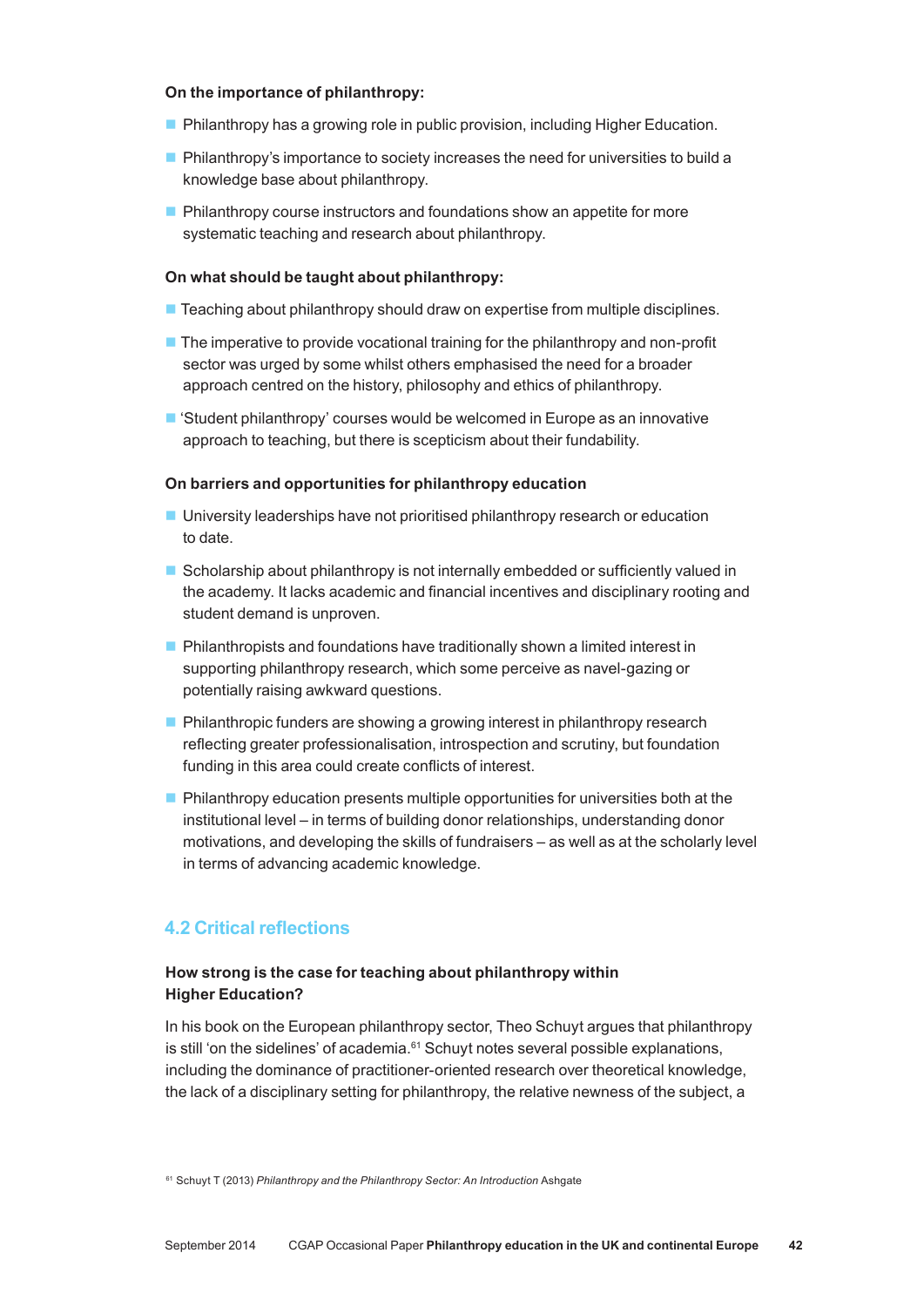**On the importance of philanthropy:**

- Philanthropy has a growing role in public provision, including Higher Education.
- Philanthropy's importance to society increases the need for universities to build a knowledge base about philanthropy.
- Philanthropy course instructors and foundations show an appetite for more systematic teaching and research about philanthropy.

**On what should be taught about philanthropy:**

- Teaching about philanthropy should draw on expertise from multiple disciplines.
- The imperative to provide vocational training for the philanthropy and non-profit sector was urged by some whilst others emphasised the need for a broader approach centred on the history, philosophy and ethics of philanthropy.
- 'Student philanthropy' courses would be welcomed in Europe as an innovative approach to teaching, but there is scepticism about their fundability.

**On barriers and opportunities for philanthropy education**

- University leaderships have not prioritised philanthropy research or education to date.
- Scholarship about philanthropy is not internally embedded or sufficiently valued in the academy. It lacks academic and financial incentives and disciplinary rooting and student demand is unproven.
- Philanthropists and foundations have traditionally shown a limited interest in supporting philanthropy research, which some perceive as navel-gazing or potentially raising awkward questions.
- Philanthropic funders are showing a growing interest in philanthropy research reflecting greater professionalisation, introspection and scrutiny, but foundation funding in this area could create conflicts of interest.
- Philanthropy education presents multiple opportunities for universities both at the institutional level – in terms of building donor relationships, understanding donor motivations, and developing the skills of fundraisers – as well as at the scholarly level in terms of advancing academic knowledge.

## 4.2 Critical reflections

### How strong is the case for teaching about philanthropy within Higher Education?

In his book on the European philanthropy sector, Theo Schuyt argues that philanthropy is still 'on the sidelines' of academia.[61] Schuyt notes several possible explanations, including the dominance of practitioner-oriented research over theoretical knowledge, the lack of a disciplinary setting for philanthropy, the relative newness of the subject, a

[61] Schuyt T (2013) *Philanthropy and the Philanthropy Sector: An Introduction* Ashgate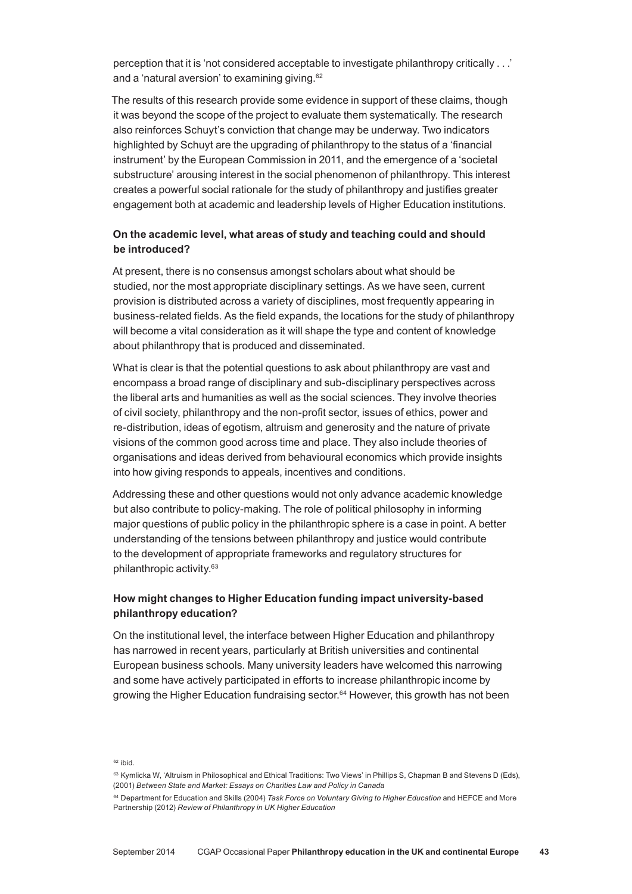perception that it is 'not considered acceptable to investigate philanthropy critically . . .' and a 'natural aversion' to examining giving.[62]

The results of this research provide some evidence in support of these claims, though it was beyond the scope of the project to evaluate them systematically. The research also reinforces Schuyt's conviction that change may be underway. Two indicators highlighted by Schuyt are the upgrading of philanthropy to the status of a 'financial instrument' by the European Commission in 2011, and the emergence of a 'societal substructure' arousing interest in the social phenomenon of philanthropy. This interest creates a powerful social rationale for the study of philanthropy and justifies greater engagement both at academic and leadership levels of Higher Education institutions.

**On the academic level, what areas of study and teaching could and should be introduced?**

At present, there is no consensus amongst scholars about what should be studied, nor the most appropriate disciplinary settings. As we have seen, current provision is distributed across a variety of disciplines, most frequently appearing in business-related fields. As the field expands, the locations for the study of philanthropy will become a vital consideration as it will shape the type and content of knowledge about philanthropy that is produced and disseminated.

What is clear is that the potential questions to ask about philanthropy are vast and encompass a broad range of disciplinary and sub-disciplinary perspectives across the liberal arts and humanities as well as the social sciences. They involve theories of civil society, philanthropy and the non-profit sector, issues of ethics, power and re-distribution, ideas of egotism, altruism and generosity and the nature of private visions of the common good across time and place. They also include theories of organisations and ideas derived from behavioural economics which provide insights into how giving responds to appeals, incentives and conditions.

Addressing these and other questions would not only advance academic knowledge but also contribute to policy-making. The role of political philosophy in informing major questions of public policy in the philanthropic sphere is a case in point. A better understanding of the tensions between philanthropy and justice would contribute to the development of appropriate frameworks and regulatory structures for philanthropic activity.[63]

**How might changes to Higher Education funding impact university-based philanthropy education?**

On the institutional level, the interface between Higher Education and philanthropy has narrowed in recent years, particularly at British universities and continental European business schools. Many university leaders have welcomed this narrowing and some have actively participated in efforts to increase philanthropic income by growing the Higher Education fundraising sector.[64] However, this growth has not been

---

[62] ibid.

[63] Kymlicka W, 'Altruism in Philosophical and Ethical Traditions: Two Views' in Phillips S, Chapman B and Stevens D (Eds), (2001) *Between State and Market: Essays on Charities Law and Policy in Canada*

[64] Department for Education and Skills (2004) *Task Force on Voluntary Giving to Higher Education* and HEFCE and More Partnership (2012) *Review of Philanthropy in UK Higher Education*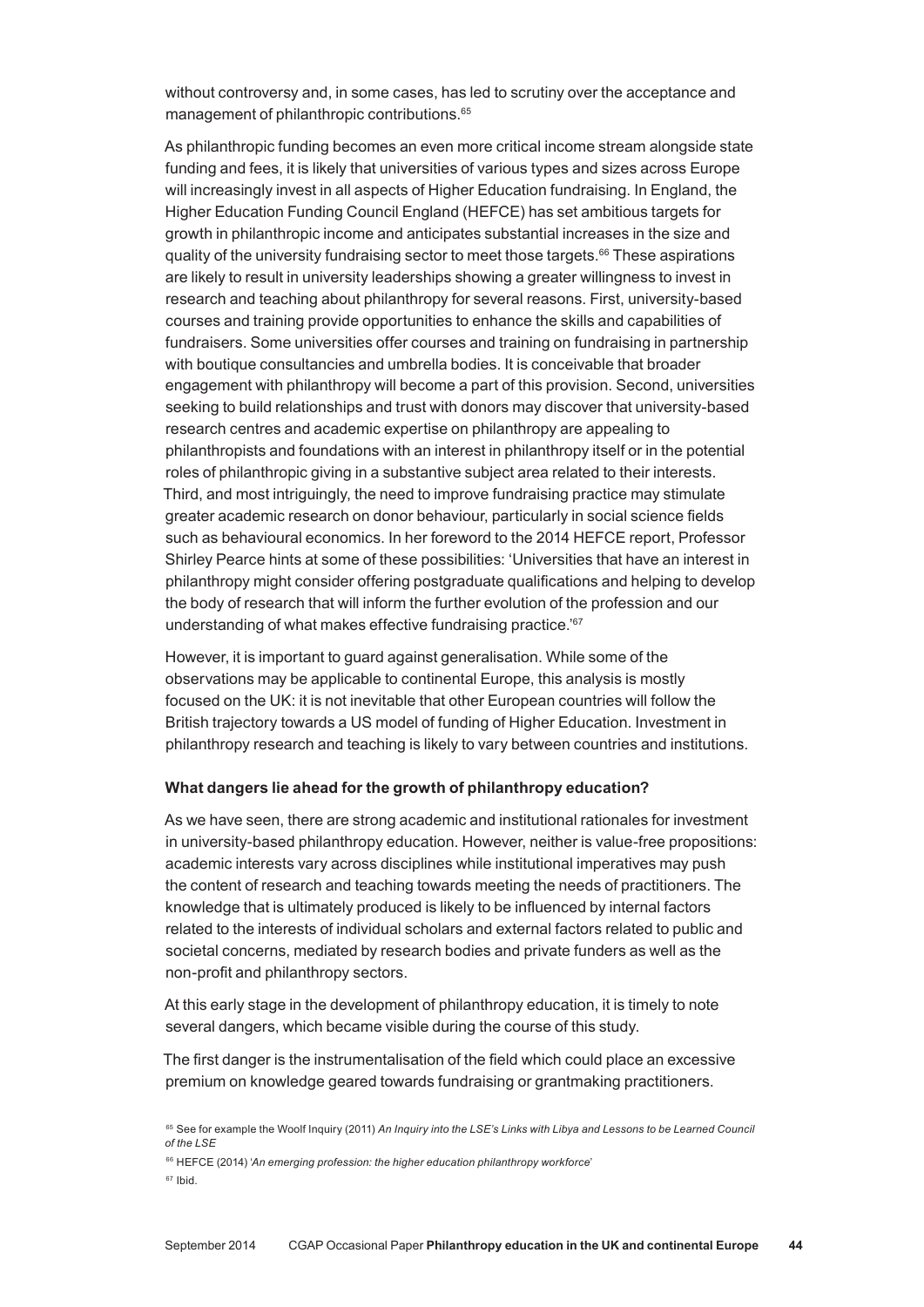without controversy and, in some cases, has led to scrutiny over the acceptance and management of philanthropic contributions.[65]

As philanthropic funding becomes an even more critical income stream alongside state funding and fees, it is likely that universities of various types and sizes across Europe will increasingly invest in all aspects of Higher Education fundraising. In England, the Higher Education Funding Council England (HEFCE) has set ambitious targets for growth in philanthropic income and anticipates substantial increases in the size and quality of the university fundraising sector to meet those targets.[66] These aspirations are likely to result in university leaderships showing a greater willingness to invest in research and teaching about philanthropy for several reasons. First, university-based courses and training provide opportunities to enhance the skills and capabilities of fundraisers. Some universities offer courses and training on fundraising in partnership with boutique consultancies and umbrella bodies. It is conceivable that broader engagement with philanthropy will become a part of this provision. Second, universities seeking to build relationships and trust with donors may discover that university-based research centres and academic expertise on philanthropy are appealing to philanthropists and foundations with an interest in philanthropy itself or in the potential roles of philanthropic giving in a substantive subject area related to their interests. Third, and most intriguingly, the need to improve fundraising practice may stimulate greater academic research on donor behaviour, particularly in social science fields such as behavioural economics. In her foreword to the 2014 HEFCE report, Professor Shirley Pearce hints at some of these possibilities: 'Universities that have an interest in philanthropy might consider offering postgraduate qualifications and helping to develop the body of research that will inform the further evolution of the profession and our understanding of what makes effective fundraising practice.'[67]

However, it is important to guard against generalisation. While some of the observations may be applicable to continental Europe, this analysis is mostly focused on the UK: it is not inevitable that other European countries will follow the British trajectory towards a US model of funding of Higher Education. Investment in philanthropy research and teaching is likely to vary between countries and institutions.

**What dangers lie ahead for the growth of philanthropy education?**

As we have seen, there are strong academic and institutional rationales for investment in university-based philanthropy education. However, neither is value-free propositions: academic interests vary across disciplines while institutional imperatives may push the content of research and teaching towards meeting the needs of practitioners. The knowledge that is ultimately produced is likely to be influenced by internal factors related to the interests of individual scholars and external factors related to public and societal concerns, mediated by research bodies and private funders as well as the non-profit and philanthropy sectors.

At this early stage in the development of philanthropy education, it is timely to note several dangers, which became visible during the course of this study.

The first danger is the instrumentalisation of the field which could place an excessive premium on knowledge geared towards fundraising or grantmaking practitioners.

[65] See for example the Woolf Inquiry (2011) *An Inquiry into the LSE's Links with Libya and Lessons to be Learned Council of the LSE*

[66] HEFCE (2014) '*An emerging profession: the higher education philanthropy workforce*'

[67] Ibid.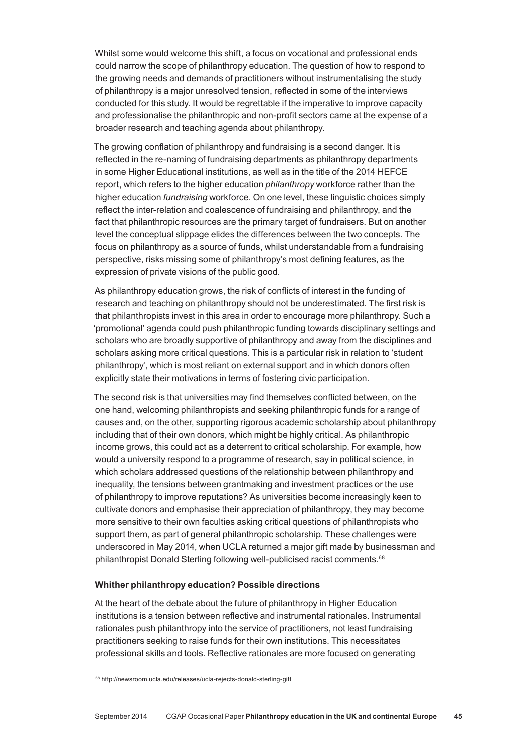Whilst some would welcome this shift, a focus on vocational and professional ends could narrow the scope of philanthropy education. The question of how to respond to the growing needs and demands of practitioners without instrumentalising the study of philanthropy is a major unresolved tension, reflected in some of the interviews conducted for this study. It would be regrettable if the imperative to improve capacity and professionalise the philanthropic and non-profit sectors came at the expense of a broader research and teaching agenda about philanthropy.

The growing conflation of philanthropy and fundraising is a second danger. It is reflected in the re-naming of fundraising departments as philanthropy departments in some Higher Educational institutions, as well as in the title of the 2014 HEFCE report, which refers to the higher education *philanthropy* workforce rather than the higher education *fundraising* workforce. On one level, these linguistic choices simply reflect the inter-relation and coalescence of fundraising and philanthropy, and the fact that philanthropic resources are the primary target of fundraisers. But on another level the conceptual slippage elides the differences between the two concepts. The focus on philanthropy as a source of funds, whilst understandable from a fundraising perspective, risks missing some of philanthropy's most defining features, as the expression of private visions of the public good.

As philanthropy education grows, the risk of conflicts of interest in the funding of research and teaching on philanthropy should not be underestimated. The first risk is that philanthropists invest in this area in order to encourage more philanthropy. Such a 'promotional' agenda could push philanthropic funding towards disciplinary settings and scholars who are broadly supportive of philanthropy and away from the disciplines and scholars asking more critical questions. This is a particular risk in relation to 'student philanthropy', which is most reliant on external support and in which donors often explicitly state their motivations in terms of fostering civic participation.

The second risk is that universities may find themselves conflicted between, on the one hand, welcoming philanthropists and seeking philanthropic funds for a range of causes and, on the other, supporting rigorous academic scholarship about philanthropy including that of their own donors, which might be highly critical. As philanthropic income grows, this could act as a deterrent to critical scholarship. For example, how would a university respond to a programme of research, say in political science, in which scholars addressed questions of the relationship between philanthropy and inequality, the tensions between grantmaking and investment practices or the use of philanthropy to improve reputations? As universities become increasingly keen to cultivate donors and emphasise their appreciation of philanthropy, they may become more sensitive to their own faculties asking critical questions of philanthropists who support them, as part of general philanthropic scholarship. These challenges were underscored in May 2014, when UCLA returned a major gift made by businessman and philanthropist Donald Sterling following well-publicised racist comments.[68]

**Whither philanthropy education? Possible directions**

At the heart of the debate about the future of philanthropy in Higher Education institutions is a tension between reflective and instrumental rationales. Instrumental rationales push philanthropy into the service of practitioners, not least fundraising practitioners seeking to raise funds for their own institutions. This necessitates professional skills and tools. Reflective rationales are more focused on generating

[68] http://newsroom.ucla.edu/releases/ucla-rejects-donald-sterling-gift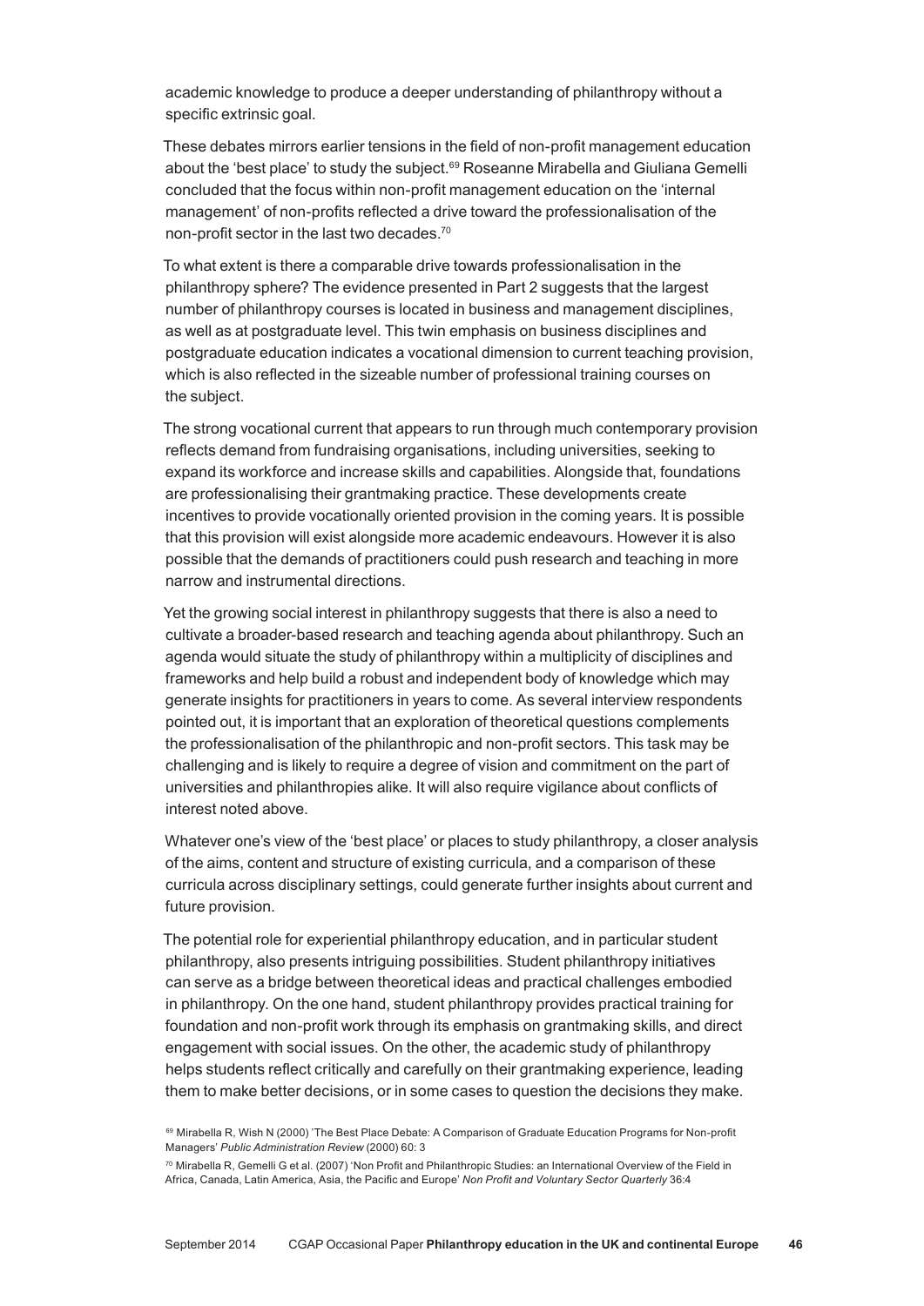academic knowledge to produce a deeper understanding of philanthropy without a specific extrinsic goal.

These debates mirrors earlier tensions in the field of non-profit management education about the 'best place' to study the subject.[69] Roseanne Mirabella and Giuliana Gemelli concluded that the focus within non-profit management education on the 'internal management' of non-profits reflected a drive toward the professionalisation of the non-profit sector in the last two decades.[70]

To what extent is there a comparable drive towards professionalisation in the philanthropy sphere? The evidence presented in Part 2 suggests that the largest number of philanthropy courses is located in business and management disciplines, as well as at postgraduate level. This twin emphasis on business disciplines and postgraduate education indicates a vocational dimension to current teaching provision, which is also reflected in the sizeable number of professional training courses on the subject.

The strong vocational current that appears to run through much contemporary provision reflects demand from fundraising organisations, including universities, seeking to expand its workforce and increase skills and capabilities. Alongside that, foundations are professionalising their grantmaking practice. These developments create incentives to provide vocationally oriented provision in the coming years. It is possible that this provision will exist alongside more academic endeavours. However it is also possible that the demands of practitioners could push research and teaching in more narrow and instrumental directions.

Yet the growing social interest in philanthropy suggests that there is also a need to cultivate a broader-based research and teaching agenda about philanthropy. Such an agenda would situate the study of philanthropy within a multiplicity of disciplines and frameworks and help build a robust and independent body of knowledge which may generate insights for practitioners in years to come. As several interview respondents pointed out, it is important that an exploration of theoretical questions complements the professionalisation of the philanthropic and non-profit sectors. This task may be challenging and is likely to require a degree of vision and commitment on the part of universities and philanthropies alike. It will also require vigilance about conflicts of interest noted above.

Whatever one's view of the 'best place' or places to study philanthropy, a closer analysis of the aims, content and structure of existing curricula, and a comparison of these curricula across disciplinary settings, could generate further insights about current and future provision.

The potential role for experiential philanthropy education, and in particular student philanthropy, also presents intriguing possibilities. Student philanthropy initiatives can serve as a bridge between theoretical ideas and practical challenges embodied in philanthropy. On the one hand, student philanthropy provides practical training for foundation and non-profit work through its emphasis on grantmaking skills, and direct engagement with social issues. On the other, the academic study of philanthropy helps students reflect critically and carefully on their grantmaking experience, leading them to make better decisions, or in some cases to question the decisions they make.

[69] Mirabella R, Wish N (2000) 'The Best Place Debate: A Comparison of Graduate Education Programs for Non-profit Managers' *Public Administration Review* (2000) 60: 3

[70] Mirabella R, Gemelli G et al. (2007) 'Non Profit and Philanthropic Studies: an International Overview of the Field in Africa, Canada, Latin America, Asia, the Pacific and Europe' *Non Profit and Voluntary Sector Quarterly* 36:4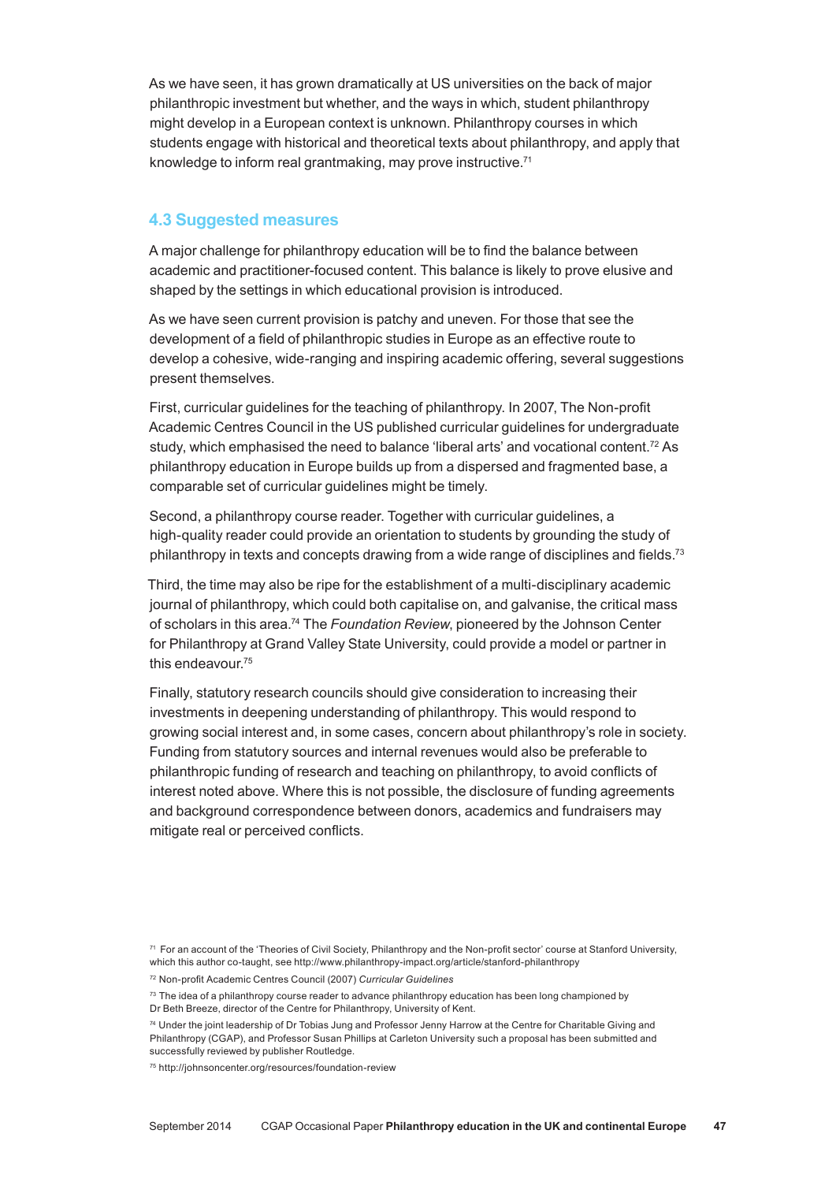As we have seen, it has grown dramatically at US universities on the back of major philanthropic investment but whether, and the ways in which, student philanthropy might develop in a European context is unknown. Philanthropy courses in which students engage with historical and theoretical texts about philanthropy, and apply that knowledge to inform real grantmaking, may prove instructive.[71]

### 4.3 Suggested measures

A major challenge for philanthropy education will be to find the balance between academic and practitioner-focused content. This balance is likely to prove elusive and shaped by the settings in which educational provision is introduced.

As we have seen current provision is patchy and uneven. For those that see the development of a field of philanthropic studies in Europe as an effective route to develop a cohesive, wide-ranging and inspiring academic offering, several suggestions present themselves.

First, curricular guidelines for the teaching of philanthropy. In 2007, The Non-profit Academic Centres Council in the US published curricular guidelines for undergraduate study, which emphasised the need to balance 'liberal arts' and vocational content.[72] As philanthropy education in Europe builds up from a dispersed and fragmented base, a comparable set of curricular guidelines might be timely.

Second, a philanthropy course reader. Together with curricular guidelines, a high-quality reader could provide an orientation to students by grounding the study of philanthropy in texts and concepts drawing from a wide range of disciplines and fields.[73]

Third, the time may also be ripe for the establishment of a multi-disciplinary academic journal of philanthropy, which could both capitalise on, and galvanise, the critical mass of scholars in this area.[74] The *Foundation Review*, pioneered by the Johnson Center for Philanthropy at Grand Valley State University, could provide a model or partner in this endeavour.[75]

Finally, statutory research councils should give consideration to increasing their investments in deepening understanding of philanthropy. This would respond to growing social interest and, in some cases, concern about philanthropy's role in society. Funding from statutory sources and internal revenues would also be preferable to philanthropic funding of research and teaching on philanthropy, to avoid conflicts of interest noted above. Where this is not possible, the disclosure of funding agreements and background correspondence between donors, academics and fundraisers may mitigate real or perceived conflicts.

[71] For an account of the 'Theories of Civil Society, Philanthropy and the Non-profit sector' course at Stanford University, which this author co-taught, see http://www.philanthropy-impact.org/article/stanford-philanthropy

[72] Non-profit Academic Centres Council (2007) *Curricular Guidelines*

[73] The idea of a philanthropy course reader to advance philanthropy education has been long championed by Dr Beth Breeze, director of the Centre for Philanthropy, University of Kent.

[74] Under the joint leadership of Dr Tobias Jung and Professor Jenny Harrow at the Centre for Charitable Giving and Philanthropy (CGAP), and Professor Susan Phillips at Carleton University such a proposal has been submitted and successfully reviewed by publisher Routledge.

[75] http://johnsoncenter.org/resources/foundation-review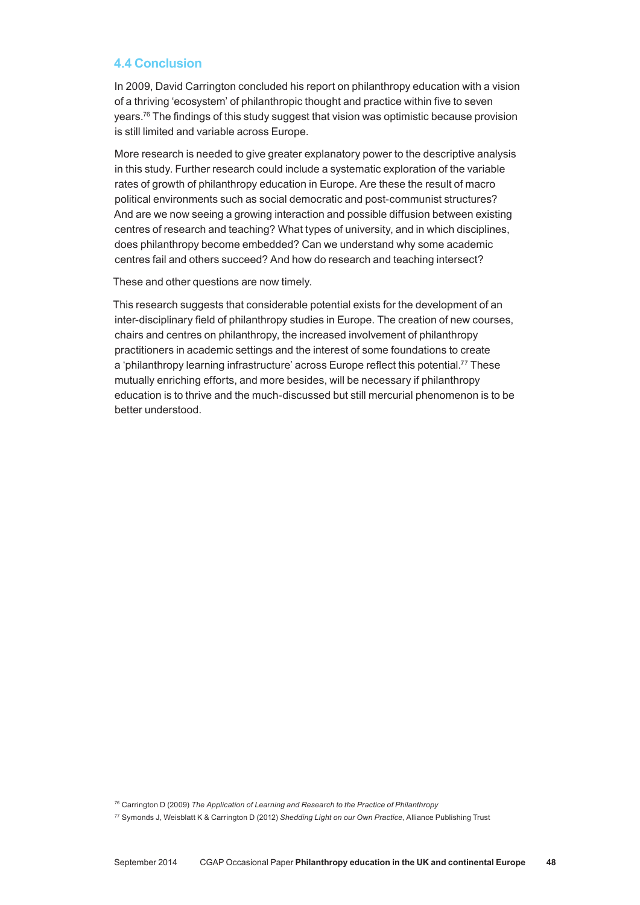## 4.4 Conclusion

In 2009, David Carrington concluded his report on philanthropy education with a vision of a thriving 'ecosystem' of philanthropic thought and practice within five to seven years.[76] The findings of this study suggest that vision was optimistic because provision is still limited and variable across Europe.

More research is needed to give greater explanatory power to the descriptive analysis in this study. Further research could include a systematic exploration of the variable rates of growth of philanthropy education in Europe. Are these the result of macro political environments such as social democratic and post-communist structures? And are we now seeing a growing interaction and possible diffusion between existing centres of research and teaching? What types of university, and in which disciplines, does philanthropy become embedded? Can we understand why some academic centres fail and others succeed? And how do research and teaching intersect?

These and other questions are now timely.

This research suggests that considerable potential exists for the development of an inter-disciplinary field of philanthropy studies in Europe. The creation of new courses, chairs and centres on philanthropy, the increased involvement of philanthropy practitioners in academic settings and the interest of some foundations to create a 'philanthropy learning infrastructure' across Europe reflect this potential.[77] These mutually enriching efforts, and more besides, will be necessary if philanthropy education is to thrive and the much-discussed but still mercurial phenomenon is to be better understood.

[76] Carrington D (2009) *The Application of Learning and Research to the Practice of Philanthropy*

[77] Symonds J, Weisblatt K & Carrington D (2012) *Shedding Light on our Own Practice*, Alliance Publishing Trust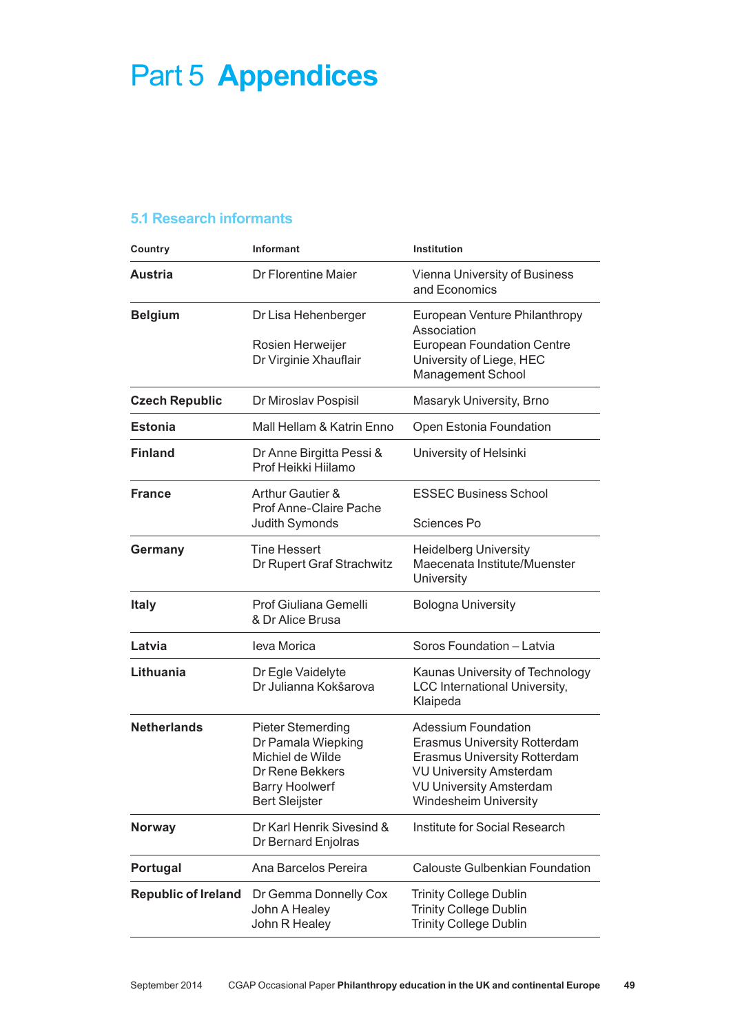# Part 5 Appendices

## 5.1 Research informants

| Country | Informant | Institution |
|---|---|---|
| **Austria** | Dr Florentine Maier | Vienna University of Business and Economics |
| **Belgium** | Dr Lisa Hehenberger<br>Rosien Herweijer<br>Dr Virginie Xhauflair | European Venture Philanthropy Association<br>European Foundation Centre<br>University of Liege, HEC Management School |
| **Czech Republic** | Dr Miroslav Pospisil | Masaryk University, Brno |
| **Estonia** | Mall Hellam & Katrin Enno | Open Estonia Foundation |
| **Finland** | Dr Anne Birgitta Pessi & Prof Heikki Hiilamo | University of Helsinki |
| **France** | Arthur Gautier & Prof Anne-Claire Pache<br>Judith Symonds | ESSEC Business School<br>Sciences Po |
| **Germany** | Tine Hessert<br>Dr Rupert Graf Strachwitz | Heidelberg University<br>Maecenata Institute/Muenster University |
| **Italy** | Prof Giuliana Gemelli & Dr Alice Brusa | Bologna University |
| **Latvia** | Ieva Morica | Soros Foundation – Latvia |
| **Lithuania** | Dr Egle Vaidelyte<br>Dr Julianna Kokšarova | Kaunas University of Technology<br>LCC International University, Klaipeda |
| **Netherlands** | Pieter Stemerding<br>Dr Pamala Wiepking<br>Michiel de Wilde<br>Dr Rene Bekkers<br>Barry Hoolwerf<br>Bert Sleijster | Adessium Foundation<br>Erasmus University Rotterdam<br>Erasmus University Rotterdam<br>VU University Amsterdam<br>VU University Amsterdam<br>Windesheim University |
| **Norway** | Dr Karl Henrik Sivesind & Dr Bernard Enjolras | Institute for Social Research |
| **Portugal** | Ana Barcelos Pereira | Calouste Gulbenkian Foundation |
| **Republic of Ireland** | Dr Gemma Donnelly Cox<br>John A Healey<br>John R Healey | Trinity College Dublin<br>Trinity College Dublin<br>Trinity College Dublin |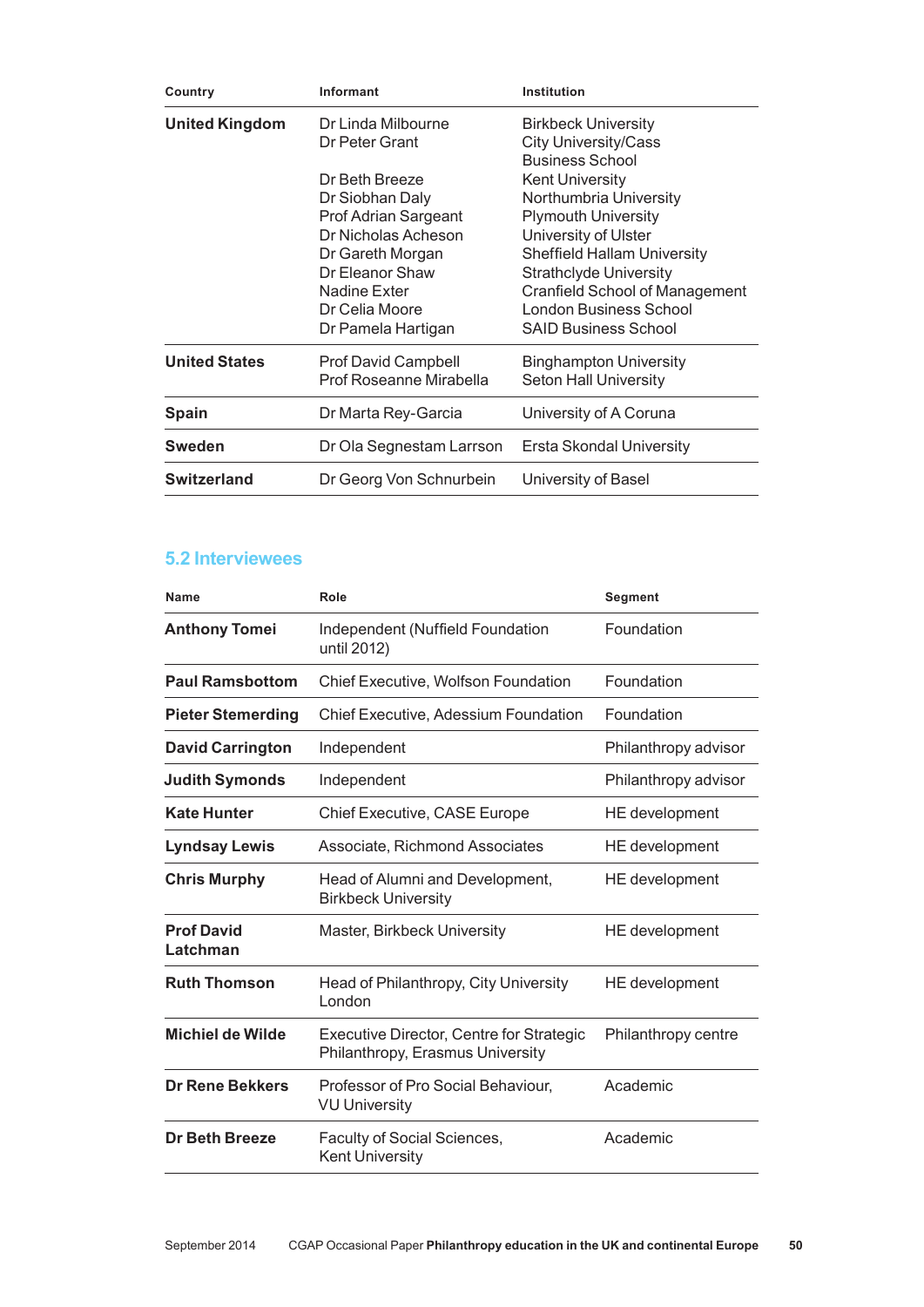| Country | Informant | Institution |
|---|---|---|
| **United Kingdom** | Dr Linda Milbourne | Birkbeck University |
| | Dr Peter Grant | City University/Cass Business School |
| | Dr Beth Breeze | Kent University |
| | Dr Siobhan Daly | Northumbria University |
| | Prof Adrian Sargeant | Plymouth University |
| | Dr Nicholas Acheson | University of Ulster |
| | Dr Gareth Morgan | Sheffield Hallam University |
| | Dr Eleanor Shaw | Strathclyde University |
| | Nadine Exter | Cranfield School of Management |
| | Dr Celia Moore | London Business School |
| | Dr Pamela Hartigan | SAID Business School |
| **United States** | Prof David Campbell | Binghampton University |
| | Prof Roseanne Mirabella | Seton Hall University |
| **Spain** | Dr Marta Rey-Garcia | University of A Coruna |
| **Sweden** | Dr Ola Segnestam Larrson | Ersta Skondal University |
| **Switzerland** | Dr Georg Von Schnurbein | University of Basel |

## 5.2 Interviewees

| Name | Role | Segment |
|---|---|---|
| **Anthony Tomei** | Independent (Nuffield Foundation until 2012) | Foundation |
| **Paul Ramsbottom** | Chief Executive, Wolfson Foundation | Foundation |
| **Pieter Stemerding** | Chief Executive, Adessium Foundation | Foundation |
| **David Carrington** | Independent | Philanthropy advisor |
| **Judith Symonds** | Independent | Philanthropy advisor |
| **Kate Hunter** | Chief Executive, CASE Europe | HE development |
| **Lyndsay Lewis** | Associate, Richmond Associates | HE development |
| **Chris Murphy** | Head of Alumni and Development, Birkbeck University | HE development |
| **Prof David Latchman** | Master, Birkbeck University | HE development |
| **Ruth Thomson** | Head of Philanthropy, City University London | HE development |
| **Michiel de Wilde** | Executive Director, Centre for Strategic Philanthropy, Erasmus University | Philanthropy centre |
| **Dr Rene Bekkers** | Professor of Pro Social Behaviour, VU University | Academic |
| **Dr Beth Breeze** | Faculty of Social Sciences, Kent University | Academic |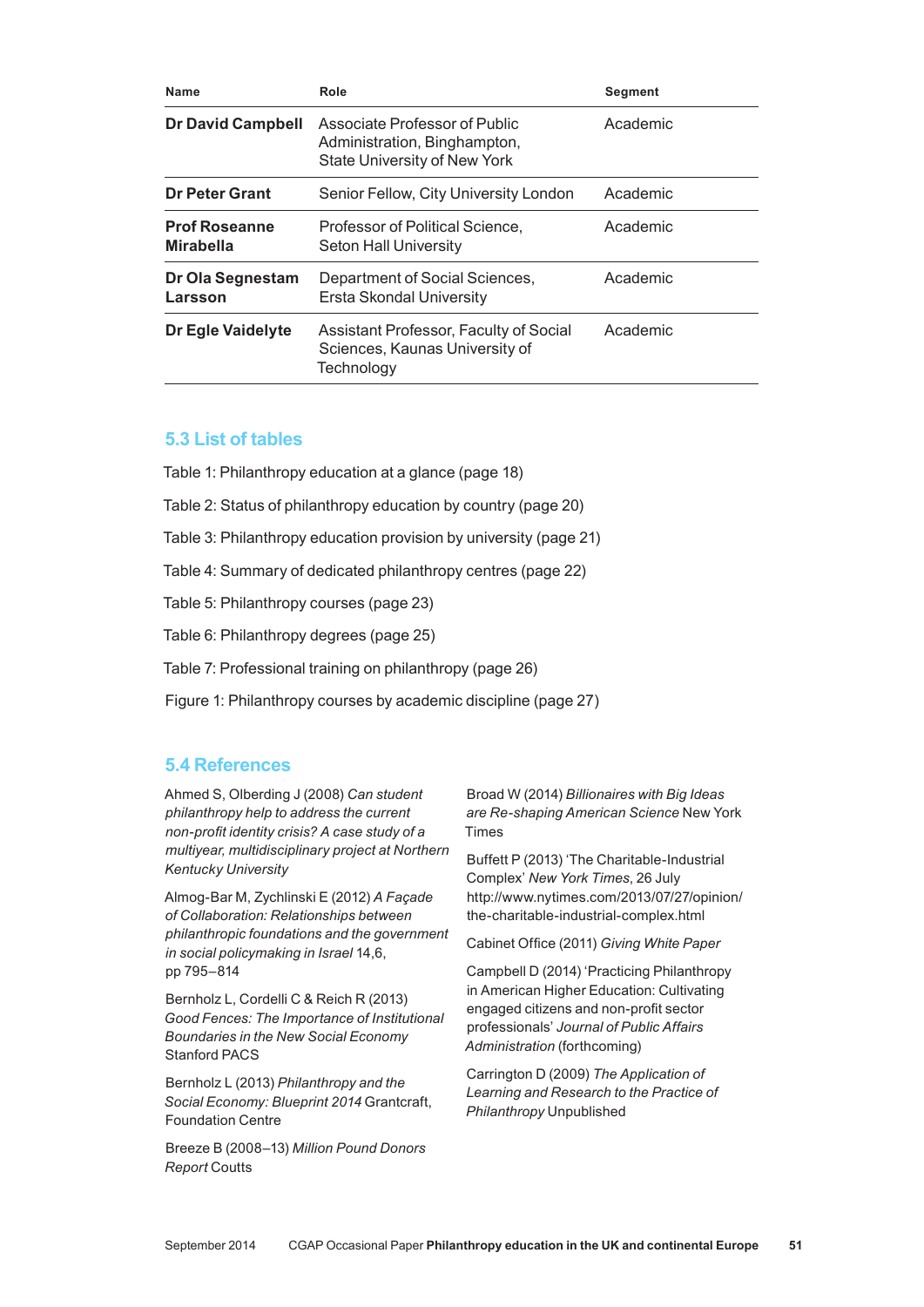| Name | Role | Segment |
|---|---|---|
| **Dr David Campbell** | Associate Professor of Public Administration, Binghampton, State University of New York | Academic |
| **Dr Peter Grant** | Senior Fellow, City University London | Academic |
| **Prof Roseanne Mirabella** | Professor of Political Science, Seton Hall University | Academic |
| **Dr Ola Segnestam Larsson** | Department of Social Sciences, Ersta Skondal University | Academic |
| **Dr Egle Vaidelyte** | Assistant Professor, Faculty of Social Sciences, Kaunas University of Technology | Academic |

## 5.3 List of tables

Table 1: Philanthropy education at a glance (page 18)

Table 2: Status of philanthropy education by country (page 20)

Table 3: Philanthropy education provision by university (page 21)

Table 4: Summary of dedicated philanthropy centres (page 22)

Table 5: Philanthropy courses (page 23)

Table 6: Philanthropy degrees (page 25)

Table 7: Professional training on philanthropy (page 26)

Figure 1: Philanthropy courses by academic discipline (page 27)

## 5.4 References

Ahmed S, Olberding J (2008) *Can student philanthropy help to address the current non-profit identity crisis? A case study of a multiyear, multidisciplinary project at Northern Kentucky University*

Almog-Bar M, Zychlinski E (2012) *A Façade of Collaboration: Relationships between philanthropic foundations and the government in social policymaking in Israel* 14,6, pp 795–814

Bernholz L, Cordelli C & Reich R (2013) *Good Fences: The Importance of Institutional Boundaries in the New Social Economy* Stanford PACS

Bernholz L (2013) *Philanthropy and the Social Economy: Blueprint 2014* Grantcraft, Foundation Centre

Breeze B (2008–13) *Million Pound Donors Report* Coutts

Broad W (2014) *Billionaires with Big Ideas are Re-shaping American Science* New York Times

Buffett P (2013) 'The Charitable-Industrial Complex' *New York Times*, 26 July http://www.nytimes.com/2013/07/27/opinion/the-charitable-industrial-complex.html

Cabinet Office (2011) *Giving White Paper*

Campbell D (2014) 'Practicing Philanthropy in American Higher Education: Cultivating engaged citizens and non-profit sector professionals' *Journal of Public Affairs Administration* (forthcoming)

Carrington D (2009) *The Application of Learning and Research to the Practice of Philanthropy* Unpublished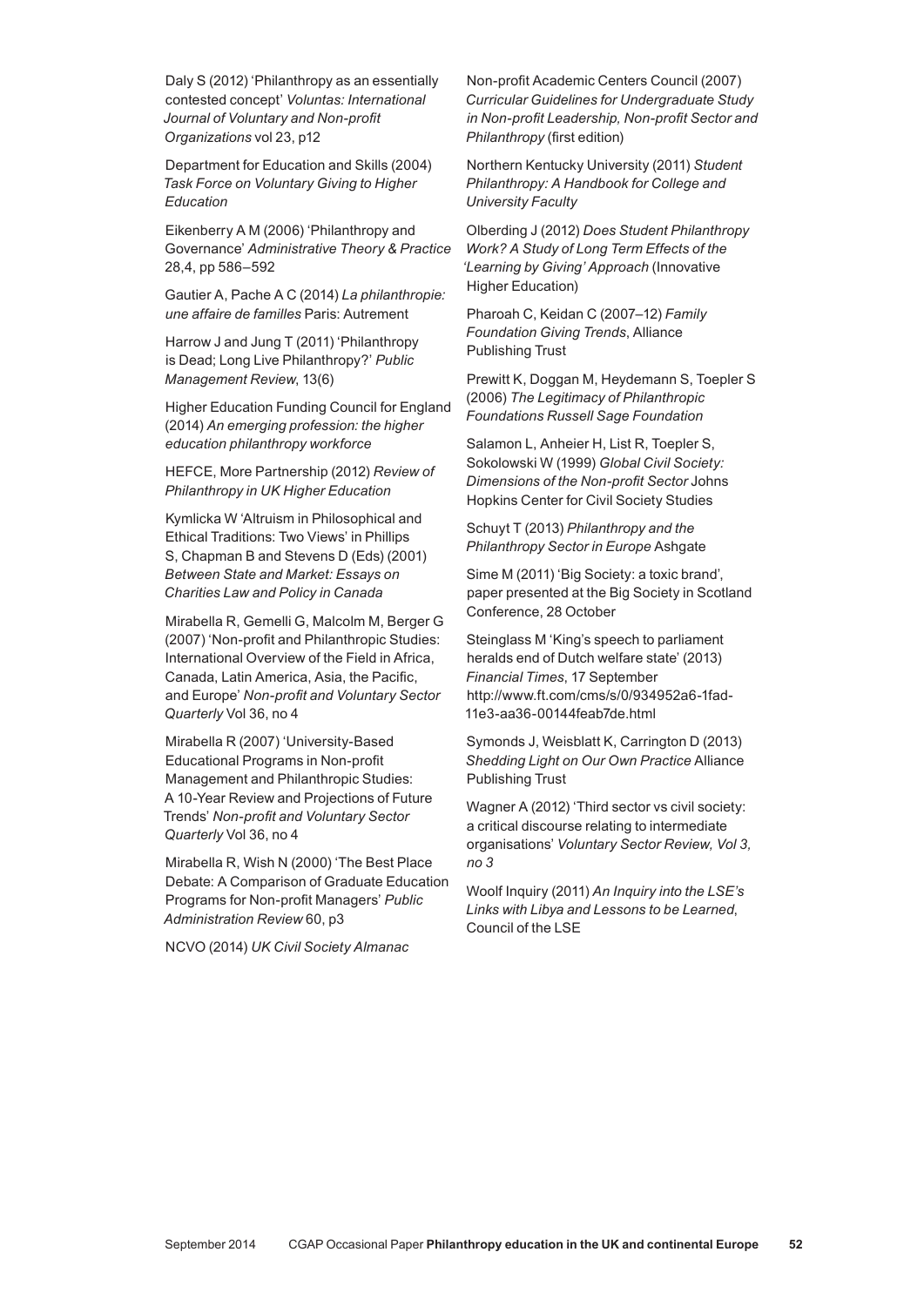Daly S (2012) 'Philanthropy as an essentially contested concept' *Voluntas: International Journal of Voluntary and Non-profit Organizations* vol 23, p12

Department for Education and Skills (2004) *Task Force on Voluntary Giving to Higher Education*

Eikenberry A M (2006) 'Philanthropy and Governance' *Administrative Theory & Practice* 28,4, pp 586–592

Gautier A, Pache A C (2014) *La philanthropie: une affaire de familles* Paris: Autrement

Harrow J and Jung T (2011) 'Philanthropy is Dead; Long Live Philanthropy?' *Public Management Review*, 13(6)

Higher Education Funding Council for England (2014) *An emerging profession: the higher education philanthropy workforce*

HEFCE, More Partnership (2012) *Review of Philanthropy in UK Higher Education*

Kymlicka W 'Altruism in Philosophical and Ethical Traditions: Two Views' in Phillips S, Chapman B and Stevens D (Eds) (2001) *Between State and Market: Essays on Charities Law and Policy in Canada*

Mirabella R, Gemelli G, Malcolm M, Berger G (2007) 'Non-profit and Philanthropic Studies: International Overview of the Field in Africa, Canada, Latin America, Asia, the Pacific, and Europe' *Non-profit and Voluntary Sector Quarterly* Vol 36, no 4

Mirabella R (2007) 'University-Based Educational Programs in Non-profit Management and Philanthropic Studies: A 10-Year Review and Projections of Future Trends' *Non-profit and Voluntary Sector Quarterly* Vol 36, no 4

Mirabella R, Wish N (2000) 'The Best Place Debate: A Comparison of Graduate Education Programs for Non-profit Managers' *Public Administration Review* 60, p3

NCVO (2014) *UK Civil Society Almanac*

Non-profit Academic Centers Council (2007) *Curricular Guidelines for Undergraduate Study in Non-profit Leadership, Non-profit Sector and Philanthropy* (first edition)

Northern Kentucky University (2011) *Student Philanthropy: A Handbook for College and University Faculty*

Olberding J (2012) *Does Student Philanthropy Work? A Study of Long Term Effects of the 'Learning by Giving' Approach* (Innovative Higher Education)

Pharoah C, Keidan C (2007–12) *Family Foundation Giving Trends*, Alliance Publishing Trust

Prewitt K, Doggan M, Heydemann S, Toepler S (2006) *The Legitimacy of Philanthropic Foundations Russell Sage Foundation*

Salamon L, Anheier H, List R, Toepler S, Sokolowski W (1999) *Global Civil Society: Dimensions of the Non-profit Sector* Johns Hopkins Center for Civil Society Studies

Schuyt T (2013) *Philanthropy and the Philanthropy Sector in Europe* Ashgate

Sime M (2011) 'Big Society: a toxic brand', paper presented at the Big Society in Scotland Conference, 28 October

Steinglass M 'King's speech to parliament heralds end of Dutch welfare state' (2013) *Financial Times*, 17 September http://www.ft.com/cms/s/0/934952a6-1fad-11e3-aa36-00144feab7de.html

Symonds J, Weisblatt K, Carrington D (2013) *Shedding Light on Our Own Practice* Alliance Publishing Trust

Wagner A (2012) 'Third sector vs civil society: a critical discourse relating to intermediate organisations' *Voluntary Sector Review, Vol 3, no 3*

Woolf Inquiry (2011) *An Inquiry into the LSE's Links with Libya and Lessons to be Learned*, Council of the LSE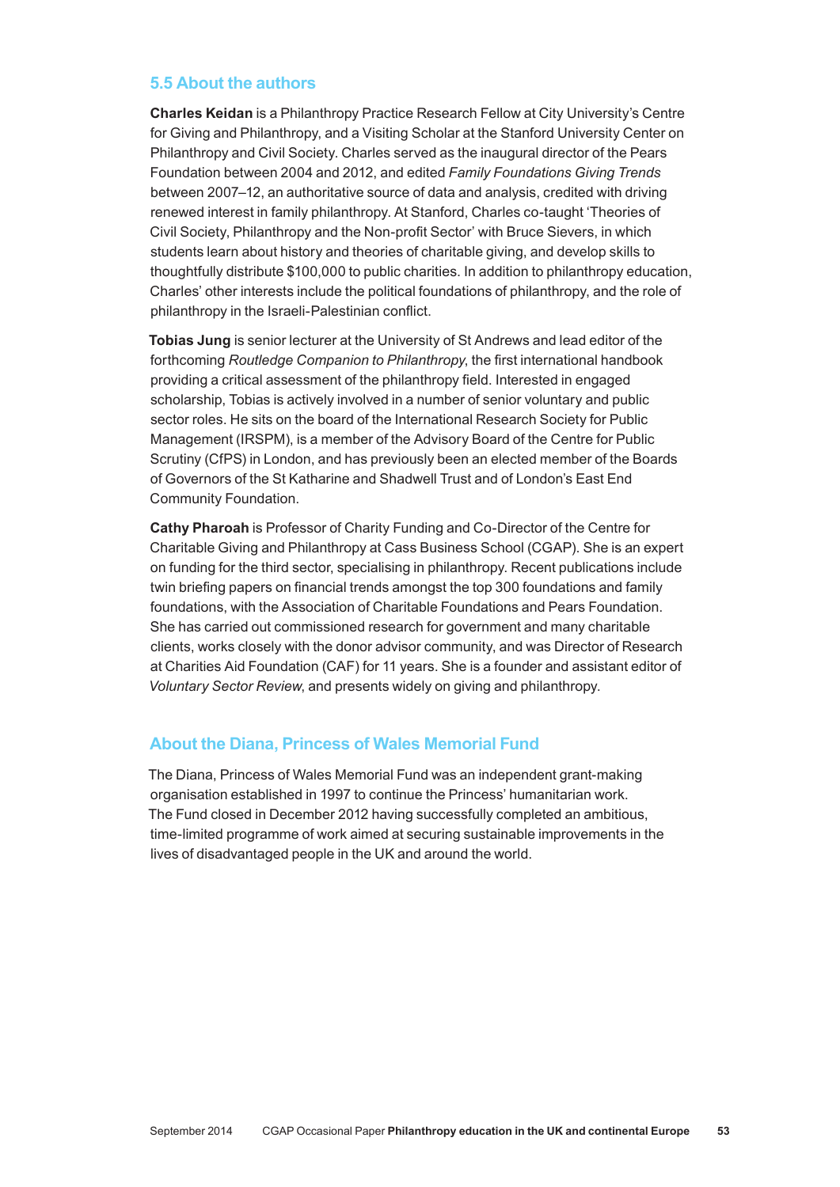## 5.5 About the authors

**Charles Keidan** is a Philanthropy Practice Research Fellow at City University's Centre for Giving and Philanthropy, and a Visiting Scholar at the Stanford University Center on Philanthropy and Civil Society. Charles served as the inaugural director of the Pears Foundation between 2004 and 2012, and edited *Family Foundations Giving Trends* between 2007–12, an authoritative source of data and analysis, credited with driving renewed interest in family philanthropy. At Stanford, Charles co-taught 'Theories of Civil Society, Philanthropy and the Non-profit Sector' with Bruce Sievers, in which students learn about history and theories of charitable giving, and develop skills to thoughtfully distribute $100,000 to public charities. In addition to philanthropy education, Charles' other interests include the political foundations of philanthropy, and the role of philanthropy in the Israeli-Palestinian conflict.

**Tobias Jung** is senior lecturer at the University of St Andrews and lead editor of the forthcoming *Routledge Companion to Philanthropy*, the first international handbook providing a critical assessment of the philanthropy field. Interested in engaged scholarship, Tobias is actively involved in a number of senior voluntary and public sector roles. He sits on the board of the International Research Society for Public Management (IRSPM), is a member of the Advisory Board of the Centre for Public Scrutiny (CfPS) in London, and has previously been an elected member of the Boards of Governors of the St Katharine and Shadwell Trust and of London's East End Community Foundation.

**Cathy Pharoah** is Professor of Charity Funding and Co-Director of the Centre for Charitable Giving and Philanthropy at Cass Business School (CGAP). She is an expert on funding for the third sector, specialising in philanthropy. Recent publications include twin briefing papers on financial trends amongst the top 300 foundations and family foundations, with the Association of Charitable Foundations and Pears Foundation. She has carried out commissioned research for government and many charitable clients, works closely with the donor advisor community, and was Director of Research at Charities Aid Foundation (CAF) for 11 years. She is a founder and assistant editor of *Voluntary Sector Review*, and presents widely on giving and philanthropy.

## About the Diana, Princess of Wales Memorial Fund

The Diana, Princess of Wales Memorial Fund was an independent grant-making organisation established in 1997 to continue the Princess' humanitarian work. The Fund closed in December 2012 having successfully completed an ambitious, time-limited programme of work aimed at securing sustainable improvements in the lives of disadvantaged people in the UK and around the world.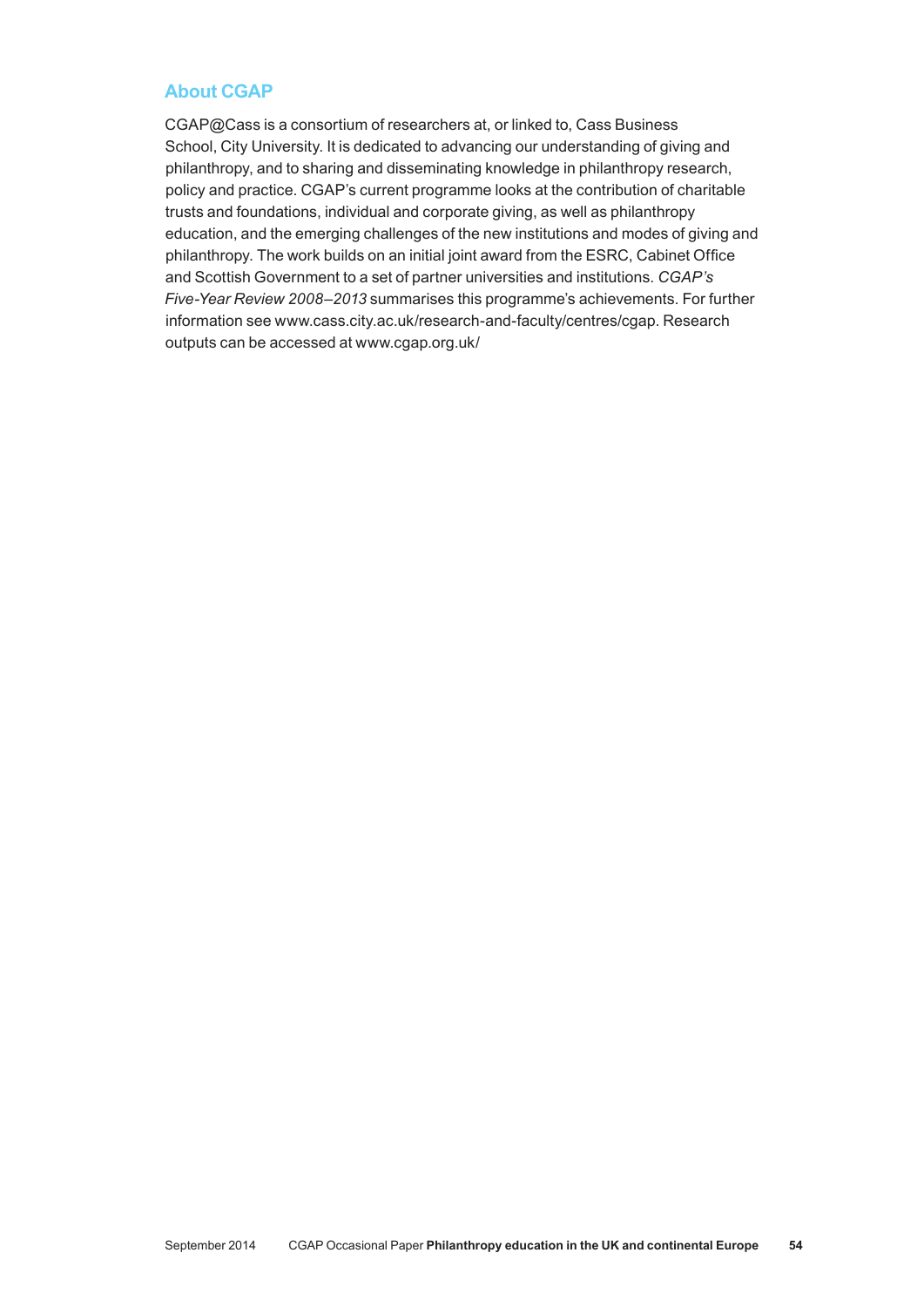## About CGAP

CGAP@Cass is a consortium of researchers at, or linked to, Cass Business School, City University. It is dedicated to advancing our understanding of giving and philanthropy, and to sharing and disseminating knowledge in philanthropy research, policy and practice. CGAP's current programme looks at the contribution of charitable trusts and foundations, individual and corporate giving, as well as philanthropy education, and the emerging challenges of the new institutions and modes of giving and philanthropy. The work builds on an initial joint award from the ESRC, Cabinet Office and Scottish Government to a set of partner universities and institutions. *CGAP's Five-Year Review 2008–2013* summarises this programme's achievements. For further information see www.cass.city.ac.uk/research-and-faculty/centres/cgap. Research outputs can be accessed at www.cgap.org.uk/